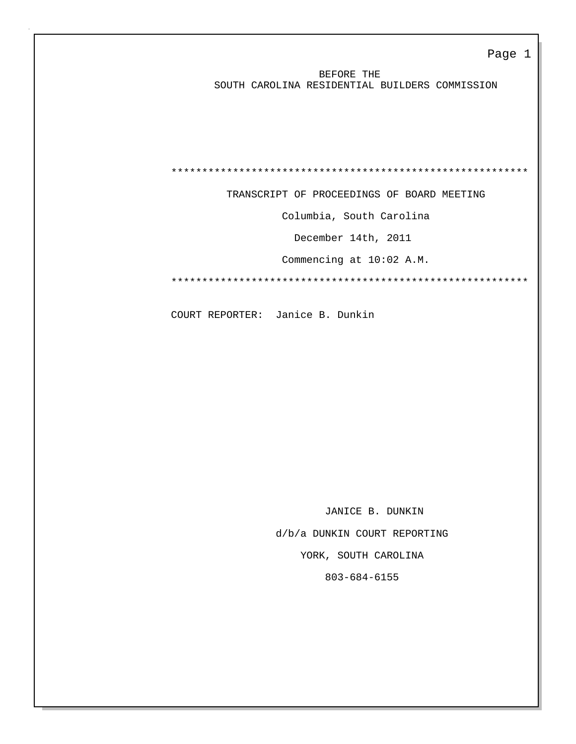BEFORE THE
SOUTH CAROLINA RESIDENTIAL BUILDERS COMMISSION

**********************************************************

TRANSCRIPT OF PROCEEDINGS OF BOARD MEETING

Columbia, South Carolina

December 14th, 2011

Commencing at 10:02 A.M.

**********************************************************

COURT REPORTER: Janice B. Dunkin

JANICE B. DUNKIN

d/b/a DUNKIN COURT REPORTING

YORK, SOUTH CAROLINA

803-684-6155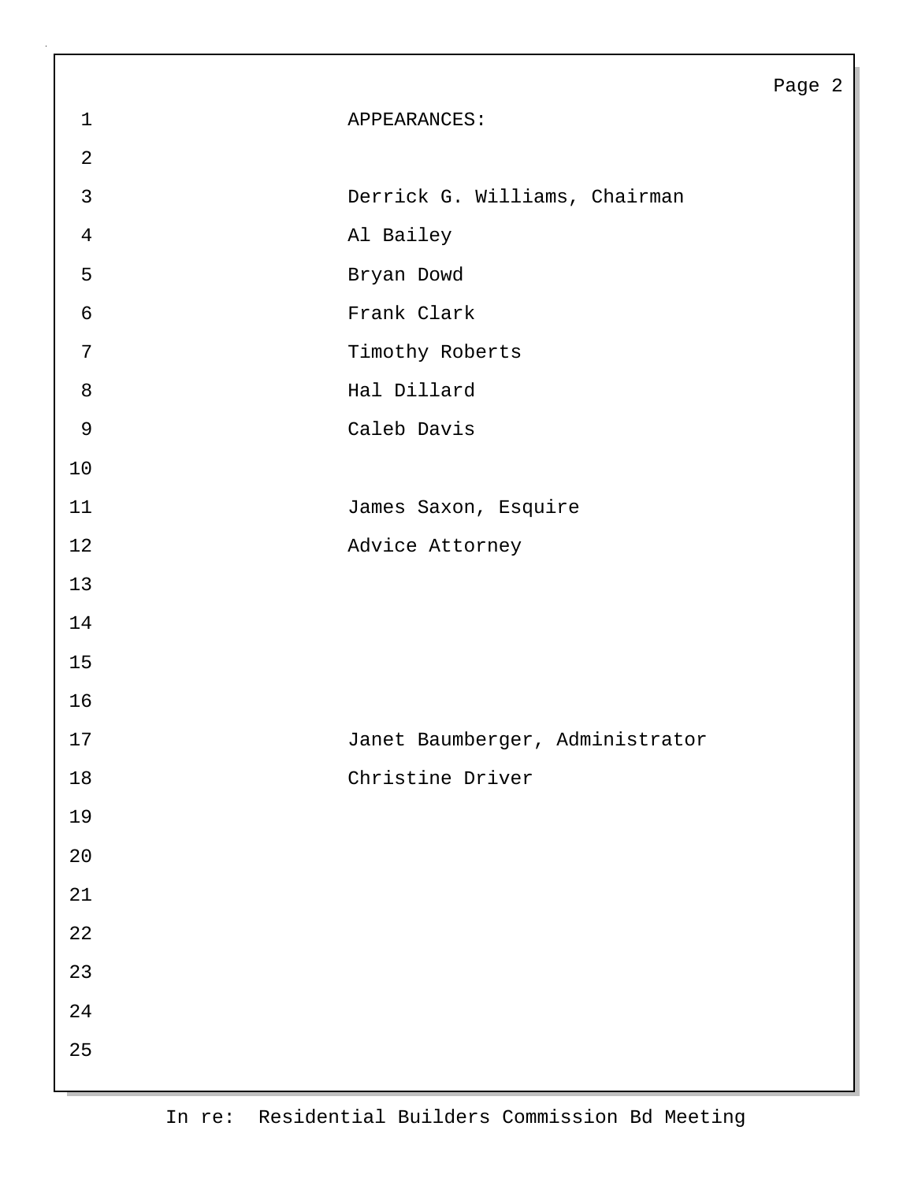## APPEARANCES:

Derrick G. Williams, Chairman

Al Bailey

Bryan Dowd

Frank Clark

Timothy Roberts

Hal Dillard

Caleb Davis

James Saxon, Esquire

Advice Attorney

Janet Baumberger, Administrator

Christine Driver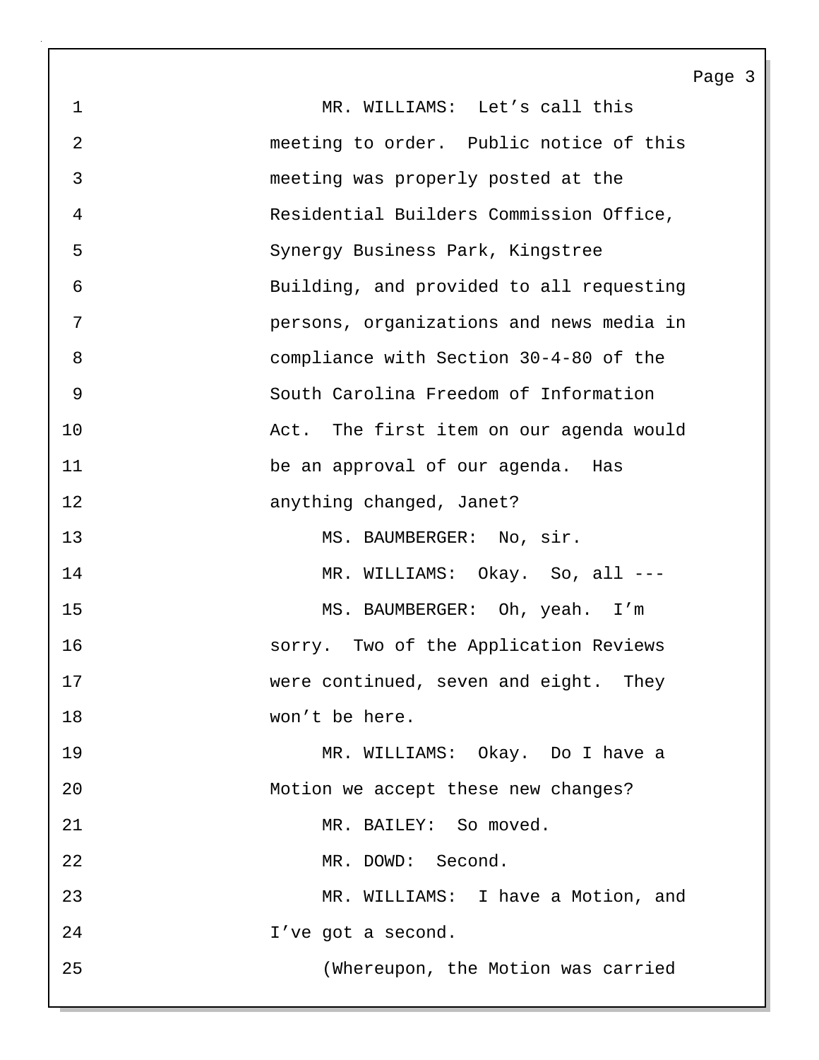MR. WILLIAMS: Let’s call this meeting to order. Public notice of this meeting was properly posted at the Residential Builders Commission Office, Synergy Business Park, Kingstree Building, and provided to all requesting persons, organizations and news media in compliance with Section 30-4-80 of the South Carolina Freedom of Information Act. The first item on our agenda would be an approval of our agenda. Has anything changed, Janet?

MS. BAUMBERGER: No, sir.

MR. WILLIAMS: Okay. So, all ---

MS. BAUMBERGER: Oh, yeah. I’m sorry. Two of the Application Reviews were continued, seven and eight. They won’t be here.

MR. WILLIAMS: Okay. Do I have a Motion we accept these new changes?

MR. BAILEY: So moved.

MR. DOWD: Second.

MR. WILLIAMS: I have a Motion, and I’ve got a second.

(Whereupon, the Motion was carried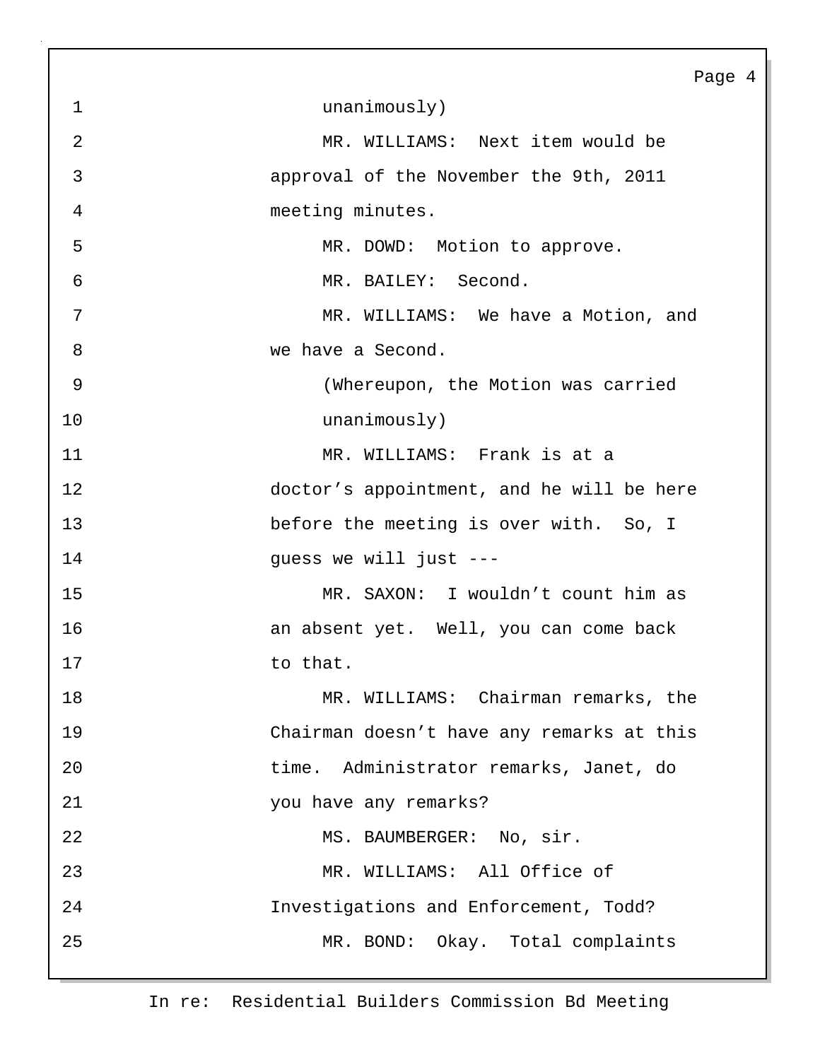unanimously)

MR. WILLIAMS: Next item would be approval of the November the 9th, 2011 meeting minutes.

MR. DOWD: Motion to approve.

MR. BAILEY: Second.

MR. WILLIAMS: We have a Motion, and we have a Second.

(Whereupon, the Motion was carried unanimously)

MR. WILLIAMS: Frank is at a doctor’s appointment, and he will be here before the meeting is over with. So, I guess we will just ---

MR. SAXON: I wouldn’t count him as an absent yet. Well, you can come back to that.

MR. WILLIAMS: Chairman remarks, the Chairman doesn’t have any remarks at this time. Administrator remarks, Janet, do you have any remarks?

MS. BAUMBERGER: No, sir.

MR. WILLIAMS: All Office of Investigations and Enforcement, Todd?

MR. BOND: Okay. Total complaints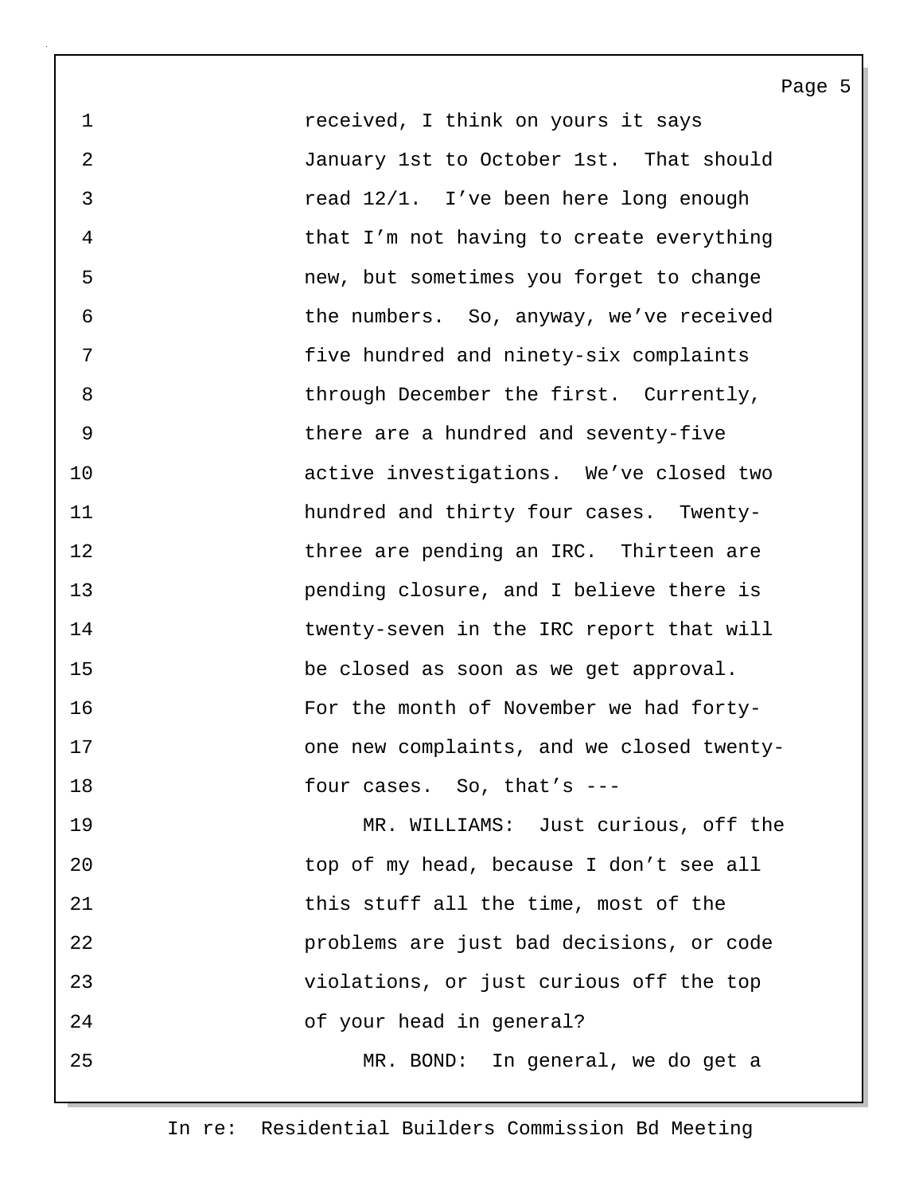received, I think on yours it says January 1st to October 1st. That should read 12/1. I've been here long enough that I'm not having to create everything new, but sometimes you forget to change the numbers. So, anyway, we've received five hundred and ninety-six complaints through December the first. Currently, there are a hundred and seventy-five active investigations. We've closed two hundred and thirty four cases. Twenty-three are pending an IRC. Thirteen are pending closure, and I believe there is twenty-seven in the IRC report that will be closed as soon as we get approval. For the month of November we had forty-one new complaints, and we closed twenty-four cases. So, that's ---

MR. WILLIAMS: Just curious, off the top of my head, because I don't see all this stuff all the time, most of the problems are just bad decisions, or code violations, or just curious off the top of your head in general?

MR. BOND: In general, we do get a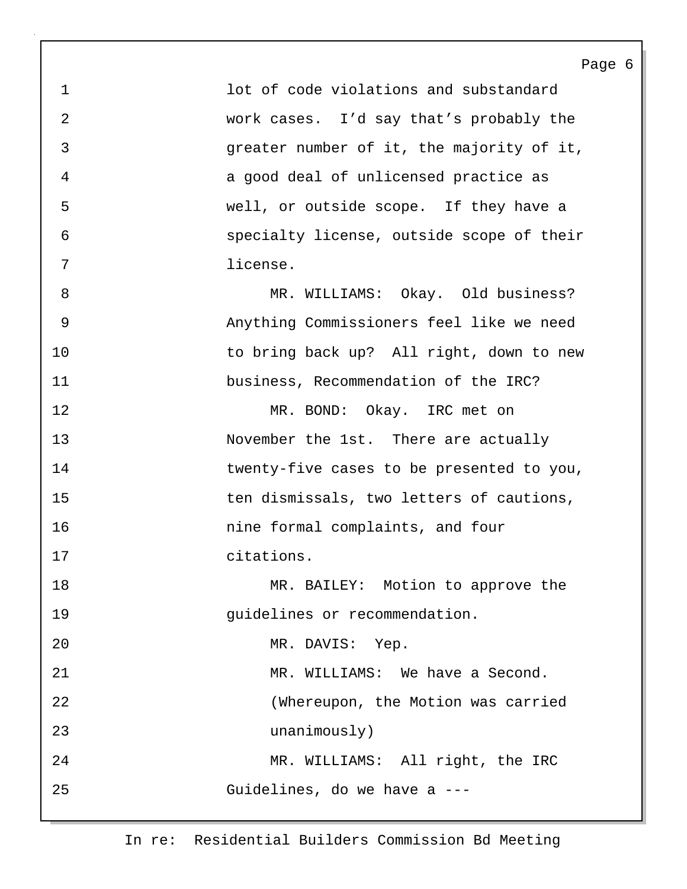lot of code violations and substandard work cases. I'd say that's probably the greater number of it, the majority of it, a good deal of unlicensed practice as well, or outside scope. If they have a specialty license, outside scope of their license.

MR. WILLIAMS: Okay. Old business? Anything Commissioners feel like we need to bring back up? All right, down to new business, Recommendation of the IRC?

MR. BOND: Okay. IRC met on November the 1st. There are actually twenty-five cases to be presented to you, ten dismissals, two letters of cautions, nine formal complaints, and four citations.

MR. BAILEY: Motion to approve the guidelines or recommendation.

MR. DAVIS: Yep.

MR. WILLIAMS: We have a Second.

(Whereupon, the Motion was carried unanimously)

MR. WILLIAMS: All right, the IRC Guidelines, do we have a ---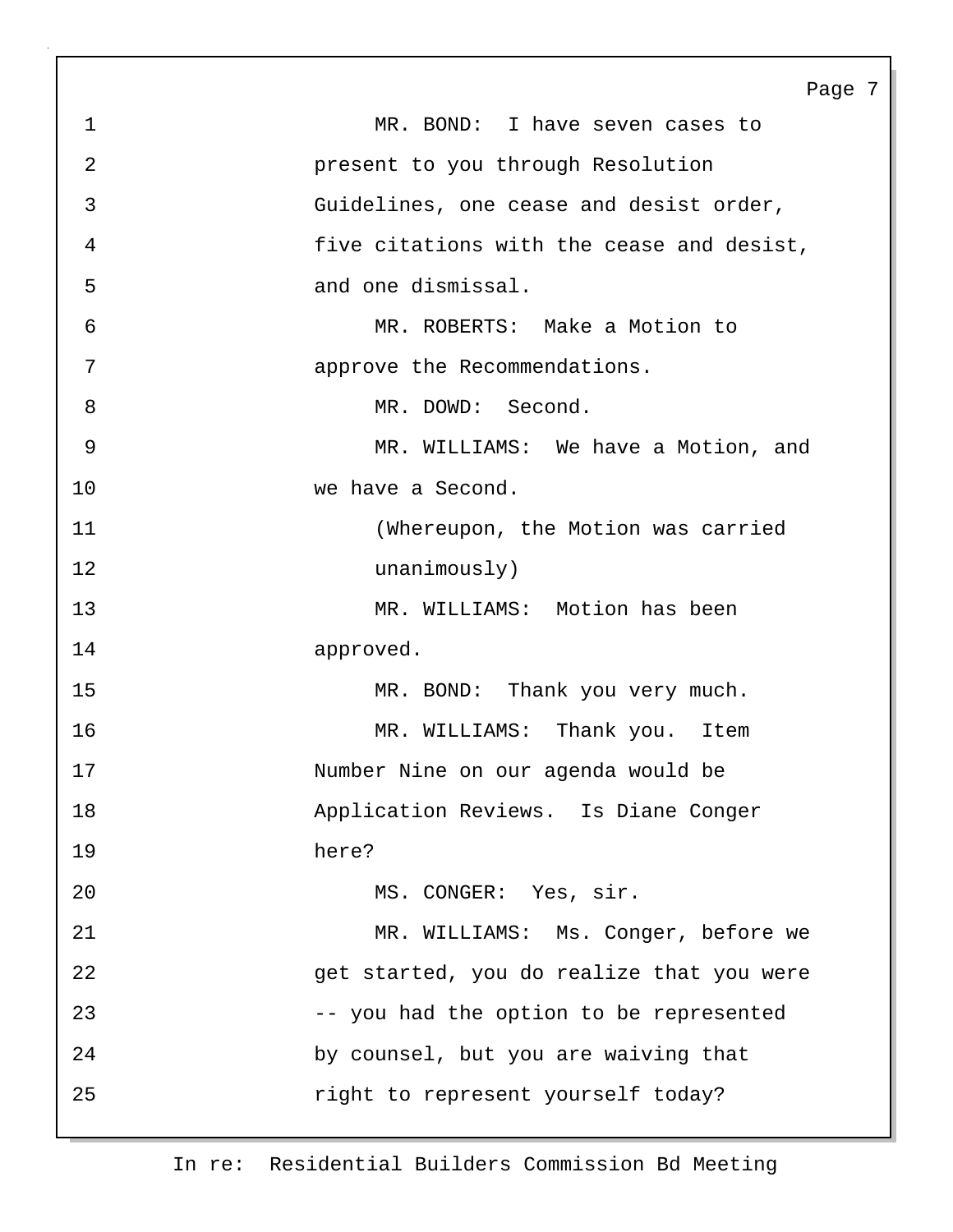MR. BOND: I have seven cases to present to you through Resolution Guidelines, one cease and desist order, five citations with the cease and desist, and one dismissal.

MR. ROBERTS: Make a Motion to approve the Recommendations.

MR. DOWD: Second.

MR. WILLIAMS: We have a Motion, and we have a Second.

(Whereupon, the Motion was carried unanimously)

MR. WILLIAMS: Motion has been approved.

MR. BOND: Thank you very much.

MR. WILLIAMS: Thank you. Item Number Nine on our agenda would be Application Reviews. Is Diane Conger here?

MS. CONGER: Yes, sir.

MR. WILLIAMS: Ms. Conger, before we get started, you do realize that you were -- you had the option to be represented by counsel, but you are waiving that right to represent yourself today?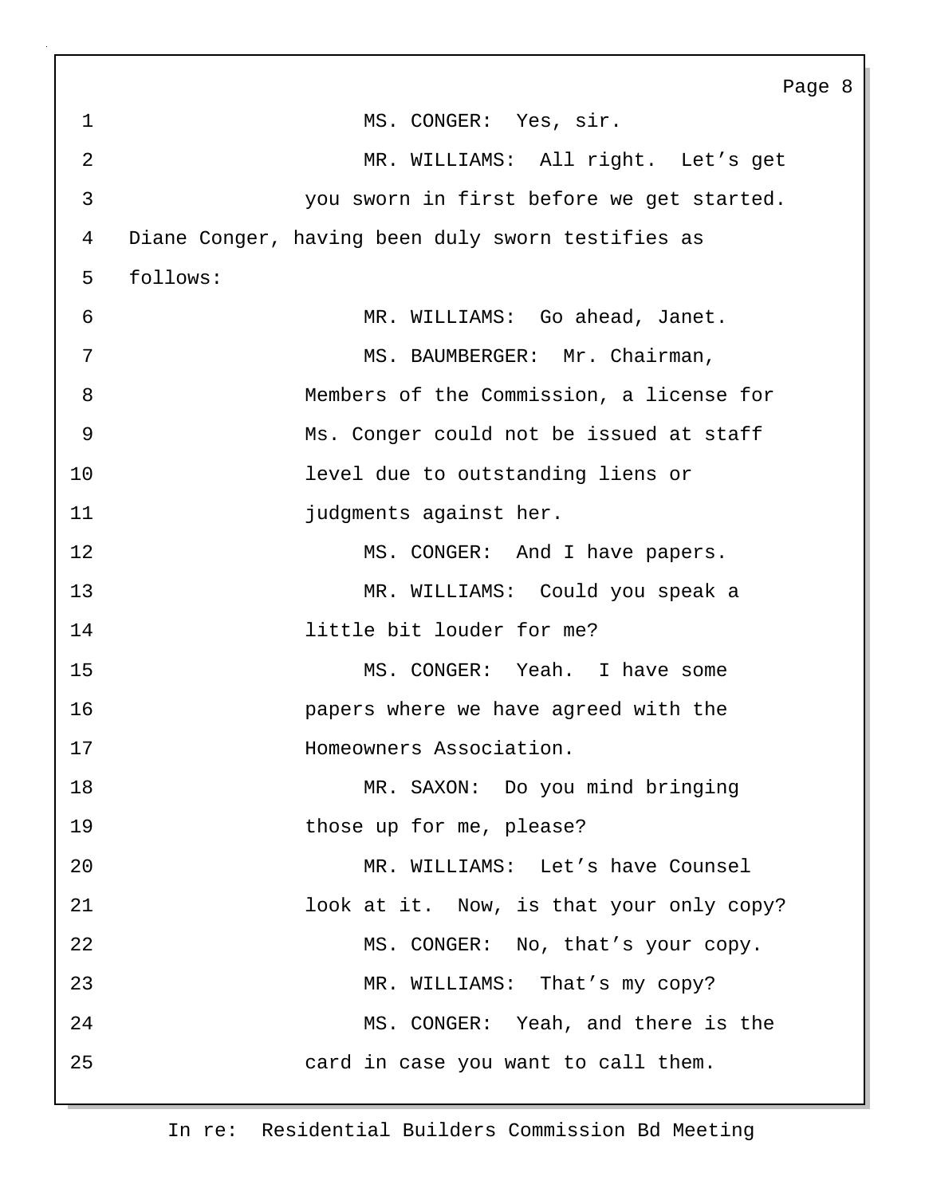MS. CONGER: Yes, sir.

MR. WILLIAMS: All right. Let's get you sworn in first before we get started.

Diane Conger, having been duly sworn testifies as follows:

MR. WILLIAMS: Go ahead, Janet.

MS. BAUMBERGER: Mr. Chairman, Members of the Commission, a license for Ms. Conger could not be issued at staff level due to outstanding liens or judgments against her.

MS. CONGER: And I have papers.

MR. WILLIAMS: Could you speak a little bit louder for me?

MS. CONGER: Yeah. I have some papers where we have agreed with the Homeowners Association.

MR. SAXON: Do you mind bringing those up for me, please?

MR. WILLIAMS: Let's have Counsel look at it. Now, is that your only copy?

MS. CONGER: No, that's your copy.

MR. WILLIAMS: That's my copy?

MS. CONGER: Yeah, and there is the card in case you want to call them.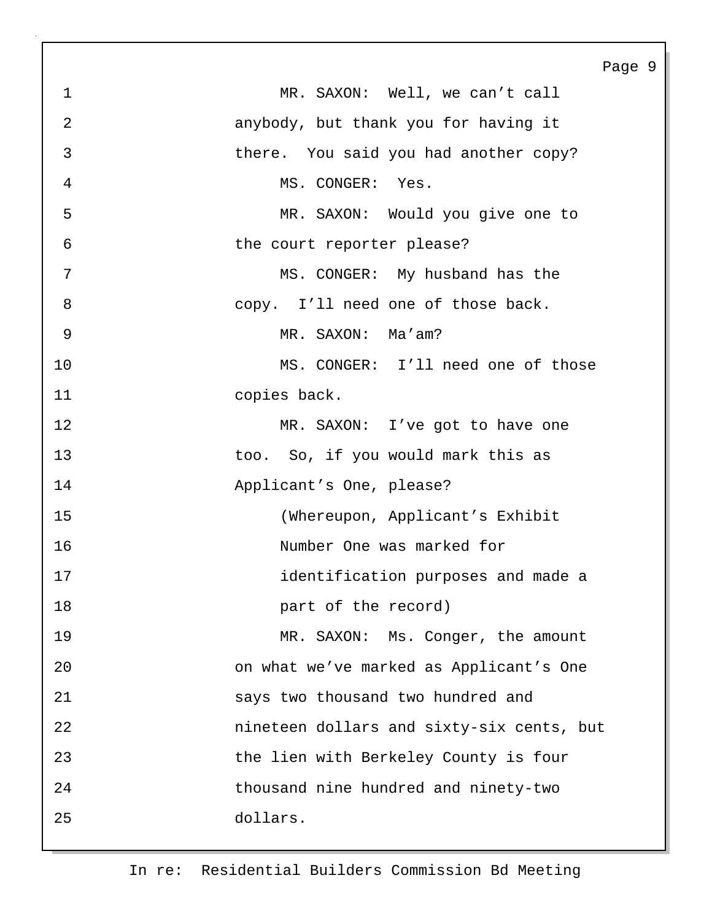MR. SAXON: Well, we can't call anybody, but thank you for having it there. You said you had another copy?

MS. CONGER: Yes.

MR. SAXON: Would you give one to the court reporter please?

MS. CONGER: My husband has the copy. I'll need one of those back.

MR. SAXON: Ma'am?

MS. CONGER: I'll need one of those copies back.

MR. SAXON: I've got to have one too. So, if you would mark this as Applicant's One, please?

(Whereupon, Applicant's Exhibit Number One was marked for identification purposes and made a part of the record)

MR. SAXON: Ms. Conger, the amount on what we've marked as Applicant's One says two thousand two hundred and nineteen dollars and sixty-six cents, but the lien with Berkeley County is four thousand nine hundred and ninety-two dollars.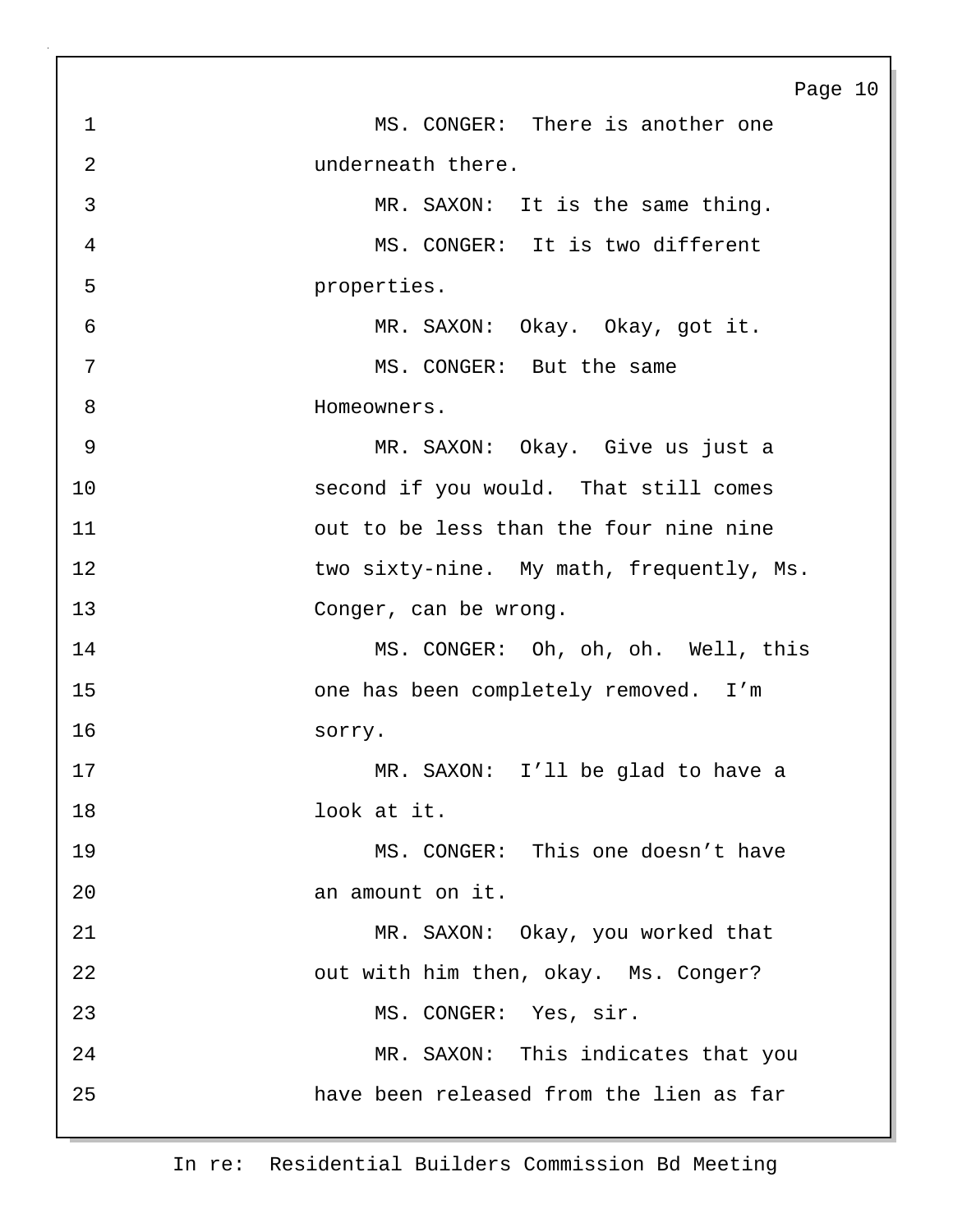MS. CONGER: There is another one underneath there.

MR. SAXON: It is the same thing.

MS. CONGER: It is two different properties.

MR. SAXON: Okay. Okay, got it.

MS. CONGER: But the same Homeowners.

MR. SAXON: Okay. Give us just a second if you would. That still comes out to be less than the four nine nine two sixty-nine. My math, frequently, Ms. Conger, can be wrong.

MS. CONGER: Oh, oh, oh. Well, this one has been completely removed. I'm sorry.

MR. SAXON: I'll be glad to have a look at it.

MS. CONGER: This one doesn't have an amount on it.

MR. SAXON: Okay, you worked that out with him then, okay. Ms. Conger?

MS. CONGER: Yes, sir.

MR. SAXON: This indicates that you have been released from the lien as far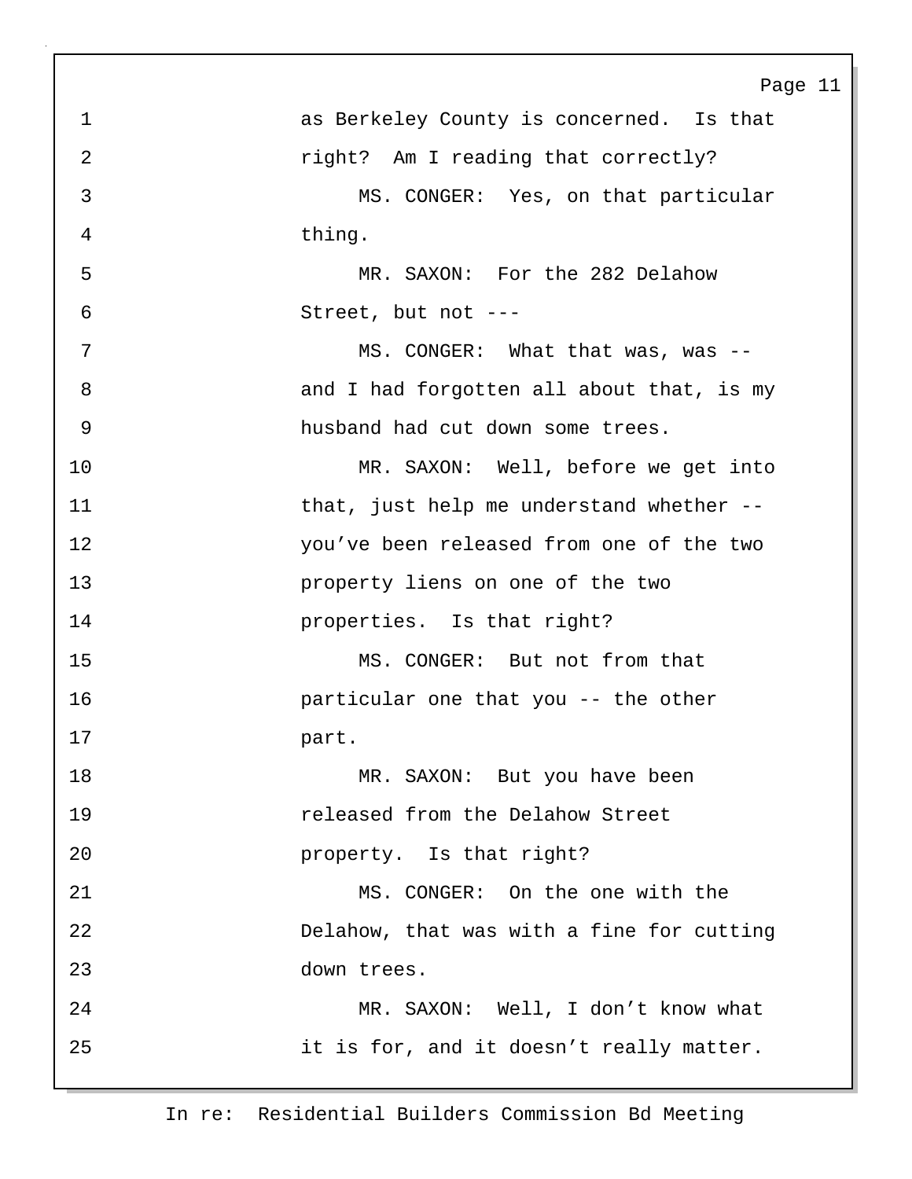as Berkeley County is concerned. Is that right? Am I reading that correctly?

MS. CONGER: Yes, on that particular thing.

MR. SAXON: For the 282 Delahow Street, but not ---

MS. CONGER: What that was, was -- and I had forgotten all about that, is my husband had cut down some trees.

MR. SAXON: Well, before we get into that, just help me understand whether -- you've been released from one of the two property liens on one of the two properties. Is that right?

MS. CONGER: But not from that particular one that you -- the other part.

MR. SAXON: But you have been released from the Delahow Street property. Is that right?

MS. CONGER: On the one with the Delahow, that was with a fine for cutting down trees.

MR. SAXON: Well, I don't know what it is for, and it doesn't really matter.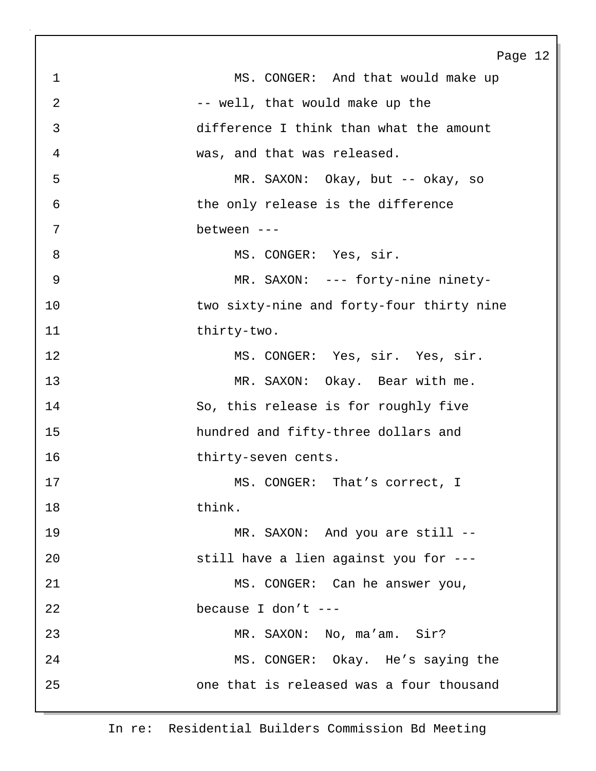MS. CONGER: And that would make up -- well, that would make up the difference I think than what the amount was, and that was released.

MR. SAXON: Okay, but -- okay, so the only release is the difference between ---

MS. CONGER: Yes, sir.

MR. SAXON: --- forty-nine ninety-two sixty-nine and forty-four thirty nine thirty-two.

MS. CONGER: Yes, sir. Yes, sir.

MR. SAXON: Okay. Bear with me. So, this release is for roughly five hundred and fifty-three dollars and thirty-seven cents.

MS. CONGER: That's correct, I think.

MR. SAXON: And you are still -- still have a lien against you for ---

MS. CONGER: Can he answer you, because I don't ---

MR. SAXON: No, ma'am. Sir?

MS. CONGER: Okay. He's saying the one that is released was a four thousand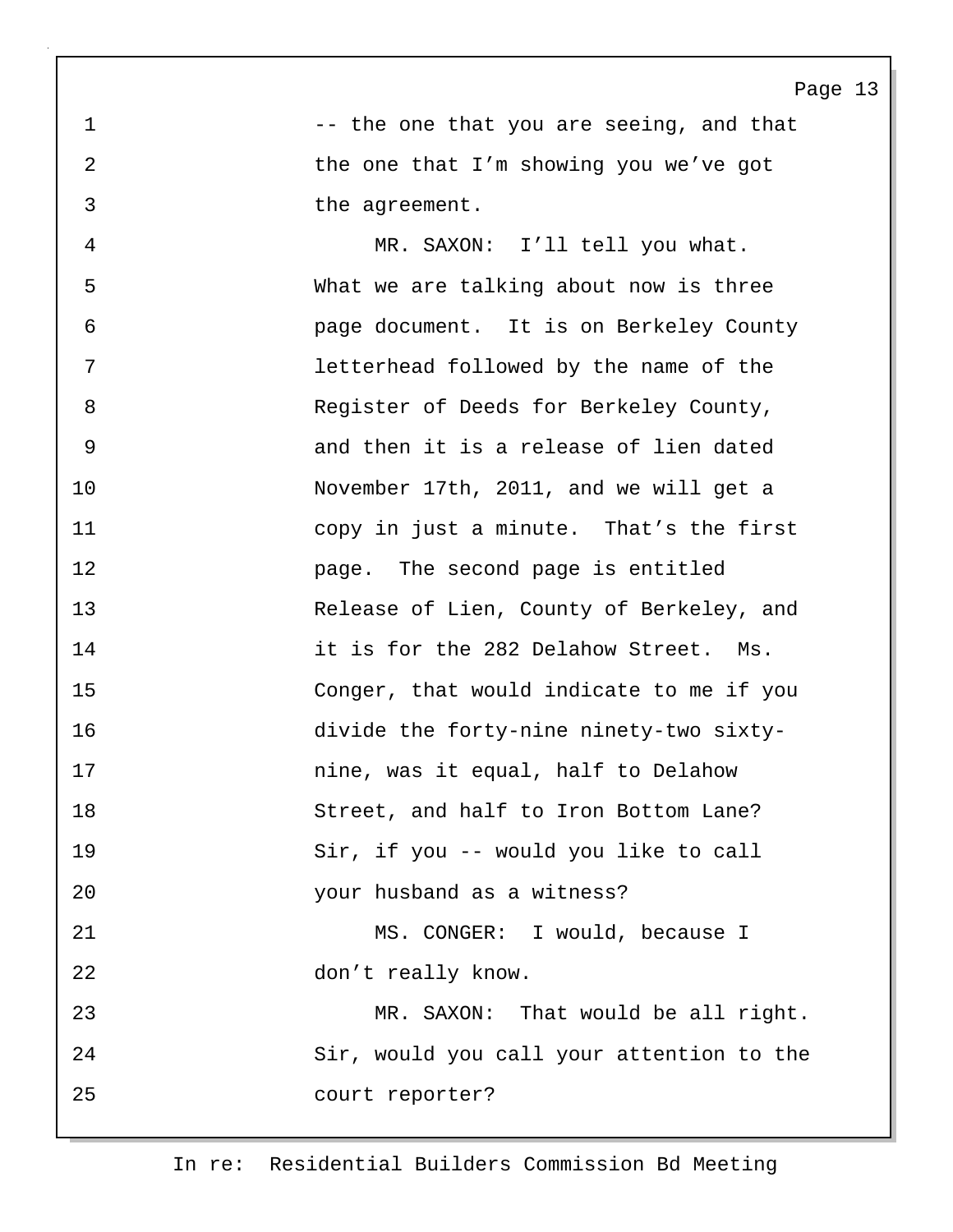-- the one that you are seeing, and that the one that I'm showing you we've got the agreement.

MR. SAXON: I'll tell you what. What we are talking about now is three page document. It is on Berkeley County letterhead followed by the name of the Register of Deeds for Berkeley County, and then it is a release of lien dated November 17th, 2011, and we will get a copy in just a minute. That's the first page. The second page is entitled Release of Lien, County of Berkeley, and it is for the 282 Delahow Street. Ms. Conger, that would indicate to me if you divide the forty-nine ninety-two sixty-nine, was it equal, half to Delahow Street, and half to Iron Bottom Lane? Sir, if you -- would you like to call your husband as a witness?

MS. CONGER: I would, because I don't really know.

MR. SAXON: That would be all right. Sir, would you call your attention to the court reporter?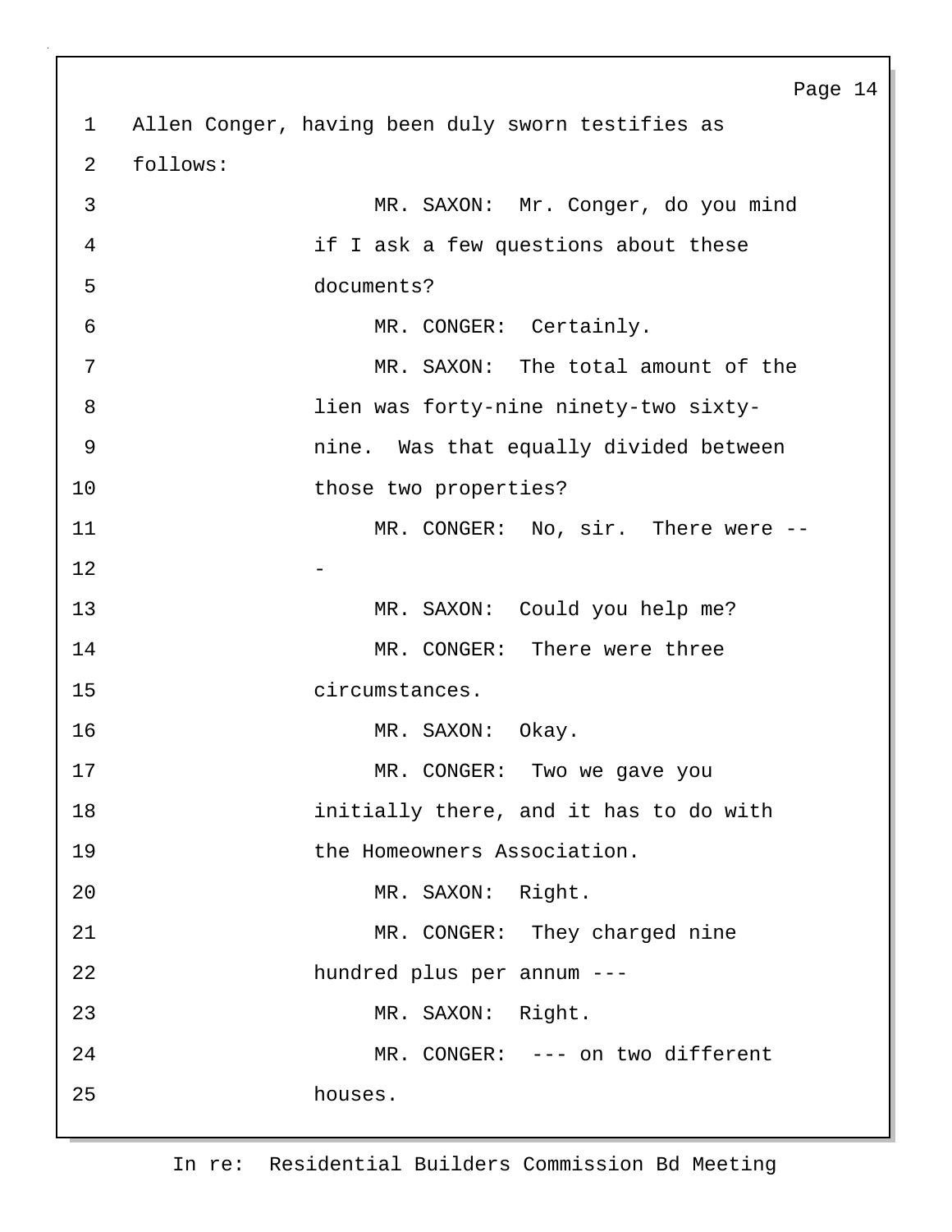Allen Conger, having been duly sworn testifies as follows:

MR. SAXON: Mr. Conger, do you mind if I ask a few questions about these documents?

MR. CONGER: Certainly.

MR. SAXON: The total amount of the lien was forty-nine ninety-two sixty-nine. Was that equally divided between those two properties?

MR. CONGER: No, sir. There were ---

MR. SAXON: Could you help me?

MR. CONGER: There were three circumstances.

MR. SAXON: Okay.

MR. CONGER: Two we gave you initially there, and it has to do with the Homeowners Association.

MR. SAXON: Right.

MR. CONGER: They charged nine hundred plus per annum ---

MR. SAXON: Right.

MR. CONGER: --- on two different houses.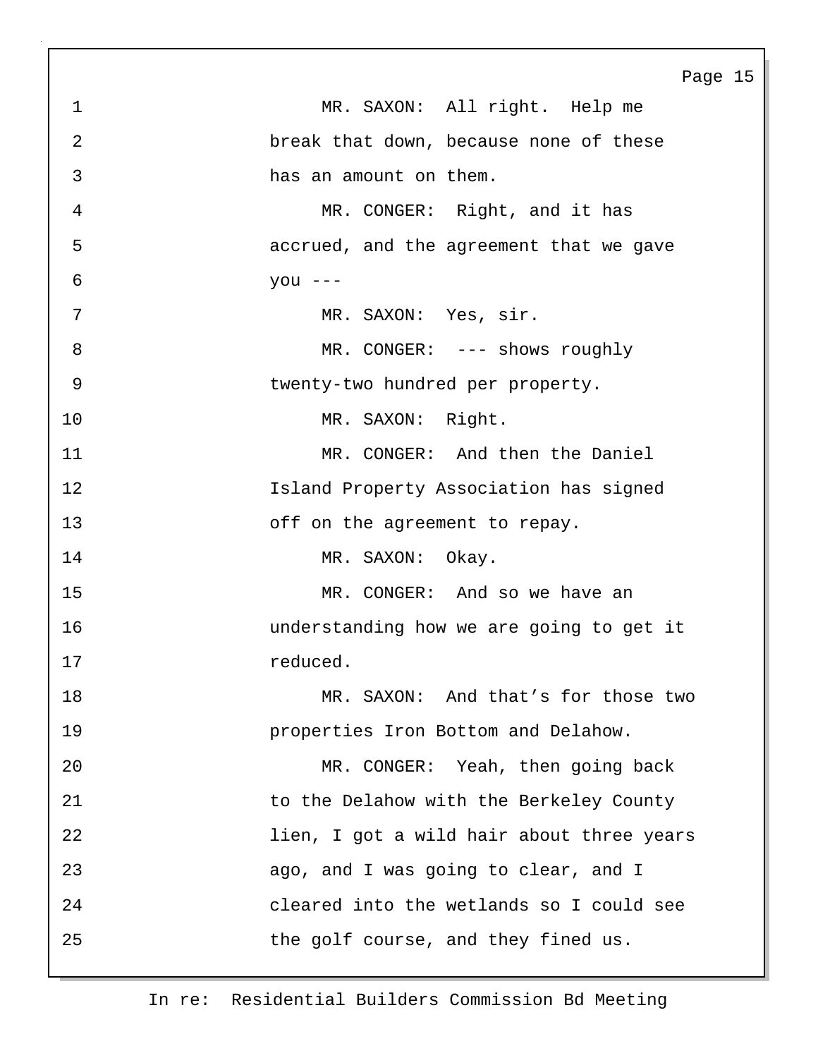MR. SAXON: All right. Help me break that down, because none of these has an amount on them.

MR. CONGER: Right, and it has accrued, and the agreement that we gave you ---

MR. SAXON: Yes, sir.

MR. CONGER: --- shows roughly twenty-two hundred per property.

MR. SAXON: Right.

MR. CONGER: And then the Daniel Island Property Association has signed off on the agreement to repay.

MR. SAXON: Okay.

MR. CONGER: And so we have an understanding how we are going to get it reduced.

MR. SAXON: And that's for those two properties Iron Bottom and Delahow.

MR. CONGER: Yeah, then going back to the Delahow with the Berkeley County lien, I got a wild hair about three years ago, and I was going to clear, and I cleared into the wetlands so I could see the golf course, and they fined us.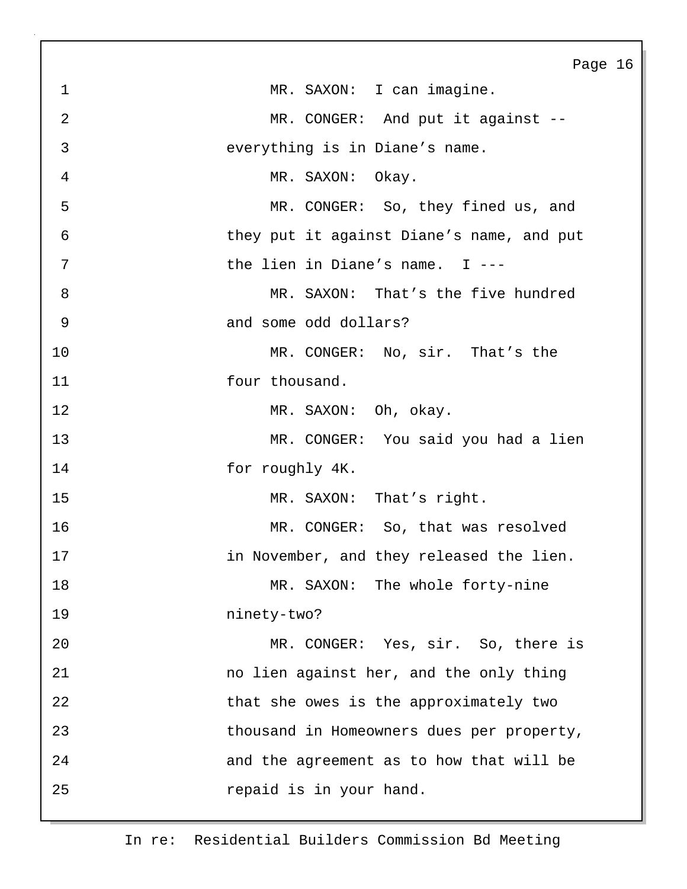MR. SAXON: I can imagine.

MR. CONGER: And put it against -- everything is in Diane's name.

MR. SAXON: Okay.

MR. CONGER: So, they fined us, and they put it against Diane's name, and put the lien in Diane's name. I ---

MR. SAXON: That's the five hundred and some odd dollars?

MR. CONGER: No, sir. That's the four thousand.

MR. SAXON: Oh, okay.

MR. CONGER: You said you had a lien for roughly 4K.

MR. SAXON: That's right.

MR. CONGER: So, that was resolved in November, and they released the lien.

MR. SAXON: The whole forty-nine ninety-two?

MR. CONGER: Yes, sir. So, there is no lien against her, and the only thing that she owes is the approximately two thousand in Homeowners dues per property, and the agreement as to how that will be repaid is in your hand.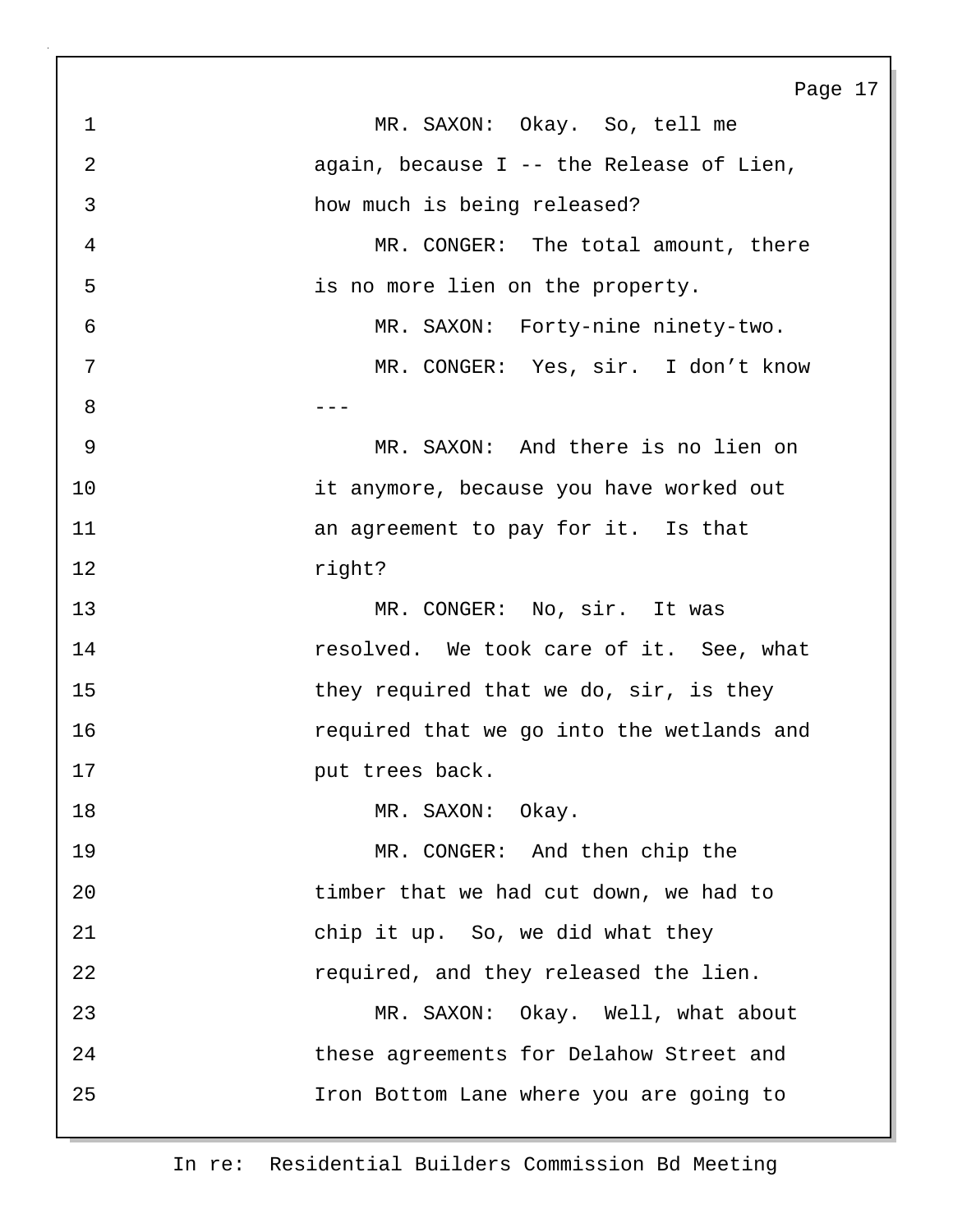MR. SAXON: Okay. So, tell me again, because I -- the Release of Lien, how much is being released?

MR. CONGER: The total amount, there is no more lien on the property.

MR. SAXON: Forty-nine ninety-two.

MR. CONGER: Yes, sir. I don't know ---

MR. SAXON: And there is no lien on it anymore, because you have worked out an agreement to pay for it. Is that right?

MR. CONGER: No, sir. It was resolved. We took care of it. See, what they required that we do, sir, is they required that we go into the wetlands and put trees back.

MR. SAXON: Okay.

MR. CONGER: And then chip the timber that we had cut down, we had to chip it up. So, we did what they required, and they released the lien.

MR. SAXON: Okay. Well, what about these agreements for Delahow Street and Iron Bottom Lane where you are going to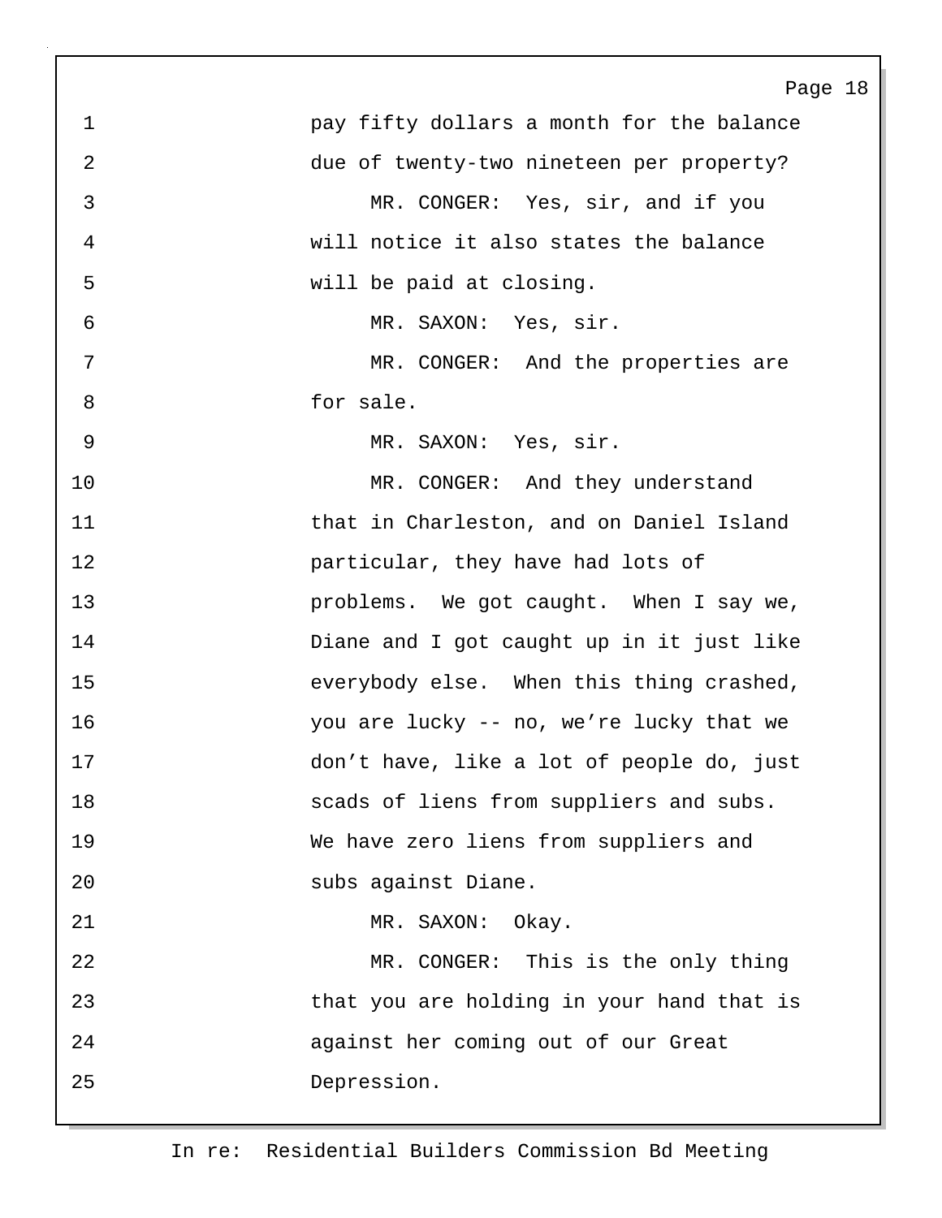pay fifty dollars a month for the balance due of twenty-two nineteen per property?

MR. CONGER: Yes, sir, and if you will notice it also states the balance will be paid at closing.

MR. SAXON: Yes, sir.

MR. CONGER: And the properties are for sale.

MR. SAXON: Yes, sir.

MR. CONGER: And they understand that in Charleston, and on Daniel Island particular, they have had lots of problems. We got caught. When I say we, Diane and I got caught up in it just like everybody else. When this thing crashed, you are lucky -- no, we're lucky that we don't have, like a lot of people do, just scads of liens from suppliers and subs. We have zero liens from suppliers and subs against Diane.

MR. SAXON: Okay.

MR. CONGER: This is the only thing that you are holding in your hand that is against her coming out of our Great Depression.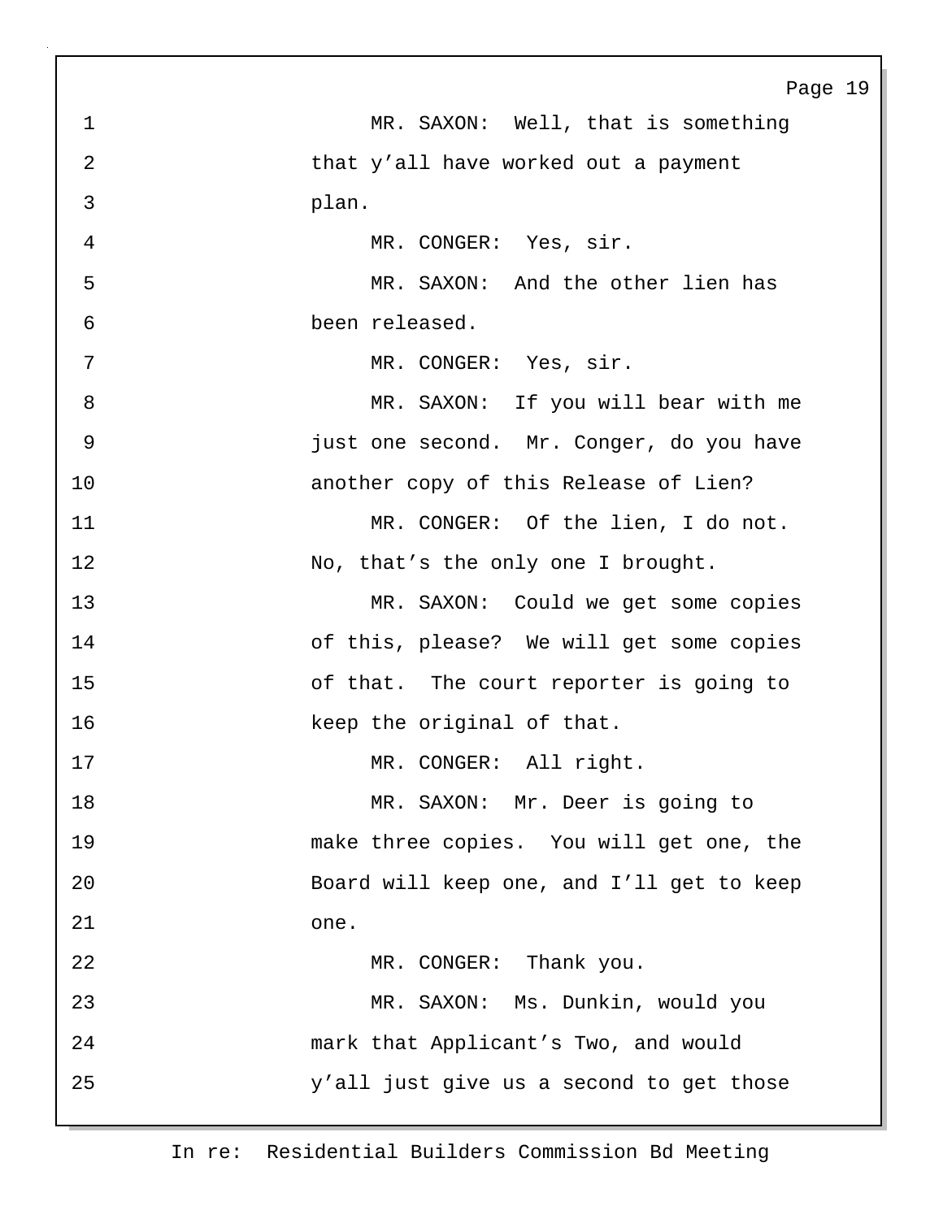MR. SAXON: Well, that is something that y'all have worked out a payment plan.

MR. CONGER: Yes, sir.

MR. SAXON: And the other lien has been released.

MR. CONGER: Yes, sir.

MR. SAXON: If you will bear with me just one second. Mr. Conger, do you have another copy of this Release of Lien?

MR. CONGER: Of the lien, I do not. No, that's the only one I brought.

MR. SAXON: Could we get some copies of this, please? We will get some copies of that. The court reporter is going to keep the original of that.

MR. CONGER: All right.

MR. SAXON: Mr. Deer is going to make three copies. You will get one, the Board will keep one, and I'll get to keep one.

MR. CONGER: Thank you.

MR. SAXON: Ms. Dunkin, would you mark that Applicant's Two, and would y'all just give us a second to get those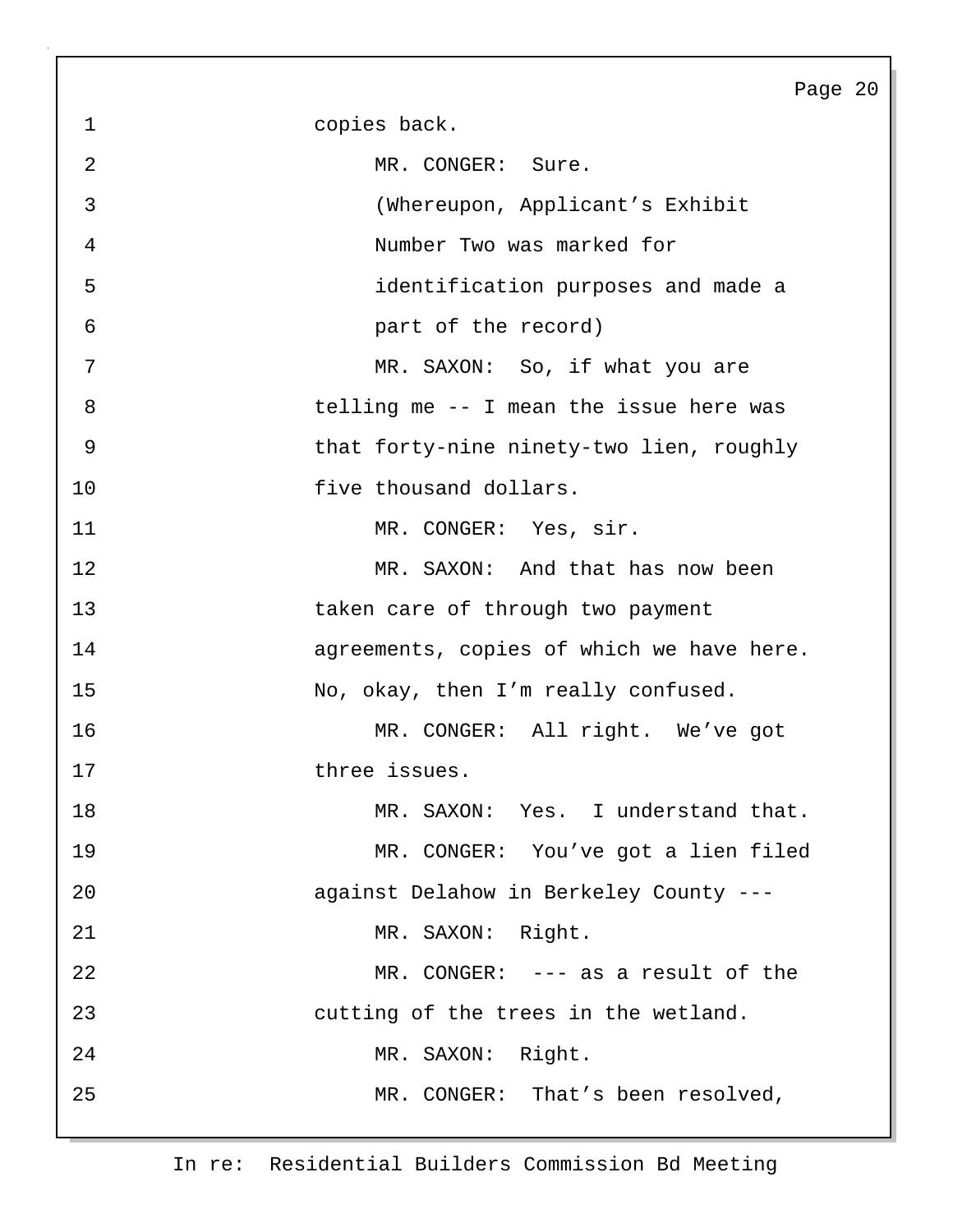copies back.

MR. CONGER: Sure.

(Whereupon, Applicant's Exhibit Number Two was marked for identification purposes and made a part of the record)

MR. SAXON: So, if what you are telling me -- I mean the issue here was that forty-nine ninety-two lien, roughly five thousand dollars.

MR. CONGER: Yes, sir.

MR. SAXON: And that has now been taken care of through two payment agreements, copies of which we have here. No, okay, then I'm really confused.

MR. CONGER: All right. We've got three issues.

MR. SAXON: Yes. I understand that.

MR. CONGER: You've got a lien filed against Delahow in Berkeley County ---

MR. SAXON: Right.

MR. CONGER: --- as a result of the cutting of the trees in the wetland.

MR. SAXON: Right.

MR. CONGER: That's been resolved,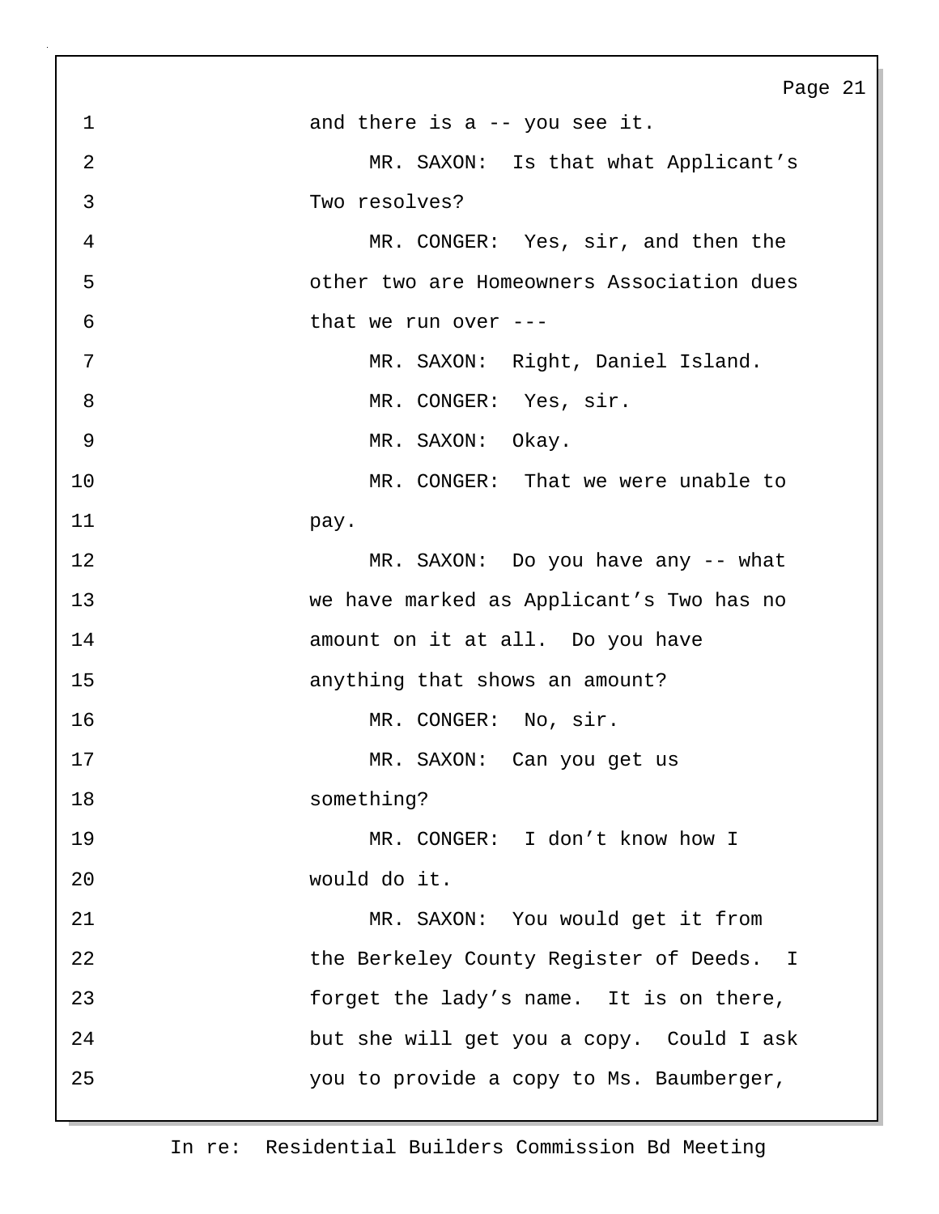and there is a -- you see it.

MR. SAXON: Is that what Applicant's Two resolves?

MR. CONGER: Yes, sir, and then the other two are Homeowners Association dues that we run over ---

MR. SAXON: Right, Daniel Island.

MR. CONGER: Yes, sir.

MR. SAXON: Okay.

MR. CONGER: That we were unable to pay.

MR. SAXON: Do you have any -- what we have marked as Applicant's Two has no amount on it at all. Do you have anything that shows an amount?

MR. CONGER: No, sir.

MR. SAXON: Can you get us something?

MR. CONGER: I don't know how I would do it.

MR. SAXON: You would get it from the Berkeley County Register of Deeds. I forget the lady's name. It is on there, but she will get you a copy. Could I ask you to provide a copy to Ms. Baumberger,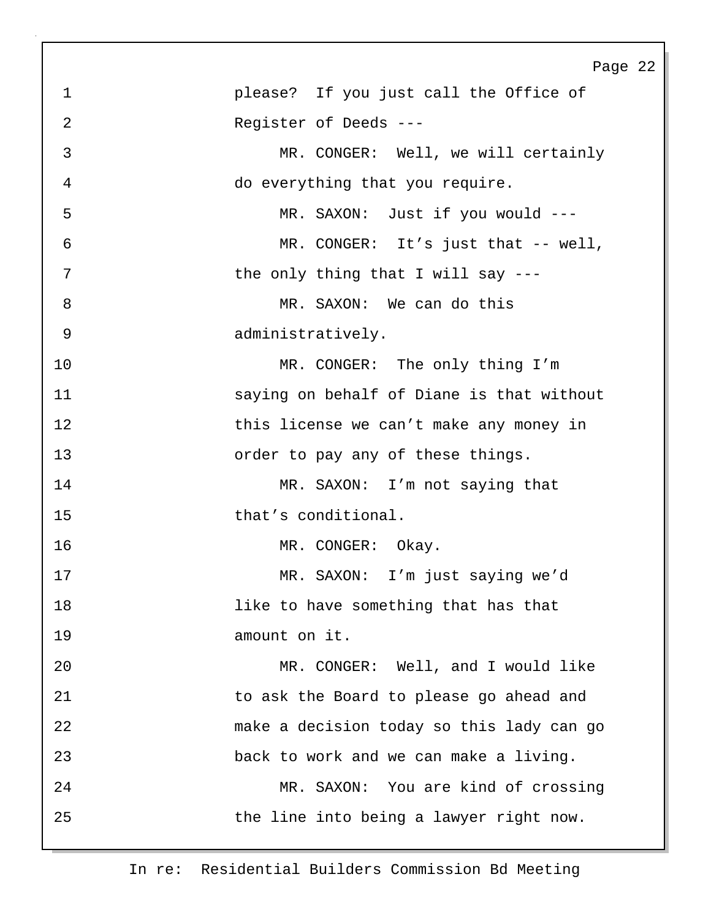please? If you just call the Office of Register of Deeds ---

MR. CONGER: Well, we will certainly do everything that you require.

MR. SAXON: Just if you would ---

MR. CONGER: It's just that -- well, the only thing that I will say ---

MR. SAXON: We can do this administratively.

MR. CONGER: The only thing I'm saying on behalf of Diane is that without this license we can't make any money in order to pay any of these things.

MR. SAXON: I'm not saying that that's conditional.

MR. CONGER: Okay.

MR. SAXON: I'm just saying we'd like to have something that has that amount on it.

MR. CONGER: Well, and I would like to ask the Board to please go ahead and make a decision today so this lady can go back to work and we can make a living.

MR. SAXON: You are kind of crossing the line into being a lawyer right now.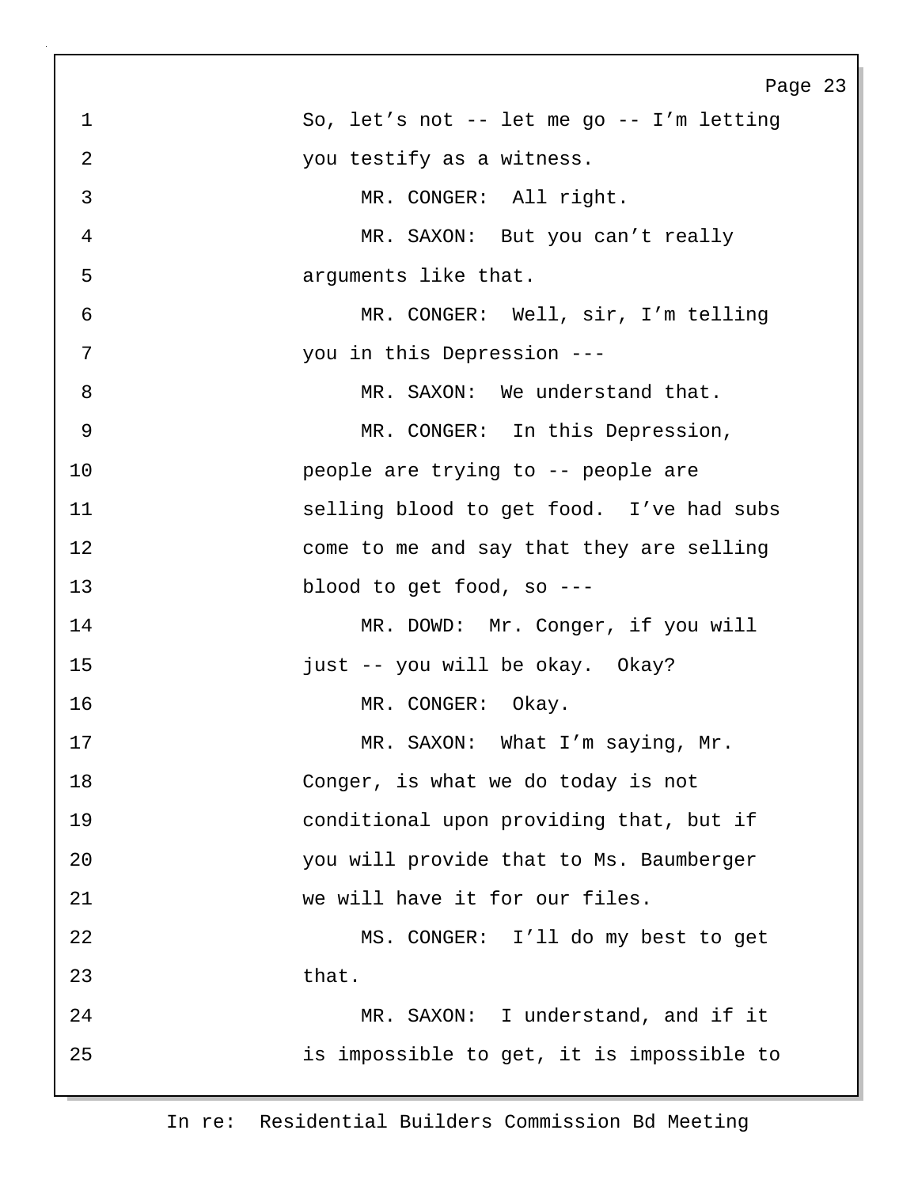1 So, let’s not -- let me go -- I’m letting
2 you testify as a witness.
3 MR. CONGER: All right.
4 MR. SAXON: But you can’t really
5 arguments like that.
6 MR. CONGER: Well, sir, I’m telling
7 you in this Depression ---
8 MR. SAXON: We understand that.
9 MR. CONGER: In this Depression,
10 people are trying to -- people are
11 selling blood to get food. I’ve had subs
12 come to me and say that they are selling
13 blood to get food, so ---
14 MR. DOWD: Mr. Conger, if you will
15 just -- you will be okay. Okay?
16 MR. CONGER: Okay.
17 MR. SAXON: What I’m saying, Mr.
18 Conger, is what we do today is not
19 conditional upon providing that, but if
20 you will provide that to Ms. Baumberger
21 we will have it for our files.
22 MS. CONGER: I’ll do my best to get
23 that.
24 MR. SAXON: I understand, and if it
25 is impossible to get, it is impossible to

In re: Residential Builders Commission Bd Meeting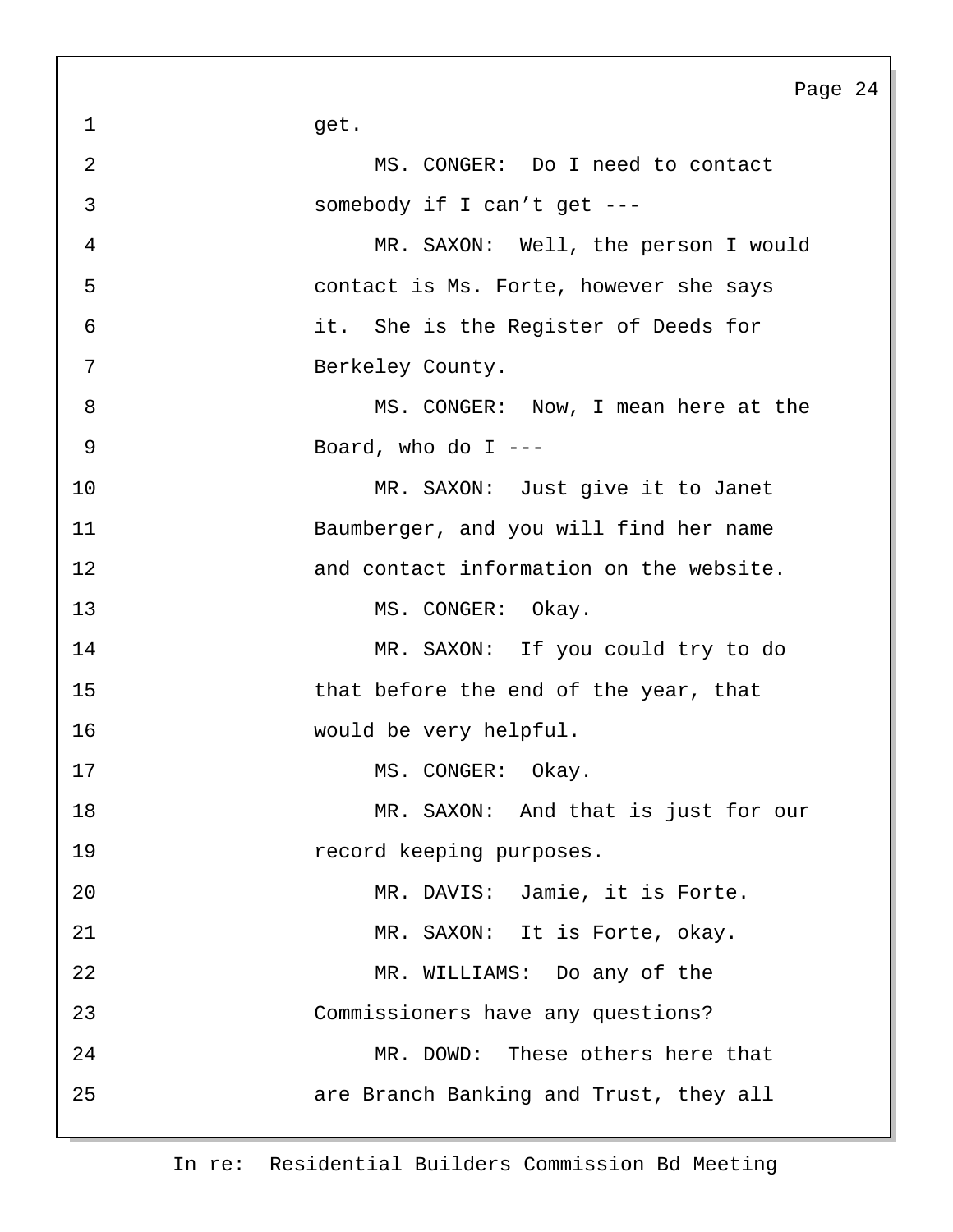get.

MS. CONGER: Do I need to contact somebody if I can't get ---

MR. SAXON: Well, the person I would contact is Ms. Forte, however she says it. She is the Register of Deeds for Berkeley County.

MS. CONGER: Now, I mean here at the Board, who do I ---

MR. SAXON: Just give it to Janet Baumberger, and you will find her name and contact information on the website.

MS. CONGER: Okay.

MR. SAXON: If you could try to do that before the end of the year, that would be very helpful.

MS. CONGER: Okay.

MR. SAXON: And that is just for our record keeping purposes.

MR. DAVIS: Jamie, it is Forte.

MR. SAXON: It is Forte, okay.

MR. WILLIAMS: Do any of the Commissioners have any questions?

MR. DOWD: These others here that are Branch Banking and Trust, they all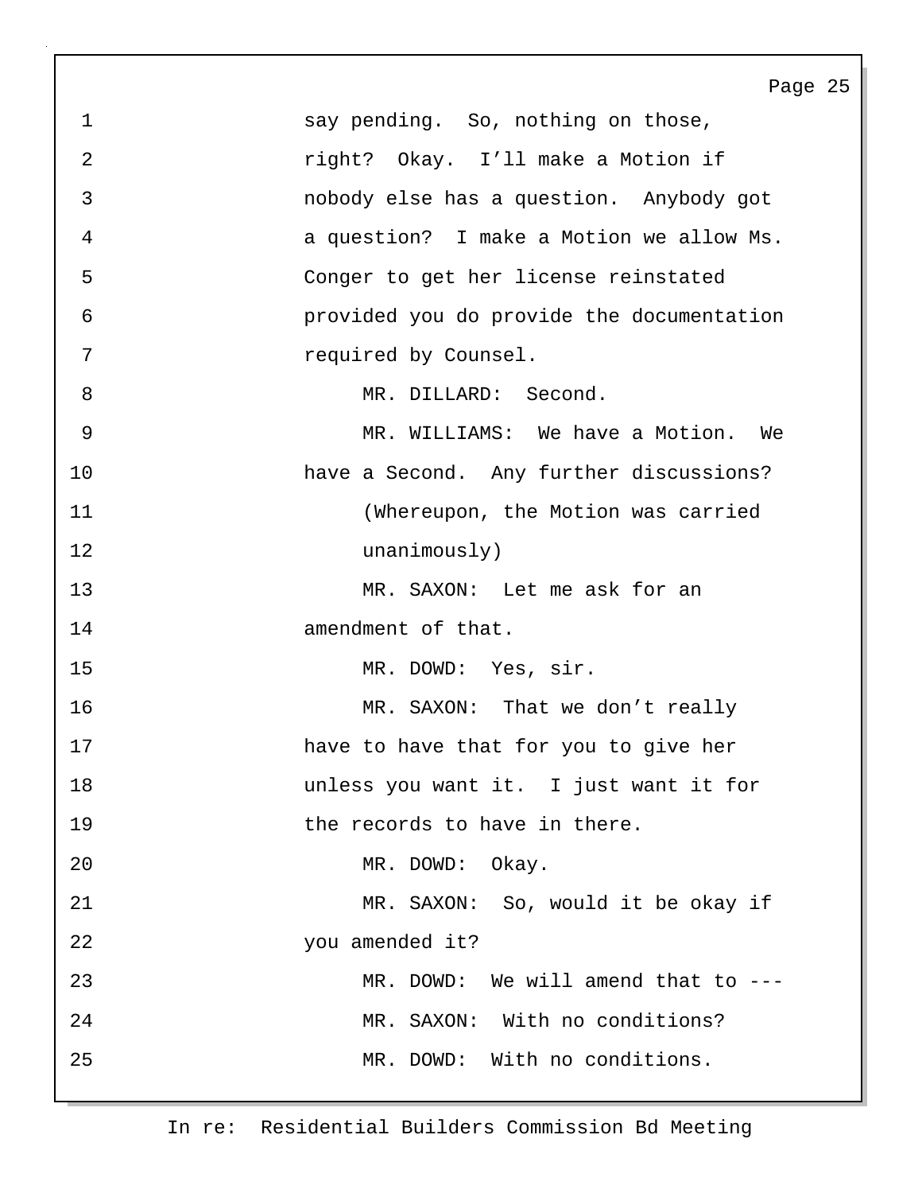say pending. So, nothing on those, right? Okay. I'll make a Motion if nobody else has a question. Anybody got a question? I make a Motion we allow Ms. Conger to get her license reinstated provided you do provide the documentation required by Counsel.

MR. DILLARD: Second.

MR. WILLIAMS: We have a Motion. We have a Second. Any further discussions?

(Whereupon, the Motion was carried unanimously)

MR. SAXON: Let me ask for an amendment of that.

MR. DOWD: Yes, sir.

MR. SAXON: That we don't really have to have that for you to give her unless you want it. I just want it for the records to have in there.

MR. DOWD: Okay.

MR. SAXON: So, would it be okay if you amended it?

MR. DOWD: We will amend that to ---

MR. SAXON: With no conditions?

MR. DOWD: With no conditions.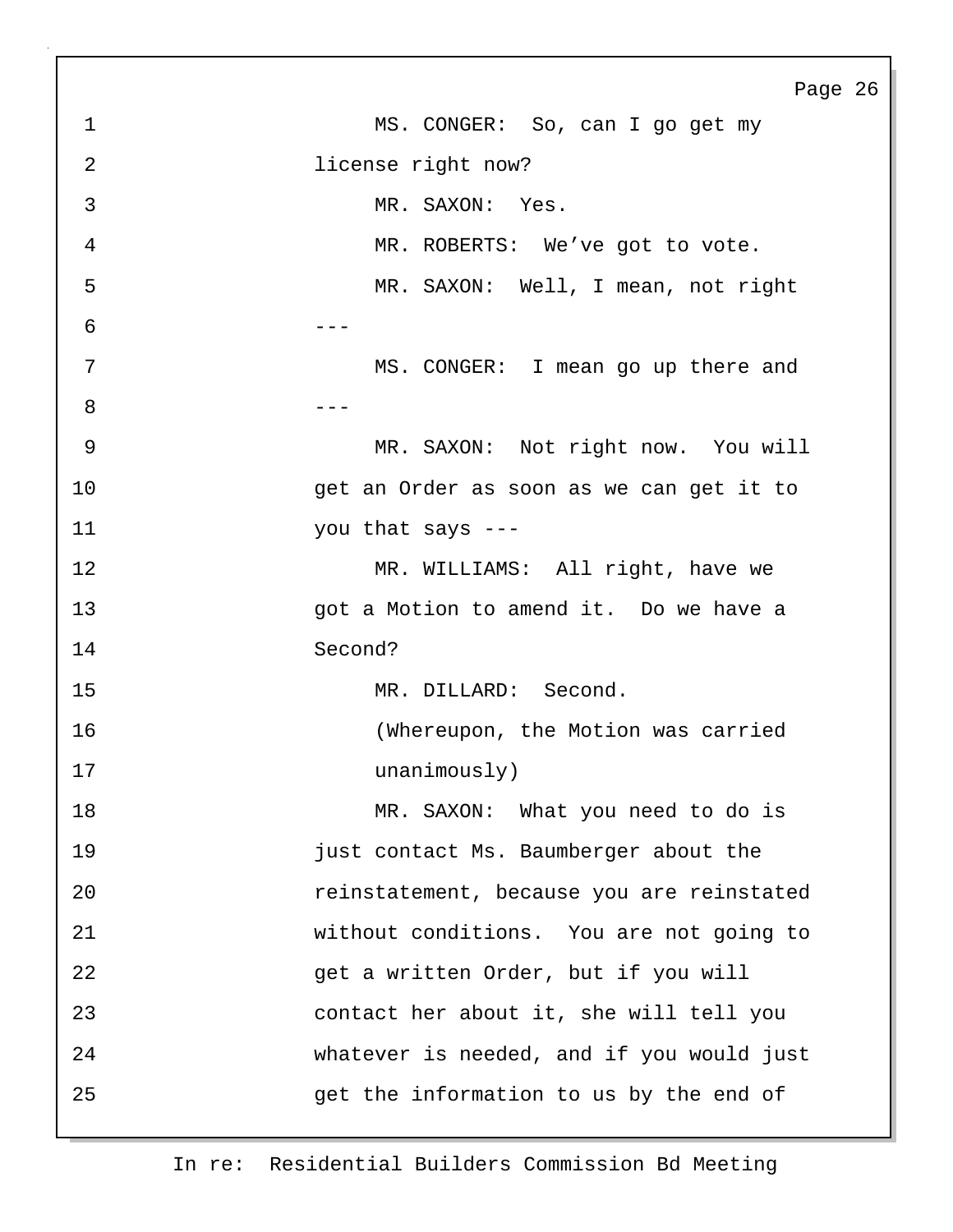MS. CONGER: So, can I go get my license right now?

MR. SAXON: Yes.

MR. ROBERTS: We've got to vote.

MR. SAXON: Well, I mean, not right ---

MS. CONGER: I mean go up there and ---

MR. SAXON: Not right now. You will get an Order as soon as we can get it to you that says ---

MR. WILLIAMS: All right, have we got a Motion to amend it. Do we have a Second?

MR. DILLARD: Second.

(Whereupon, the Motion was carried unanimously)

MR. SAXON: What you need to do is just contact Ms. Baumberger about the reinstatement, because you are reinstated without conditions. You are not going to get a written Order, but if you will contact her about it, she will tell you whatever is needed, and if you would just get the information to us by the end of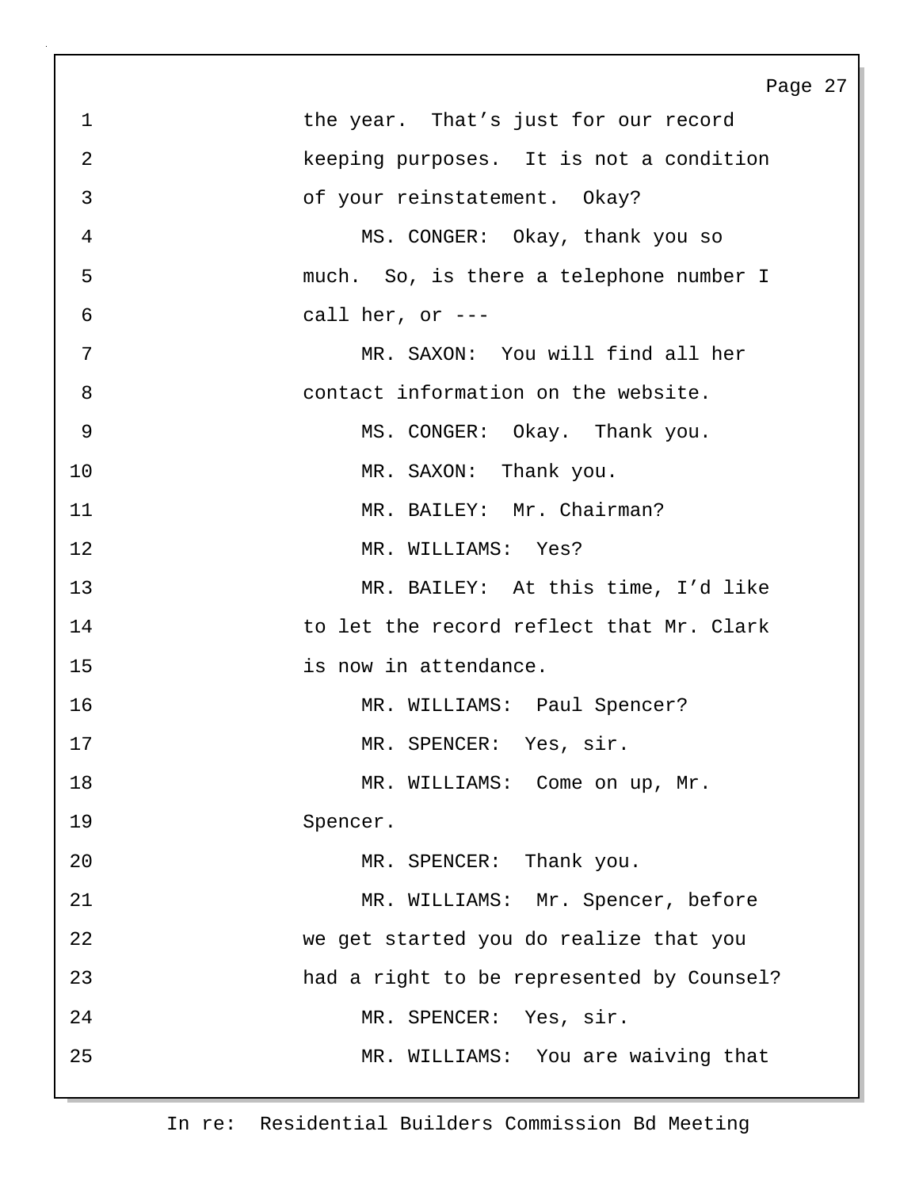the year. That's just for our record keeping purposes. It is not a condition of your reinstatement. Okay?

MS. CONGER: Okay, thank you so much. So, is there a telephone number I call her, or ---

MR. SAXON: You will find all her contact information on the website.

MS. CONGER: Okay. Thank you.

MR. SAXON: Thank you.

MR. BAILEY: Mr. Chairman?

MR. WILLIAMS: Yes?

MR. BAILEY: At this time, I'd like to let the record reflect that Mr. Clark is now in attendance.

MR. WILLIAMS: Paul Spencer?

MR. SPENCER: Yes, sir.

MR. WILLIAMS: Come on up, Mr. Spencer.

MR. SPENCER: Thank you.

MR. WILLIAMS: Mr. Spencer, before we get started you do realize that you had a right to be represented by Counsel?

MR. SPENCER: Yes, sir.

MR. WILLIAMS: You are waiving that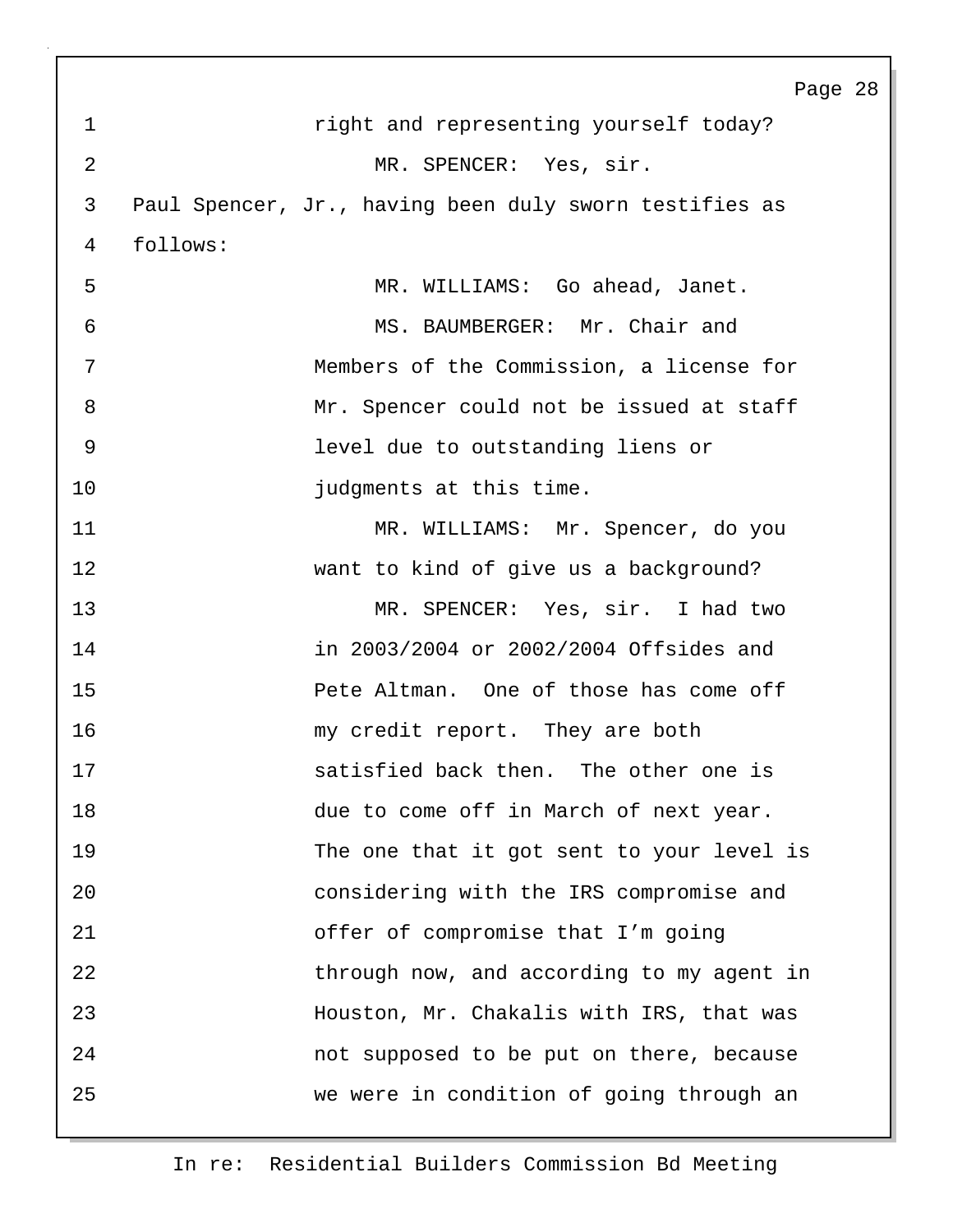right and representing yourself today?

MR. SPENCER: Yes, sir.

Paul Spencer, Jr., having been duly sworn testifies as follows:

MR. WILLIAMS: Go ahead, Janet.

MS. BAUMBERGER: Mr. Chair and Members of the Commission, a license for Mr. Spencer could not be issued at staff level due to outstanding liens or judgments at this time.

MR. WILLIAMS: Mr. Spencer, do you want to kind of give us a background?

MR. SPENCER: Yes, sir. I had two in 2003/2004 or 2002/2004 Offsides and Pete Altman. One of those has come off my credit report. They are both satisfied back then. The other one is due to come off in March of next year. The one that it got sent to your level is considering with the IRS compromise and offer of compromise that I'm going through now, and according to my agent in Houston, Mr. Chakalis with IRS, that was not supposed to be put on there, because we were in condition of going through an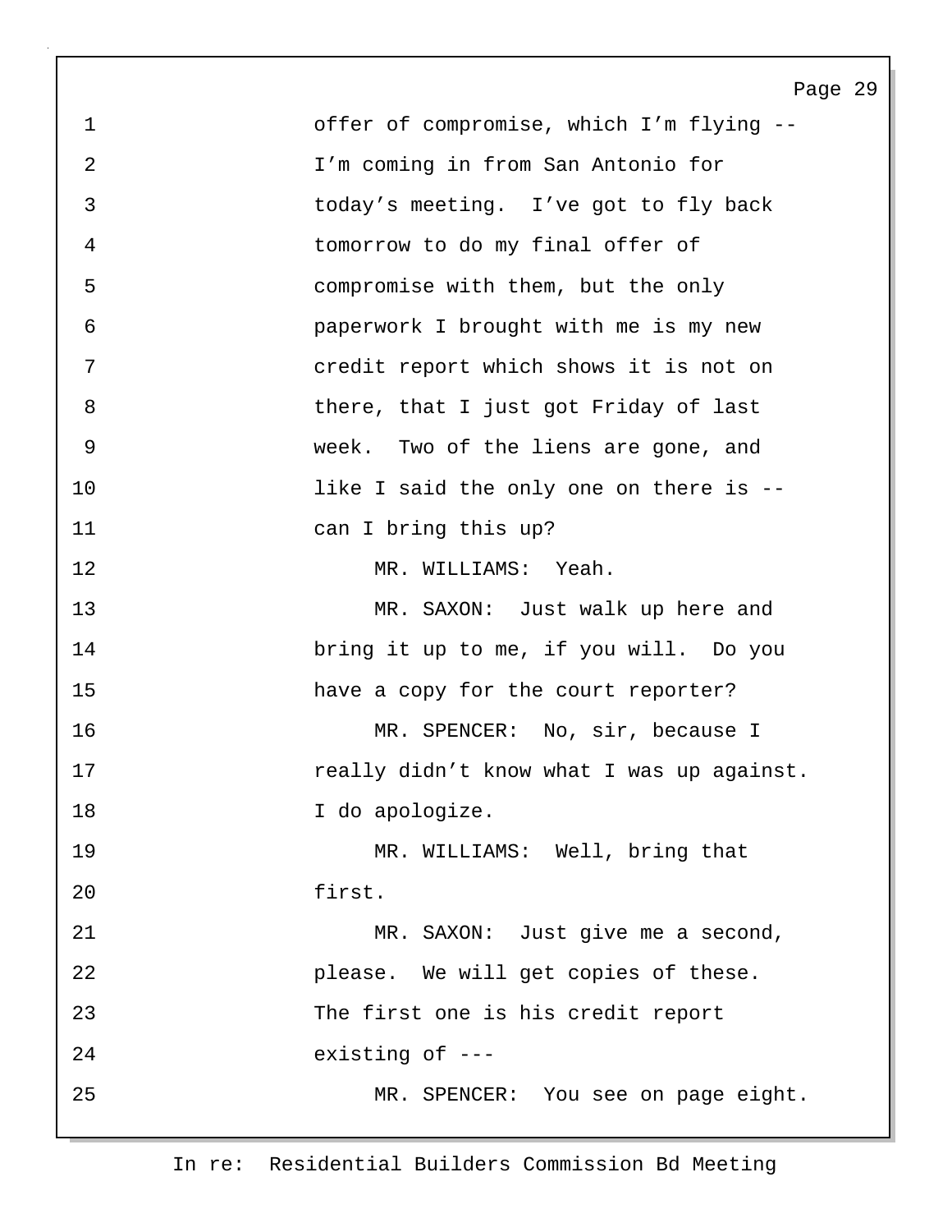offer of compromise, which I'm flying -- I'm coming in from San Antonio for today's meeting. I've got to fly back tomorrow to do my final offer of compromise with them, but the only paperwork I brought with me is my new credit report which shows it is not on there, that I just got Friday of last week. Two of the liens are gone, and like I said the only one on there is -- can I bring this up?

MR. WILLIAMS: Yeah.

MR. SAXON: Just walk up here and bring it up to me, if you will. Do you have a copy for the court reporter?

MR. SPENCER: No, sir, because I really didn't know what I was up against. I do apologize.

MR. WILLIAMS: Well, bring that first.

MR. SAXON: Just give me a second, please. We will get copies of these. The first one is his credit report existing of ---

MR. SPENCER: You see on page eight.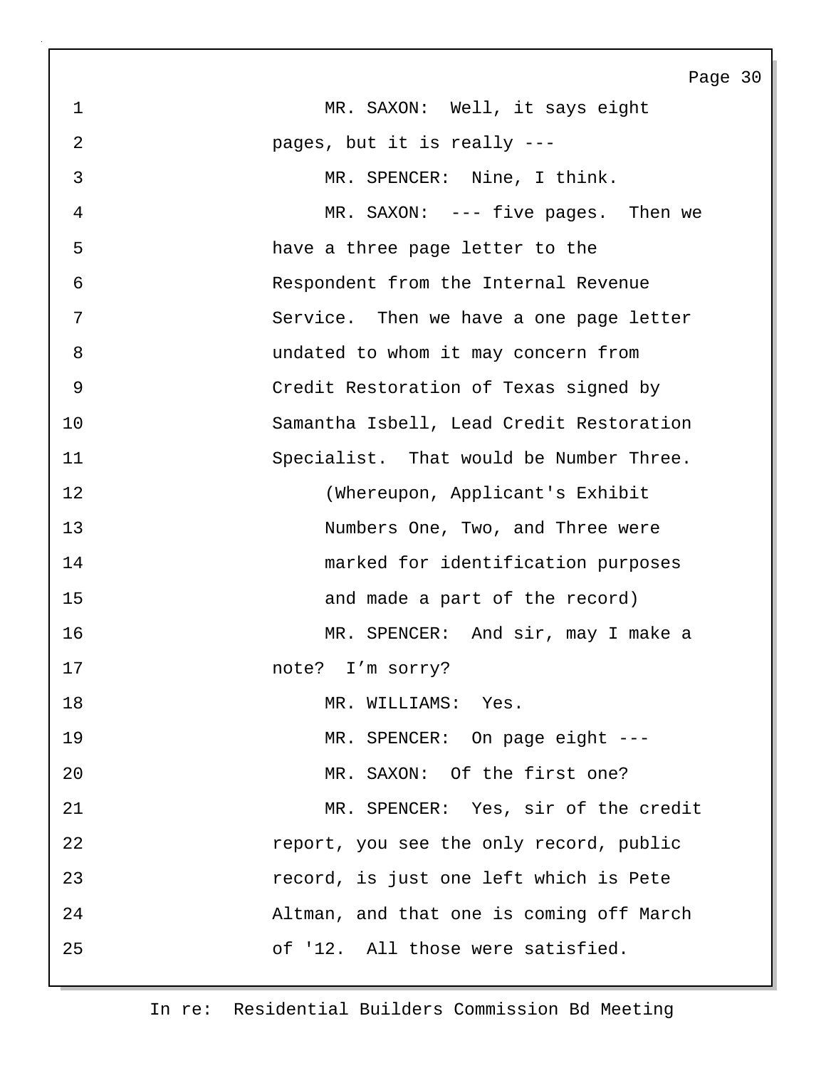MR. SAXON: Well, it says eight pages, but it is really ---

MR. SPENCER: Nine, I think.

MR. SAXON: --- five pages. Then we have a three page letter to the Respondent from the Internal Revenue Service. Then we have a one page letter undated to whom it may concern from Credit Restoration of Texas signed by Samantha Isbell, Lead Credit Restoration Specialist. That would be Number Three.

(Whereupon, Applicant's Exhibit Numbers One, Two, and Three were marked for identification purposes and made a part of the record)

MR. SPENCER: And sir, may I make a note? I'm sorry?

MR. WILLIAMS: Yes.

MR. SPENCER: On page eight ---

MR. SAXON: Of the first one?

MR. SPENCER: Yes, sir of the credit report, you see the only record, public record, is just one left which is Pete Altman, and that one is coming off March of '12. All those were satisfied.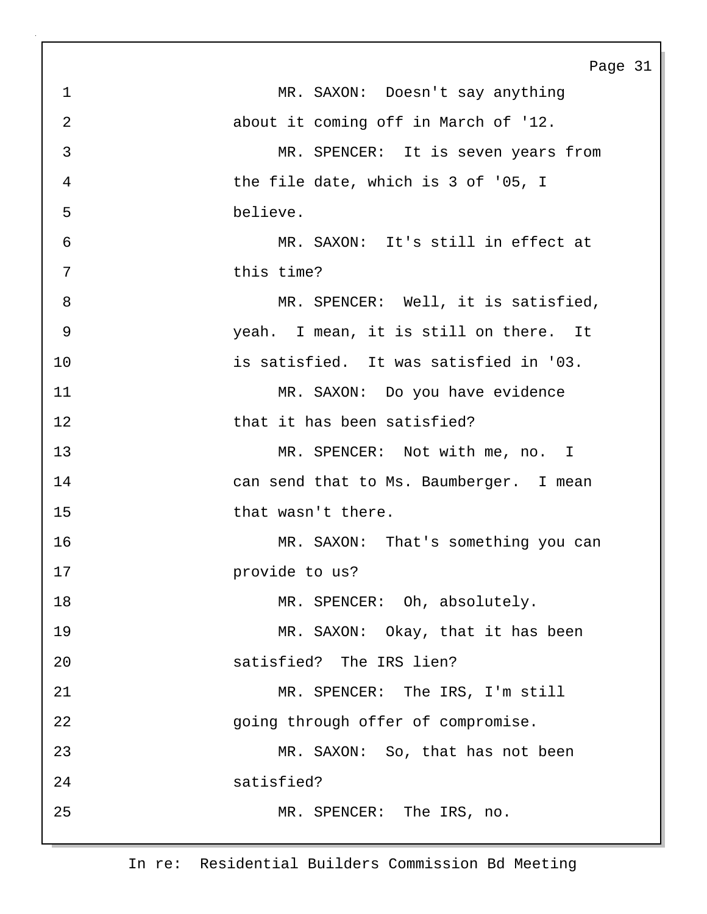MR. SAXON: Doesn't say anything about it coming off in March of '12.

MR. SPENCER: It is seven years from the file date, which is 3 of '05, I believe.

MR. SAXON: It's still in effect at this time?

MR. SPENCER: Well, it is satisfied, yeah. I mean, it is still on there. It is satisfied. It was satisfied in '03.

MR. SAXON: Do you have evidence that it has been satisfied?

MR. SPENCER: Not with me, no. I can send that to Ms. Baumberger. I mean that wasn't there.

MR. SAXON: That's something you can provide to us?

MR. SPENCER: Oh, absolutely.

MR. SAXON: Okay, that it has been satisfied? The IRS lien?

MR. SPENCER: The IRS, I'm still going through offer of compromise.

MR. SAXON: So, that has not been satisfied?

MR. SPENCER: The IRS, no.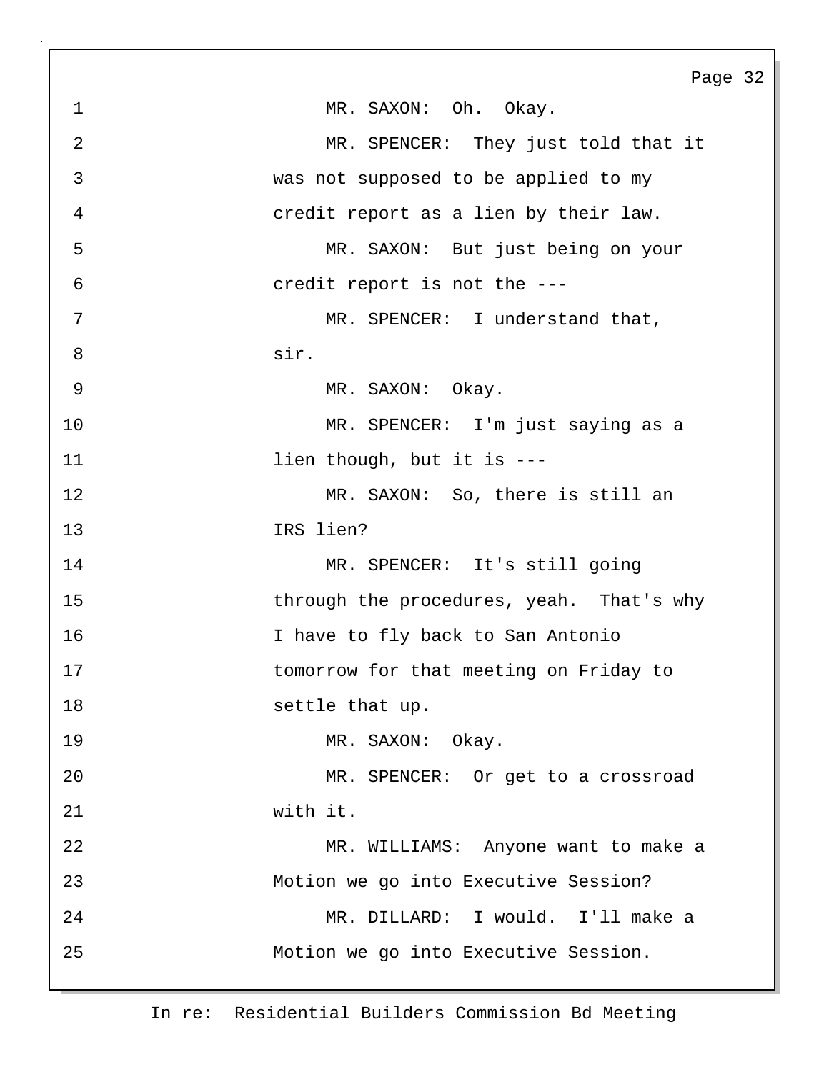MR. SAXON: Oh. Okay.

MR. SPENCER: They just told that it was not supposed to be applied to my credit report as a lien by their law.

MR. SAXON: But just being on your credit report is not the ---

MR. SPENCER: I understand that, sir.

MR. SAXON: Okay.

MR. SPENCER: I'm just saying as a lien though, but it is ---

MR. SAXON: So, there is still an IRS lien?

MR. SPENCER: It's still going through the procedures, yeah. That's why I have to fly back to San Antonio tomorrow for that meeting on Friday to settle that up.

MR. SAXON: Okay.

MR. SPENCER: Or get to a crossroad with it.

MR. WILLIAMS: Anyone want to make a Motion we go into Executive Session?

MR. DILLARD: I would. I'll make a Motion we go into Executive Session.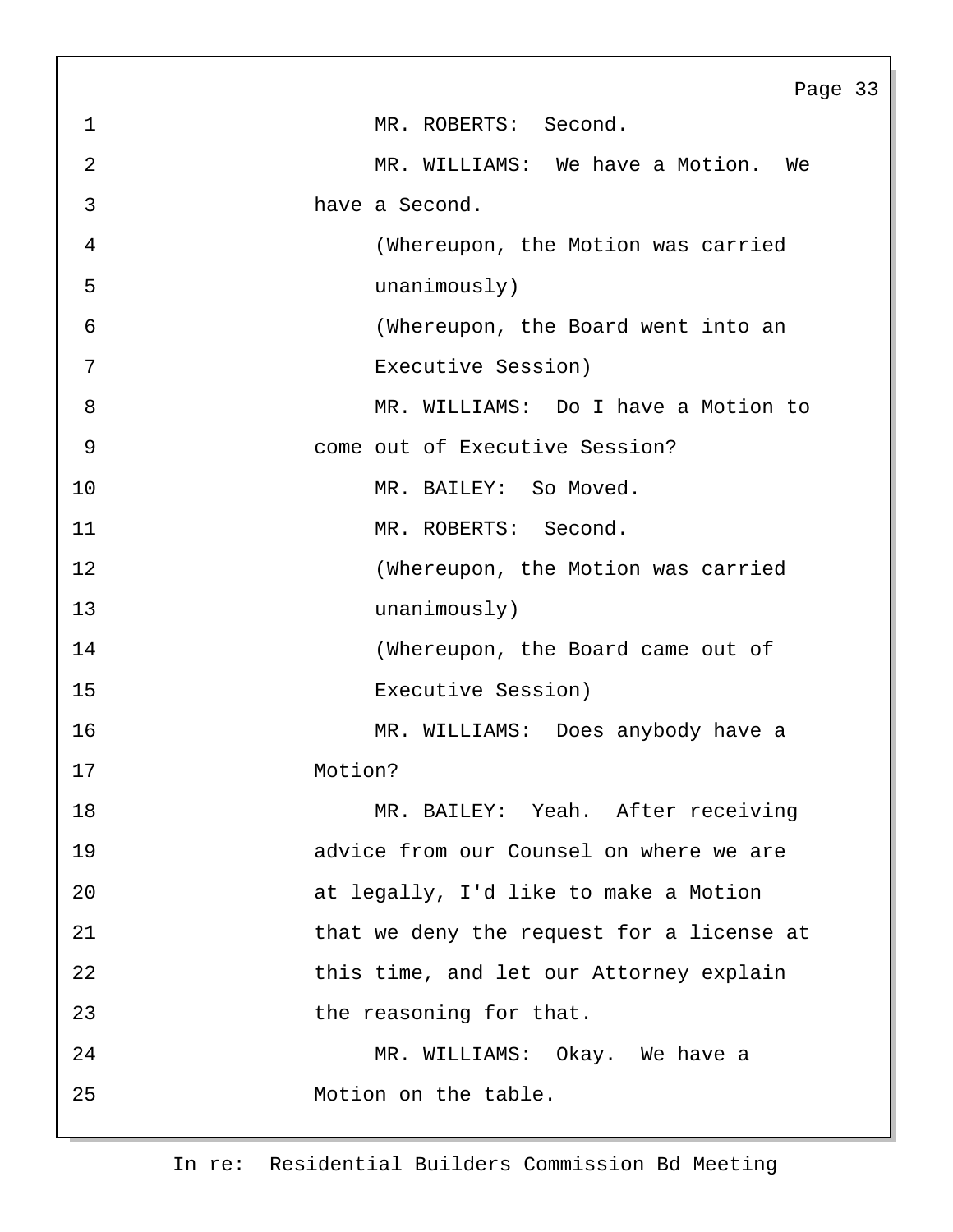MR. ROBERTS: Second.

MR. WILLIAMS: We have a Motion. We have a Second.

(Whereupon, the Motion was carried unanimously)

(Whereupon, the Board went into an Executive Session)

MR. WILLIAMS: Do I have a Motion to come out of Executive Session?

MR. BAILEY: So Moved.

MR. ROBERTS: Second.

(Whereupon, the Motion was carried unanimously)

(Whereupon, the Board came out of Executive Session)

MR. WILLIAMS: Does anybody have a Motion?

MR. BAILEY: Yeah. After receiving advice from our Counsel on where we are at legally, I'd like to make a Motion that we deny the request for a license at this time, and let our Attorney explain the reasoning for that.

MR. WILLIAMS: Okay. We have a Motion on the table.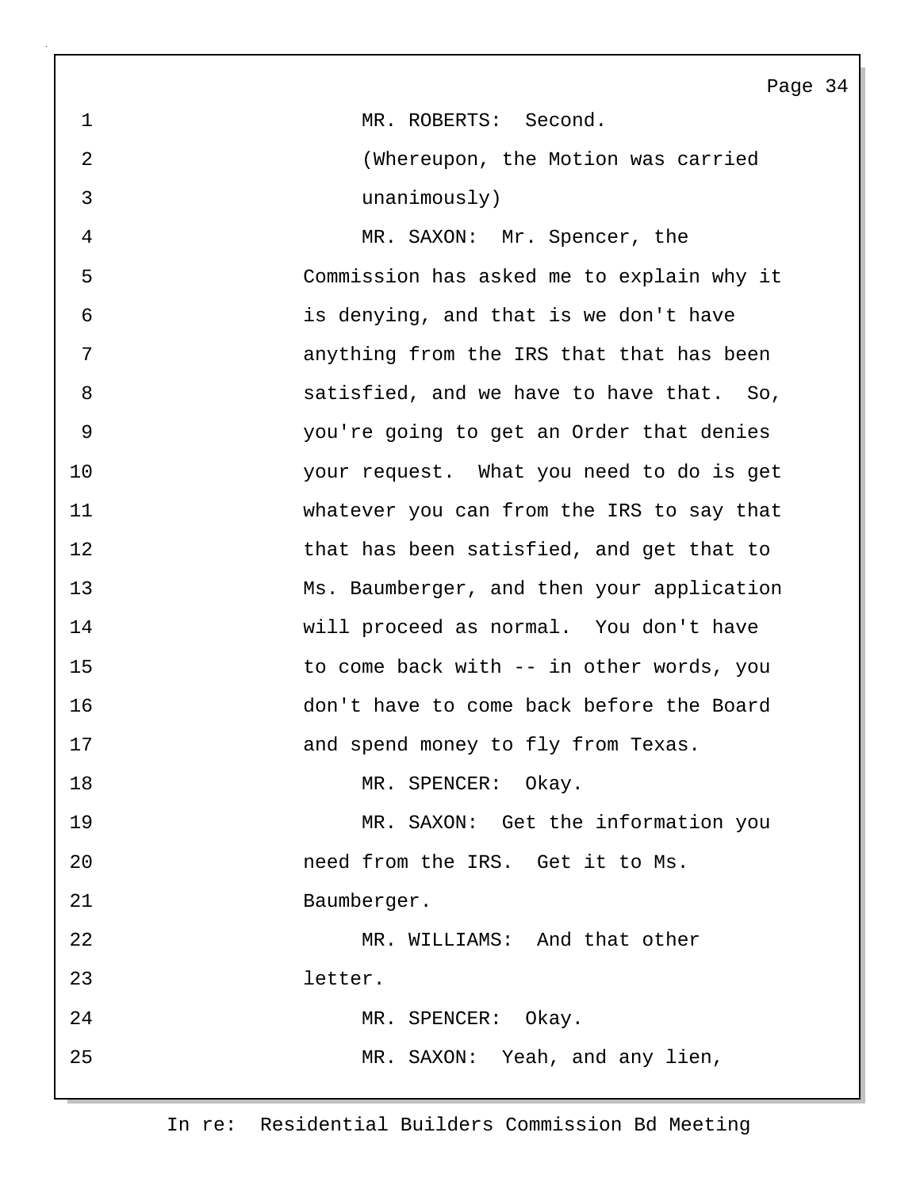MR. ROBERTS: Second.

(Whereupon, the Motion was carried unanimously)

MR. SAXON: Mr. Spencer, the Commission has asked me to explain why it is denying, and that is we don't have anything from the IRS that that has been satisfied, and we have to have that. So, you're going to get an Order that denies your request. What you need to do is get whatever you can from the IRS to say that that has been satisfied, and get that to Ms. Baumberger, and then your application will proceed as normal. You don't have to come back with -- in other words, you don't have to come back before the Board and spend money to fly from Texas.

MR. SPENCER: Okay.

MR. SAXON: Get the information you need from the IRS. Get it to Ms. Baumberger.

MR. WILLIAMS: And that other letter.

MR. SPENCER: Okay.

MR. SAXON: Yeah, and any lien,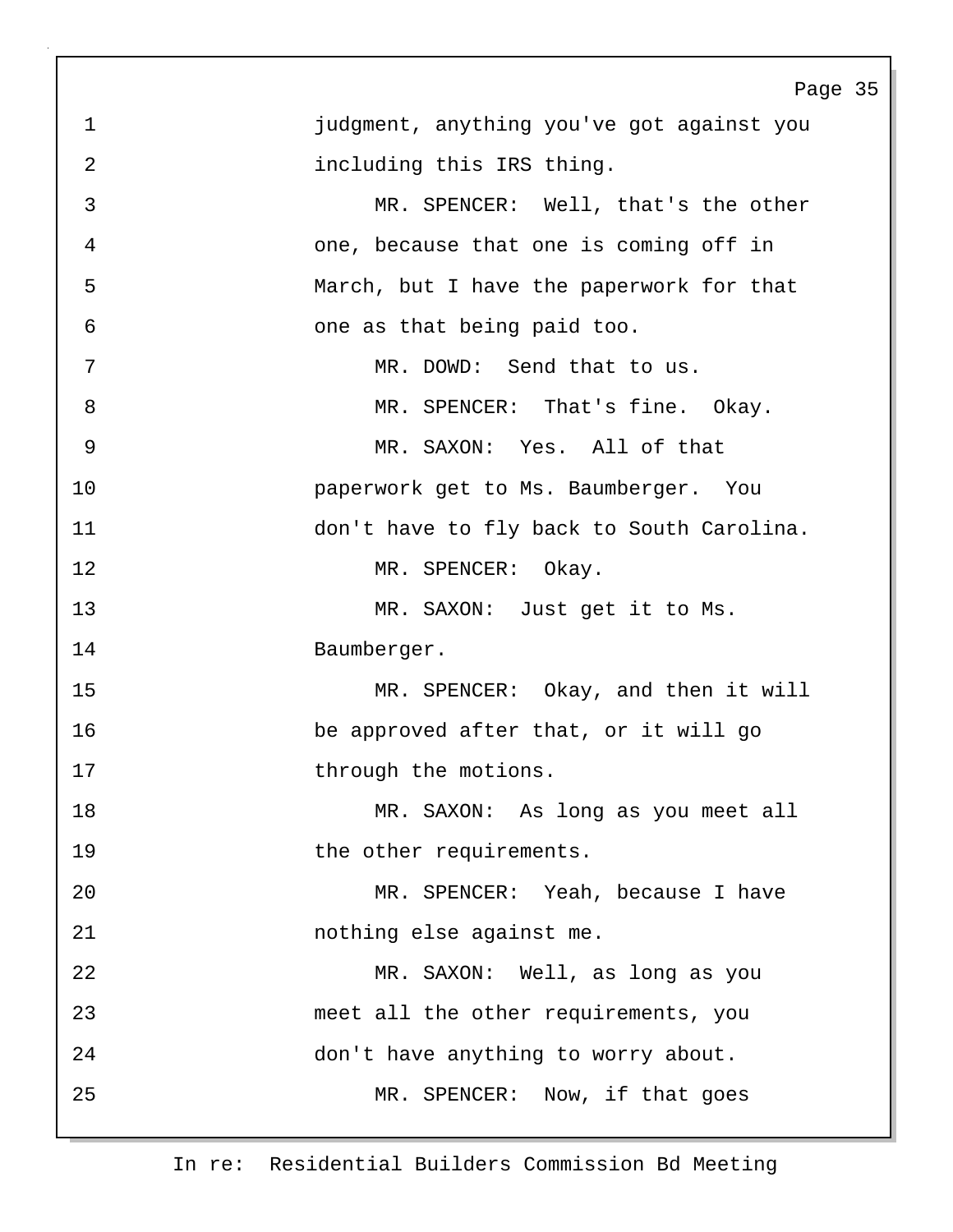judgment, anything you've got against you including this IRS thing.

MR. SPENCER: Well, that's the other one, because that one is coming off in March, but I have the paperwork for that one as that being paid too.

MR. DOWD: Send that to us.

MR. SPENCER: That's fine. Okay.

MR. SAXON: Yes. All of that paperwork get to Ms. Baumberger. You don't have to fly back to South Carolina.

MR. SPENCER: Okay.

MR. SAXON: Just get it to Ms. Baumberger.

MR. SPENCER: Okay, and then it will be approved after that, or it will go through the motions.

MR. SAXON: As long as you meet all the other requirements.

MR. SPENCER: Yeah, because I have nothing else against me.

MR. SAXON: Well, as long as you meet all the other requirements, you don't have anything to worry about.

MR. SPENCER: Now, if that goes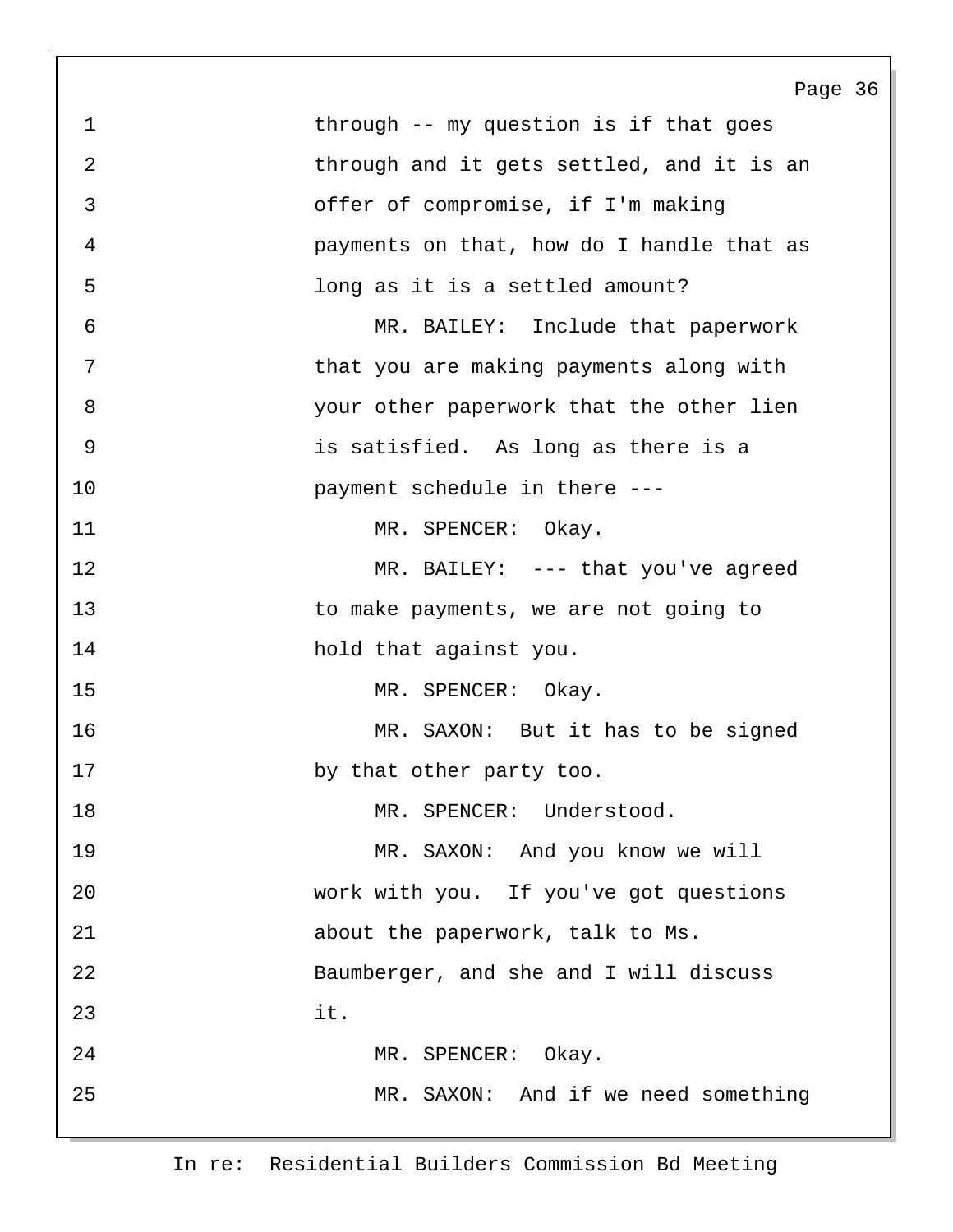through -- my question is if that goes through and it gets settled, and it is an offer of compromise, if I'm making payments on that, how do I handle that as long as it is a settled amount?

MR. BAILEY: Include that paperwork that you are making payments along with your other paperwork that the other lien is satisfied. As long as there is a payment schedule in there ---

MR. SPENCER: Okay.

MR. BAILEY: --- that you've agreed to make payments, we are not going to hold that against you.

MR. SPENCER: Okay.

MR. SAXON: But it has to be signed by that other party too.

MR. SPENCER: Understood.

MR. SAXON: And you know we will work with you. If you've got questions about the paperwork, talk to Ms. Baumberger, and she and I will discuss it.

MR. SPENCER: Okay.

MR. SAXON: And if we need something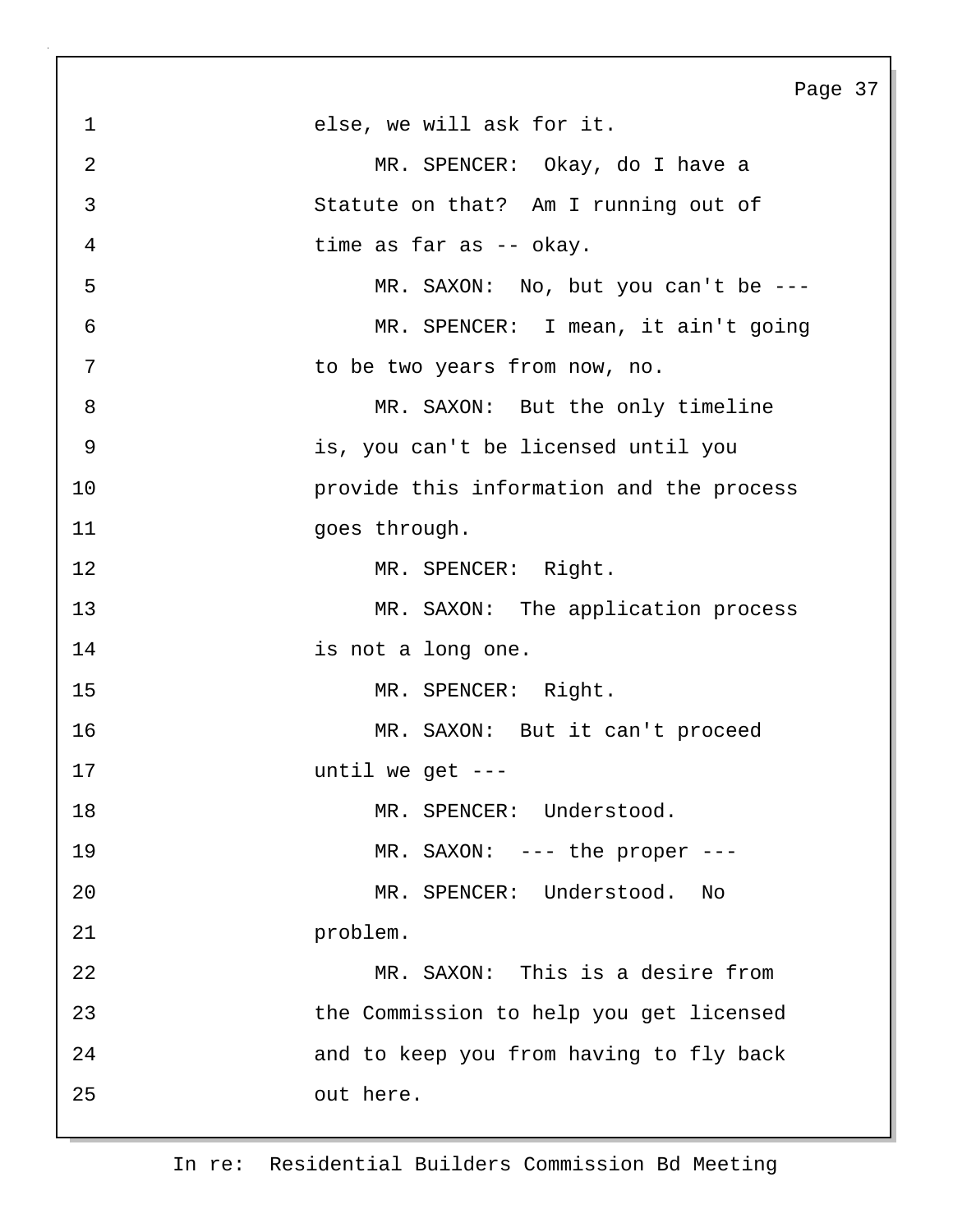else, we will ask for it.

MR. SPENCER: Okay, do I have a Statute on that? Am I running out of time as far as -- okay.

MR. SAXON: No, but you can't be ---

MR. SPENCER: I mean, it ain't going to be two years from now, no.

MR. SAXON: But the only timeline is, you can't be licensed until you provide this information and the process goes through.

MR. SPENCER: Right.

MR. SAXON: The application process is not a long one.

MR. SPENCER: Right.

MR. SAXON: But it can't proceed until we get ---

MR. SPENCER: Understood.

MR. SAXON: --- the proper ---

MR. SPENCER: Understood. No problem.

MR. SAXON: This is a desire from the Commission to help you get licensed and to keep you from having to fly back out here.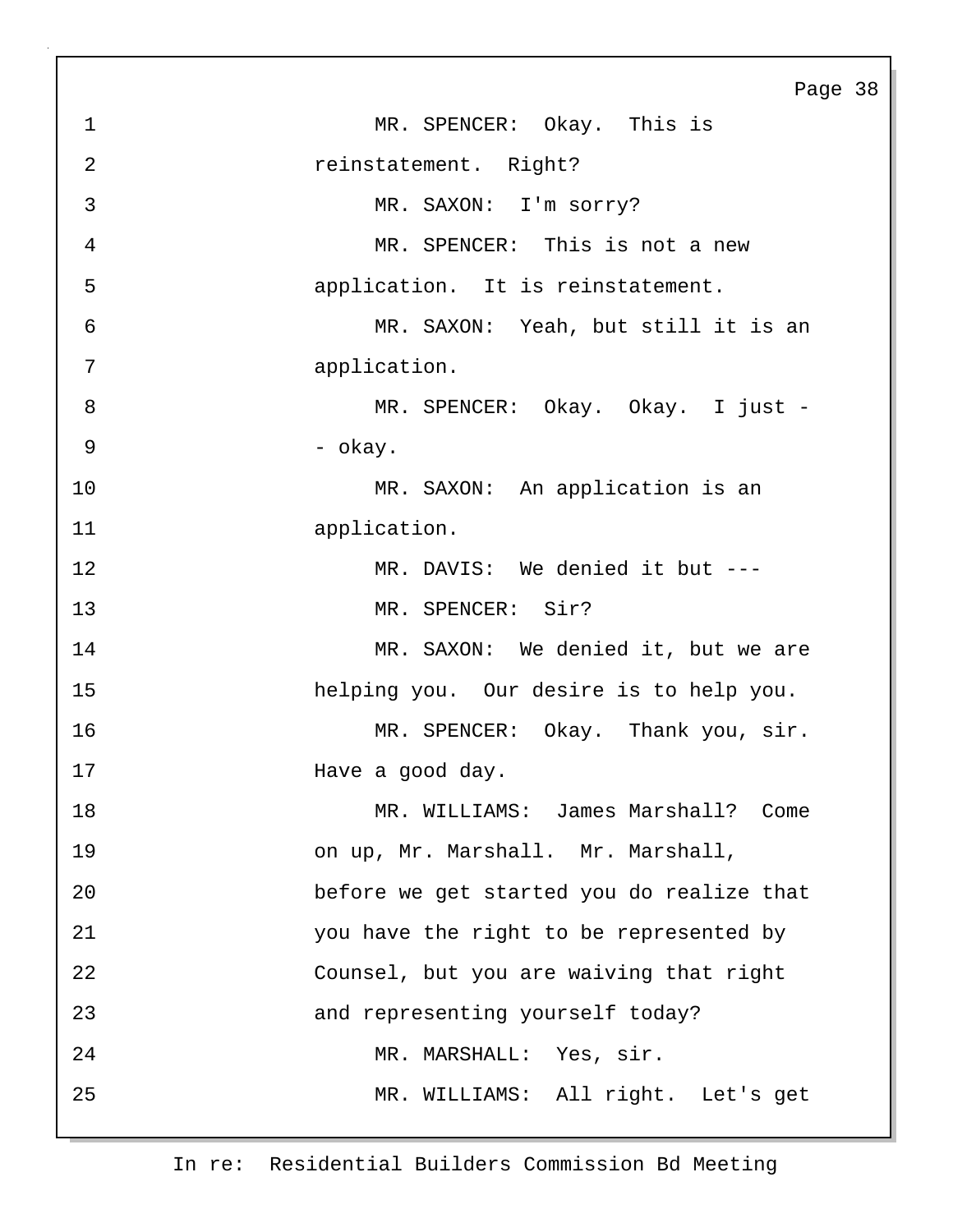MR. SPENCER: Okay. This is reinstatement. Right?

MR. SAXON: I'm sorry?

MR. SPENCER: This is not a new application. It is reinstatement.

MR. SAXON: Yeah, but still it is an application.

MR. SPENCER: Okay. Okay. I just -- okay.

MR. SAXON: An application is an application.

MR. DAVIS: We denied it but ---

MR. SPENCER: Sir?

MR. SAXON: We denied it, but we are helping you. Our desire is to help you.

MR. SPENCER: Okay. Thank you, sir. Have a good day.

MR. WILLIAMS: James Marshall? Come on up, Mr. Marshall. Mr. Marshall, before we get started you do realize that you have the right to be represented by Counsel, but you are waiving that right and representing yourself today?

MR. MARSHALL: Yes, sir.

MR. WILLIAMS: All right. Let's get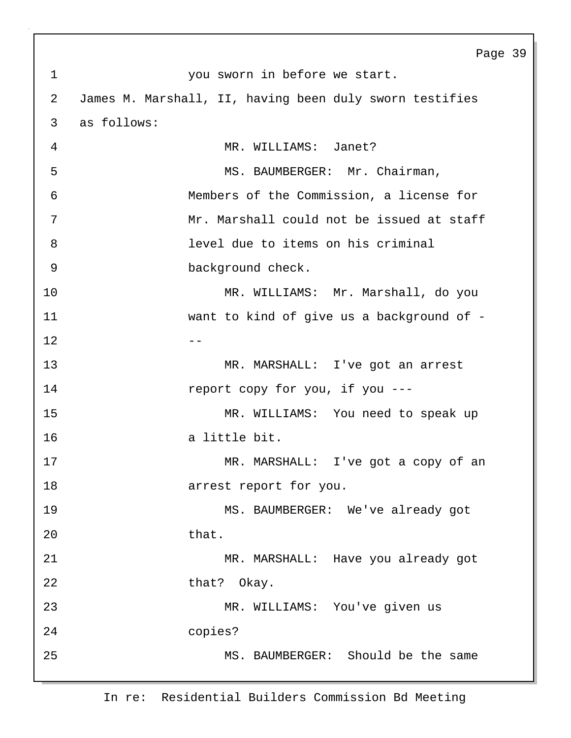1 you sworn in before we start.

2 James M. Marshall, II, having been duly sworn testifies

3 as follows:

4 MR. WILLIAMS: Janet?

5 MS. BAUMBERGER: Mr. Chairman,

6 Members of the Commission, a license for

7 Mr. Marshall could not be issued at staff

8 level due to items on his criminal

9 background check.

10 MR. WILLIAMS: Mr. Marshall, do you

11 want to kind of give us a background of -

12 --

13 MR. MARSHALL: I've got an arrest

14 report copy for you, if you ---

15 MR. WILLIAMS: You need to speak up

16 a little bit.

17 MR. MARSHALL: I've got a copy of an

18 arrest report for you.

19 MS. BAUMBERGER: We've already got

20 that.

21 MR. MARSHALL: Have you already got

22 that? Okay.

23 MR. WILLIAMS: You've given us

24 copies?

25 MS. BAUMBERGER: Should be the same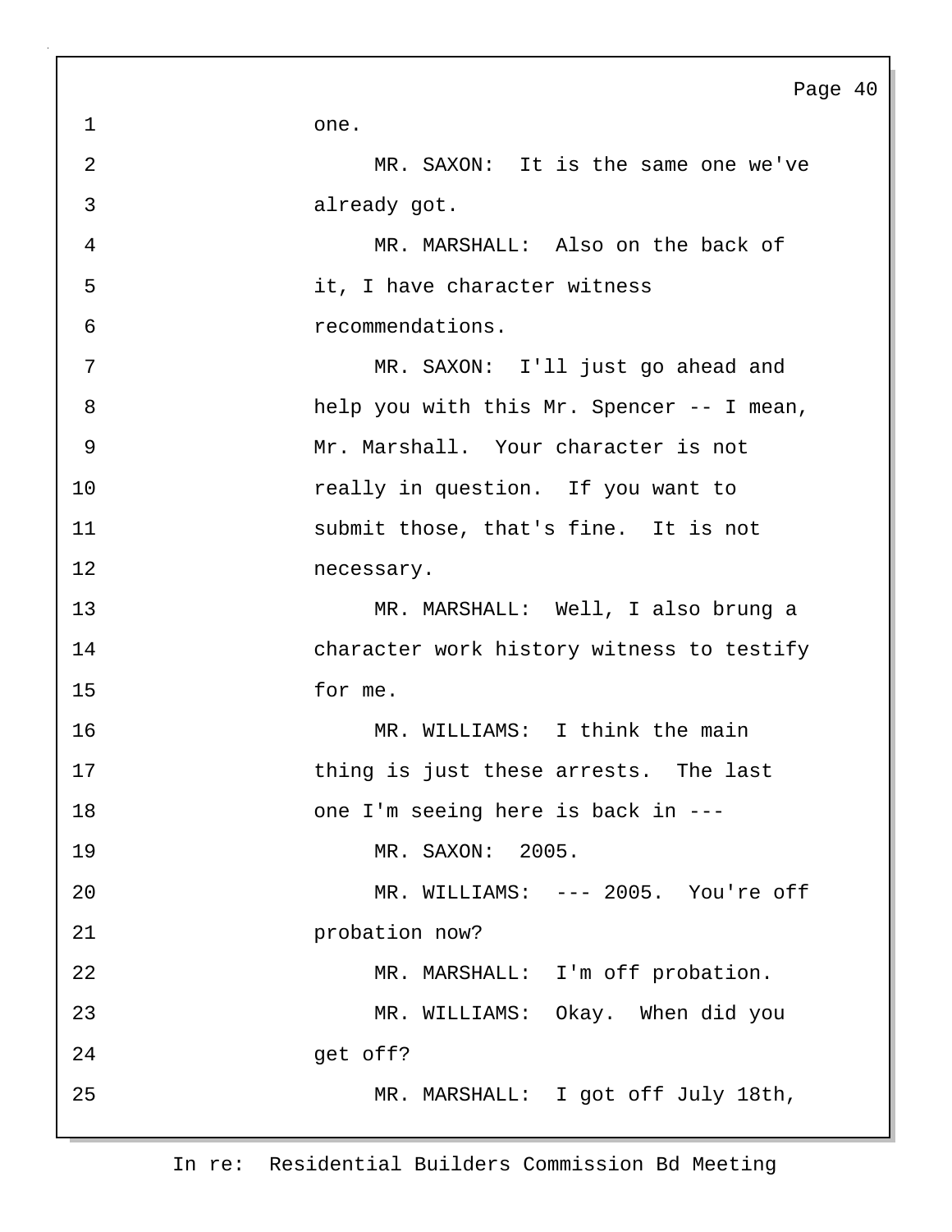one.

MR. SAXON: It is the same one we've already got.

MR. MARSHALL: Also on the back of it, I have character witness recommendations.

MR. SAXON: I'll just go ahead and help you with this Mr. Spencer -- I mean, Mr. Marshall. Your character is not really in question. If you want to submit those, that's fine. It is not necessary.

MR. MARSHALL: Well, I also brung a character work history witness to testify for me.

MR. WILLIAMS: I think the main thing is just these arrests. The last one I'm seeing here is back in ---

MR. SAXON: 2005.

MR. WILLIAMS: --- 2005. You're off probation now?

MR. MARSHALL: I'm off probation.

MR. WILLIAMS: Okay. When did you get off?

MR. MARSHALL: I got off July 18th,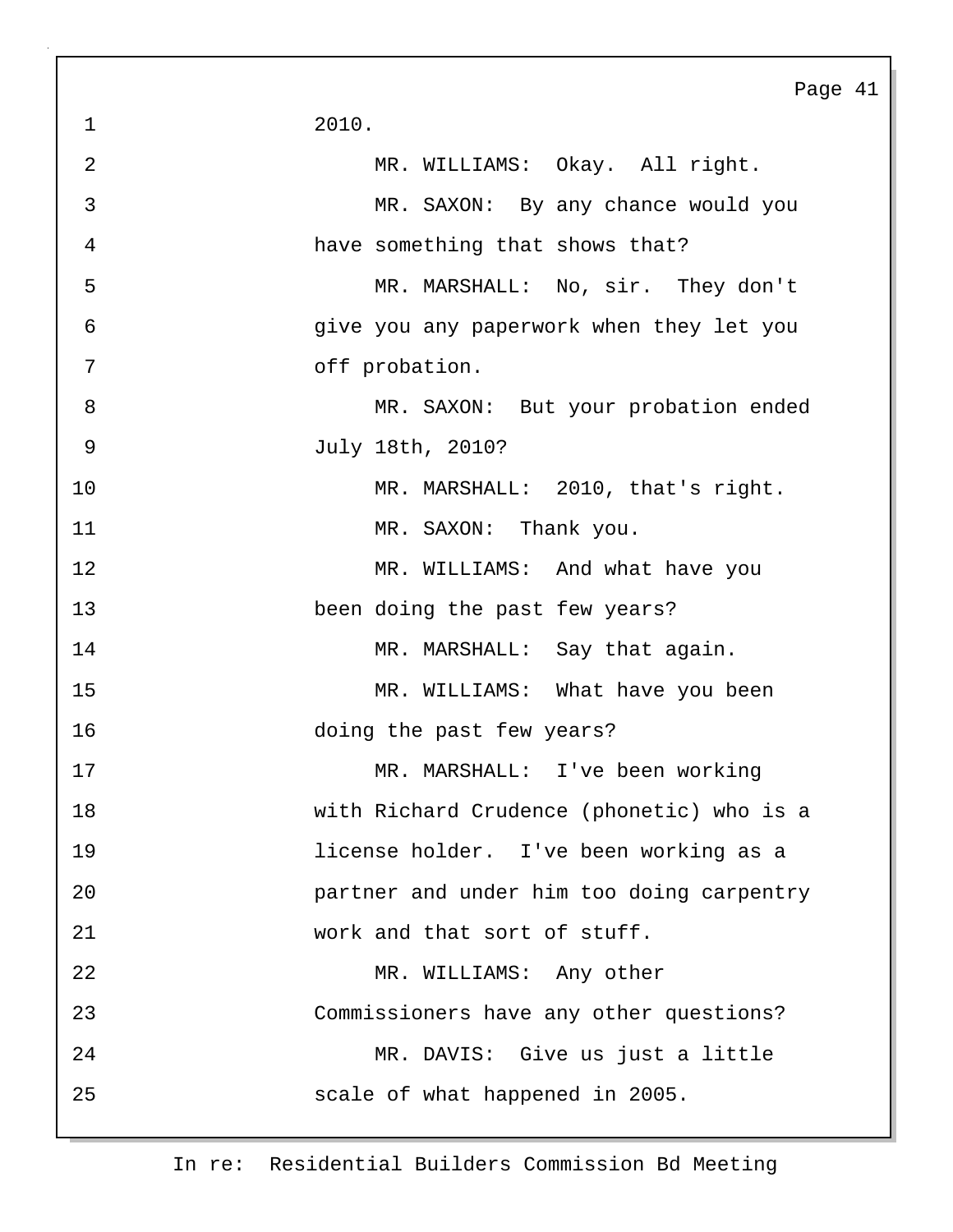2010.

MR. WILLIAMS: Okay. All right.

MR. SAXON: By any chance would you have something that shows that?

MR. MARSHALL: No, sir. They don't give you any paperwork when they let you off probation.

MR. SAXON: But your probation ended July 18th, 2010?

MR. MARSHALL: 2010, that's right.

MR. SAXON: Thank you.

MR. WILLIAMS: And what have you been doing the past few years?

MR. MARSHALL: Say that again.

MR. WILLIAMS: What have you been doing the past few years?

MR. MARSHALL: I've been working with Richard Crudence (phonetic) who is a license holder. I've been working as a partner and under him too doing carpentry work and that sort of stuff.

MR. WILLIAMS: Any other Commissioners have any other questions?

MR. DAVIS: Give us just a little scale of what happened in 2005.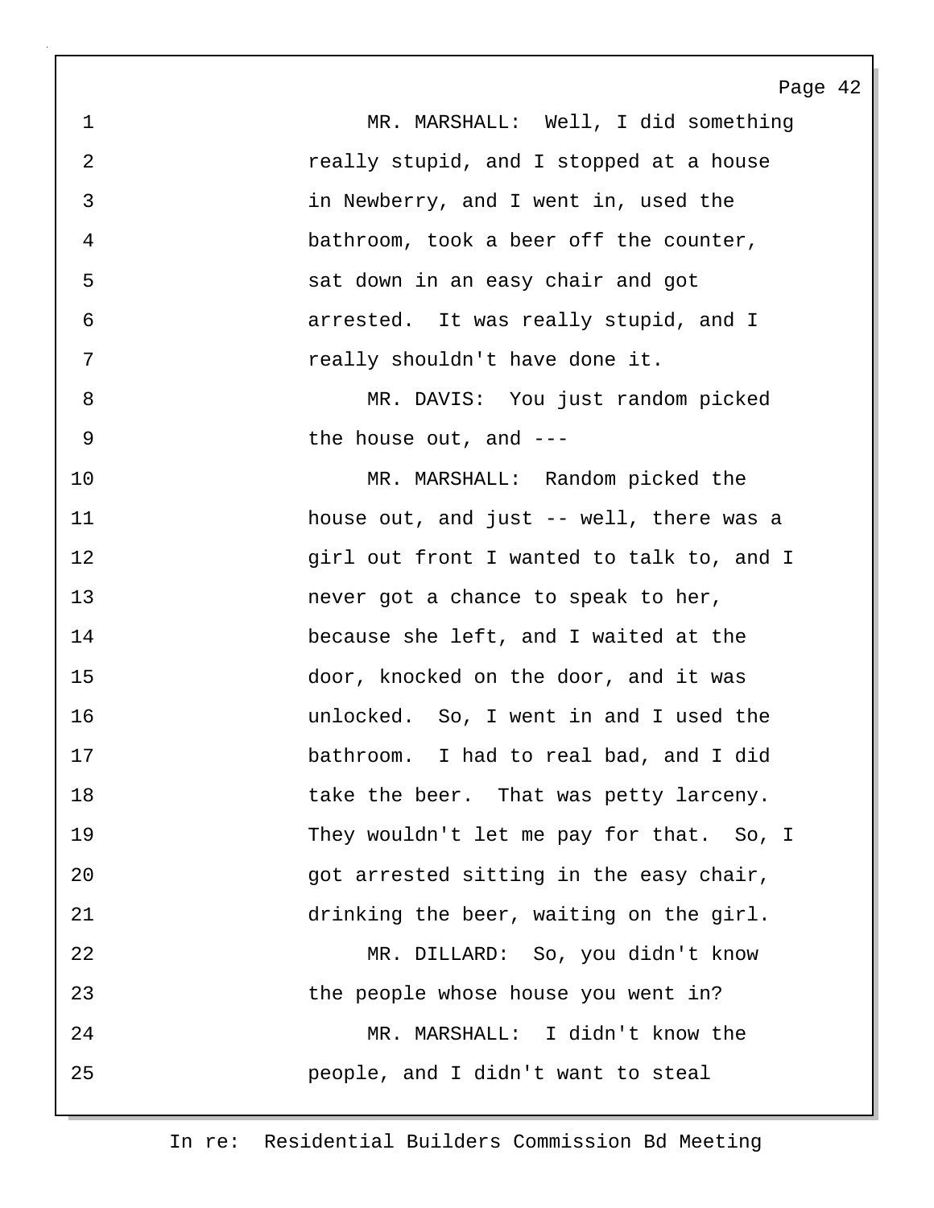MR. MARSHALL: Well, I did something really stupid, and I stopped at a house in Newberry, and I went in, used the bathroom, took a beer off the counter, sat down in an easy chair and got arrested. It was really stupid, and I really shouldn't have done it.

MR. DAVIS: You just random picked the house out, and ---

MR. MARSHALL: Random picked the house out, and just -- well, there was a girl out front I wanted to talk to, and I never got a chance to speak to her, because she left, and I waited at the door, knocked on the door, and it was unlocked. So, I went in and I used the bathroom. I had to real bad, and I did take the beer. That was petty larceny. They wouldn't let me pay for that. So, I got arrested sitting in the easy chair, drinking the beer, waiting on the girl.

MR. DILLARD: So, you didn't know the people whose house you went in?

MR. MARSHALL: I didn't know the people, and I didn't want to steal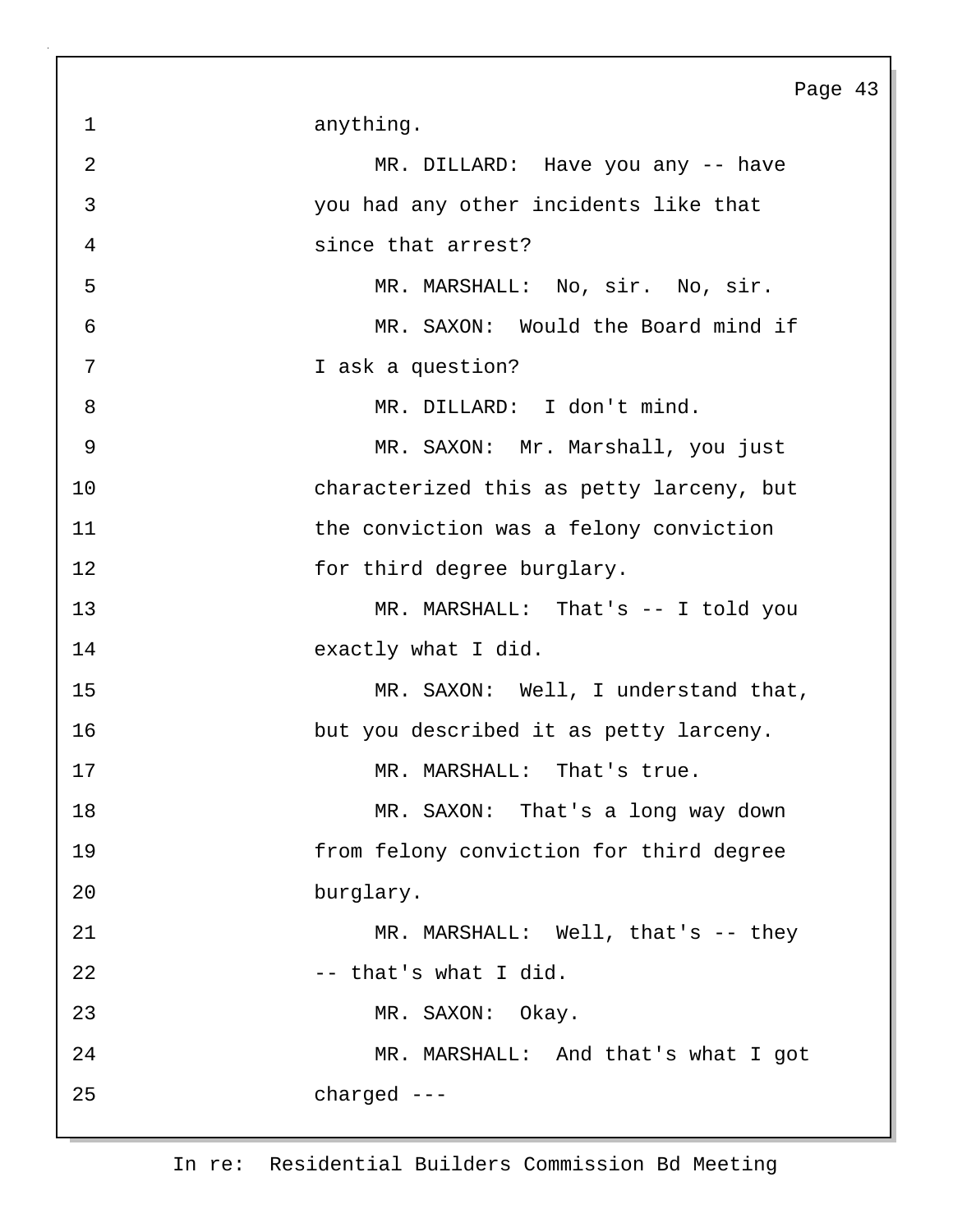anything.

MR. DILLARD: Have you any -- have you had any other incidents like that since that arrest?

MR. MARSHALL: No, sir. No, sir.

MR. SAXON: Would the Board mind if I ask a question?

MR. DILLARD: I don't mind.

MR. SAXON: Mr. Marshall, you just characterized this as petty larceny, but the conviction was a felony conviction for third degree burglary.

MR. MARSHALL: That's -- I told you exactly what I did.

MR. SAXON: Well, I understand that, but you described it as petty larceny.

MR. MARSHALL: That's true.

MR. SAXON: That's a long way down from felony conviction for third degree burglary.

MR. MARSHALL: Well, that's -- they -- that's what I did.

MR. SAXON: Okay.

MR. MARSHALL: And that's what I got charged ---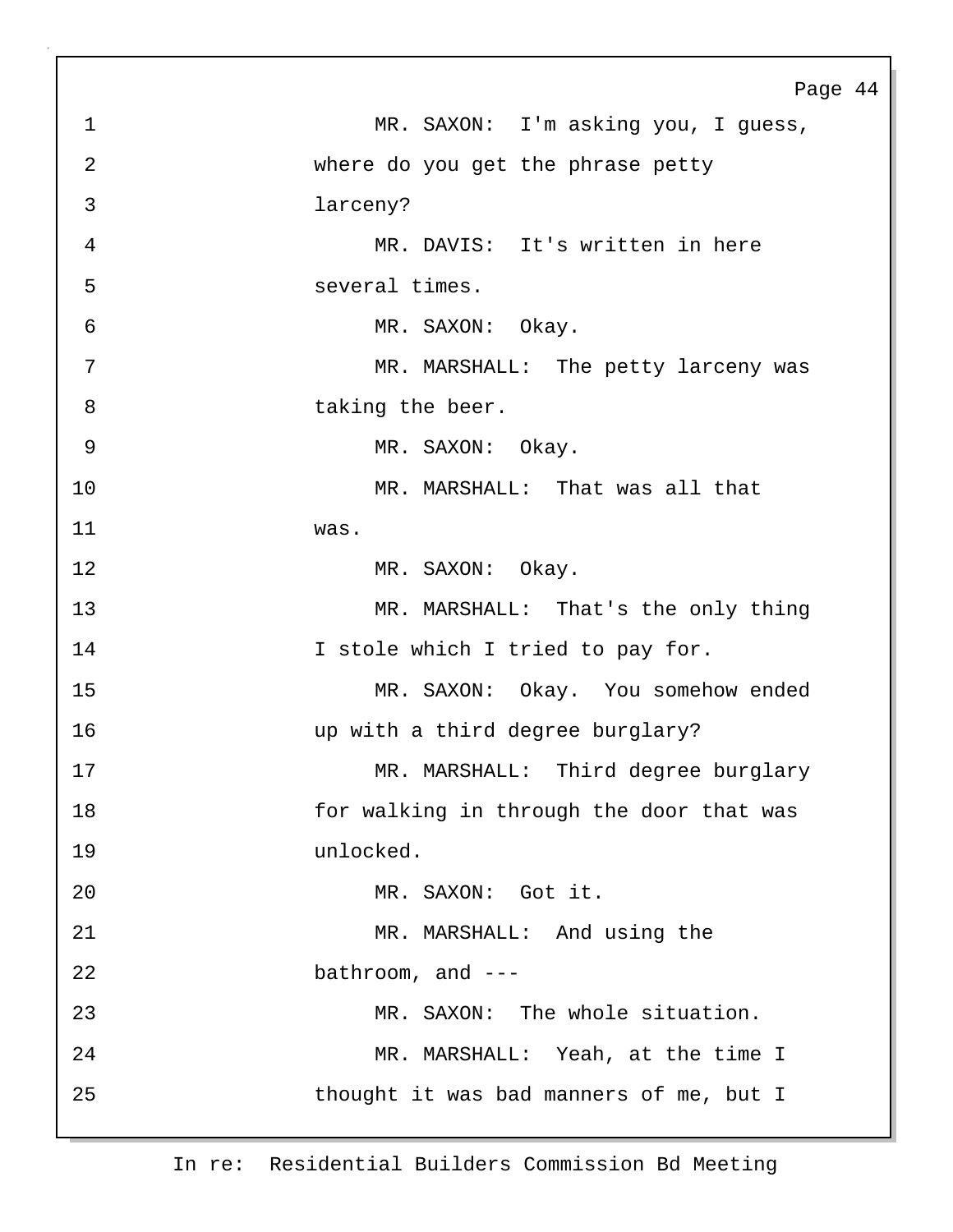1 MR. SAXON: I'm asking you, I guess,
2 where do you get the phrase petty
3 larceny?
4 MR. DAVIS: It's written in here
5 several times.
6 MR. SAXON: Okay.
7 MR. MARSHALL: The petty larceny was
8 taking the beer.
9 MR. SAXON: Okay.
10 MR. MARSHALL: That was all that
11 was.
12 MR. SAXON: Okay.
13 MR. MARSHALL: That's the only thing
14 I stole which I tried to pay for.
15 MR. SAXON: Okay. You somehow ended
16 up with a third degree burglary?
17 MR. MARSHALL: Third degree burglary
18 for walking in through the door that was
19 unlocked.
20 MR. SAXON: Got it.
21 MR. MARSHALL: And using the
22 bathroom, and ---
23 MR. SAXON: The whole situation.
24 MR. MARSHALL: Yeah, at the time I
25 thought it was bad manners of me, but I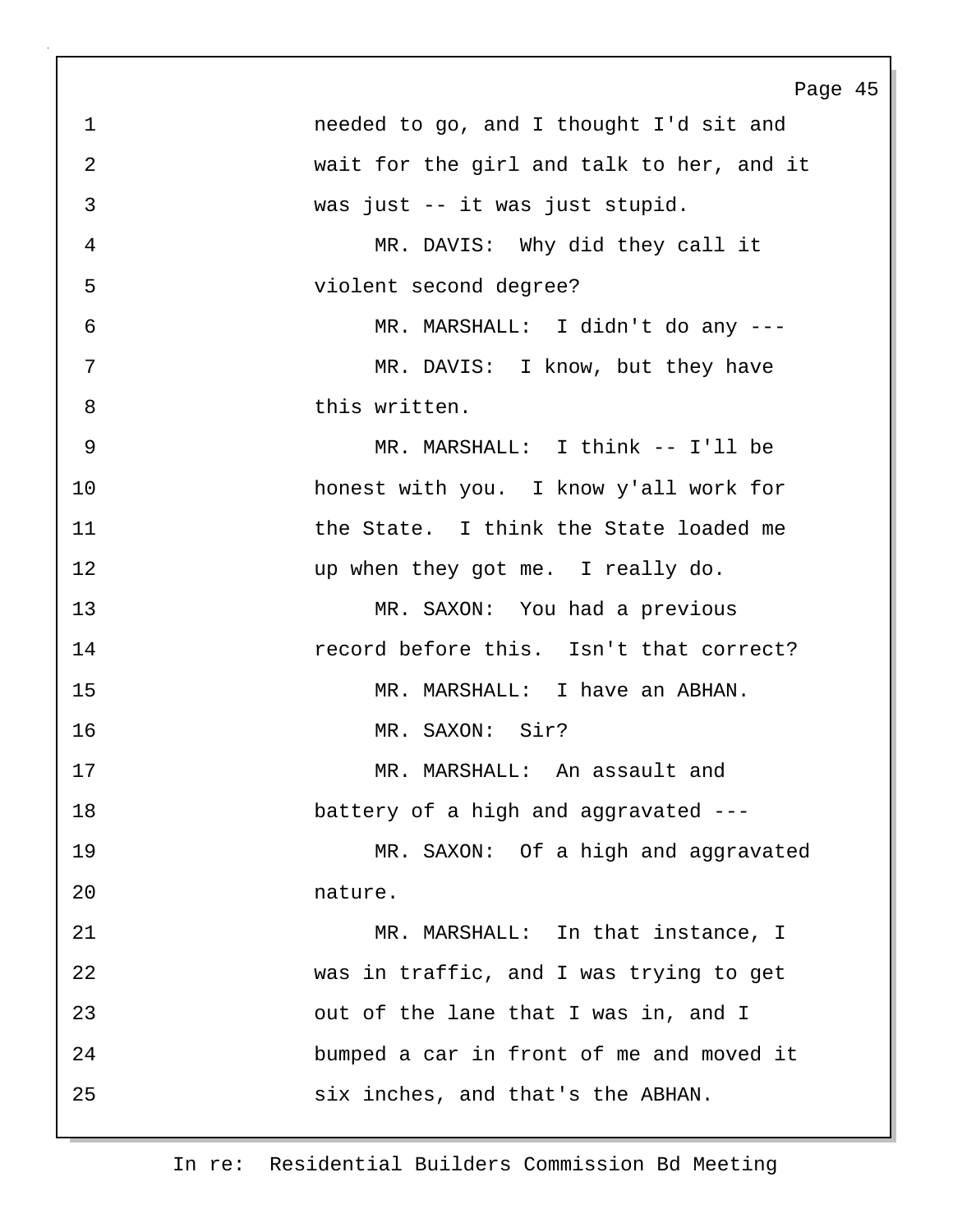needed to go, and I thought I'd sit and wait for the girl and talk to her, and it was just -- it was just stupid.

MR. DAVIS: Why did they call it violent second degree?

MR. MARSHALL: I didn't do any ---

MR. DAVIS: I know, but they have this written.

MR. MARSHALL: I think -- I'll be honest with you. I know y'all work for the State. I think the State loaded me up when they got me. I really do.

MR. SAXON: You had a previous record before this. Isn't that correct?

MR. MARSHALL: I have an ABHAN.

MR. SAXON: Sir?

MR. MARSHALL: An assault and battery of a high and aggravated ---

MR. SAXON: Of a high and aggravated nature.

MR. MARSHALL: In that instance, I was in traffic, and I was trying to get out of the lane that I was in, and I bumped a car in front of me and moved it six inches, and that's the ABHAN.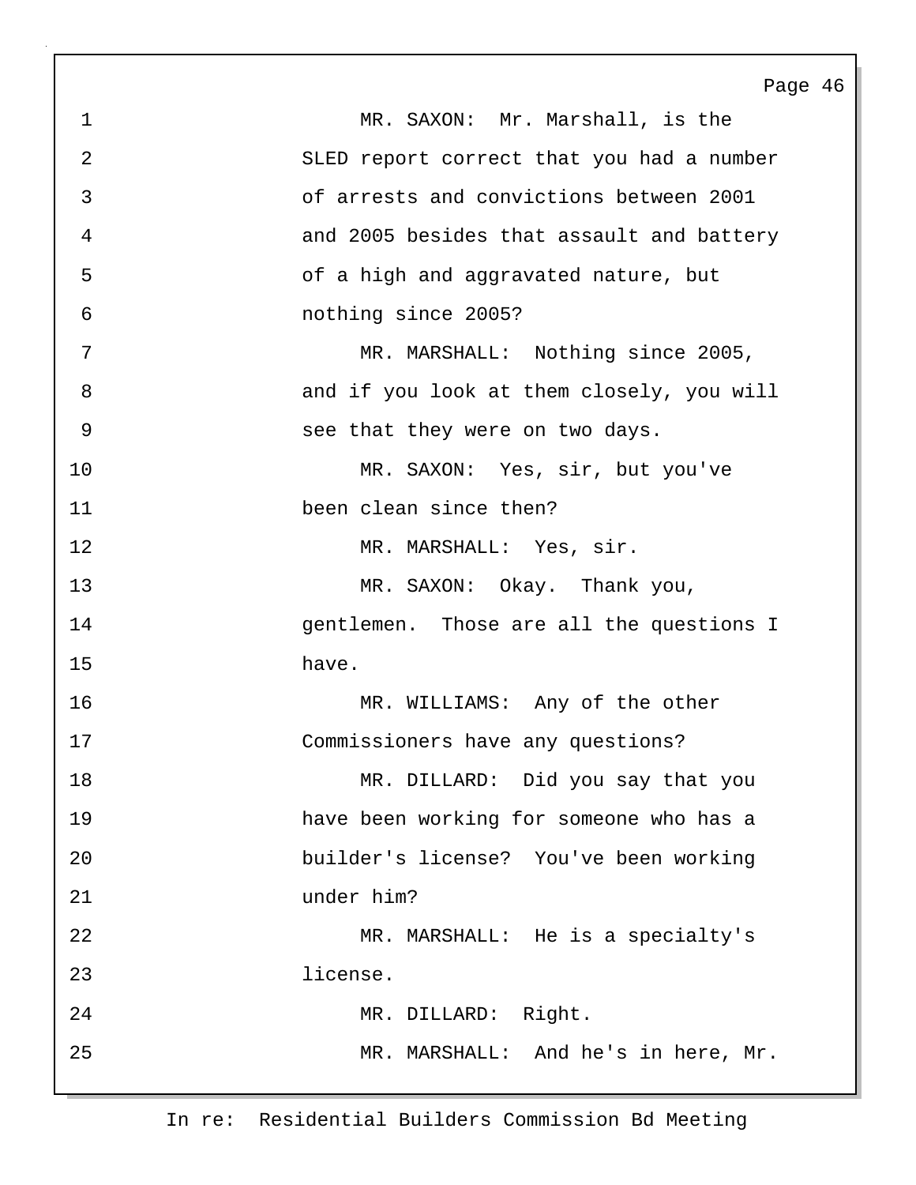MR. SAXON: Mr. Marshall, is the SLED report correct that you had a number of arrests and convictions between 2001 and 2005 besides that assault and battery of a high and aggravated nature, but nothing since 2005?

MR. MARSHALL: Nothing since 2005, and if you look at them closely, you will see that they were on two days.

MR. SAXON: Yes, sir, but you've been clean since then?

MR. MARSHALL: Yes, sir.

MR. SAXON: Okay. Thank you, gentlemen. Those are all the questions I have.

MR. WILLIAMS: Any of the other Commissioners have any questions?

MR. DILLARD: Did you say that you have been working for someone who has a builder's license? You've been working under him?

MR. MARSHALL: He is a specialty's license.

MR. DILLARD: Right.

MR. MARSHALL: And he's in here, Mr.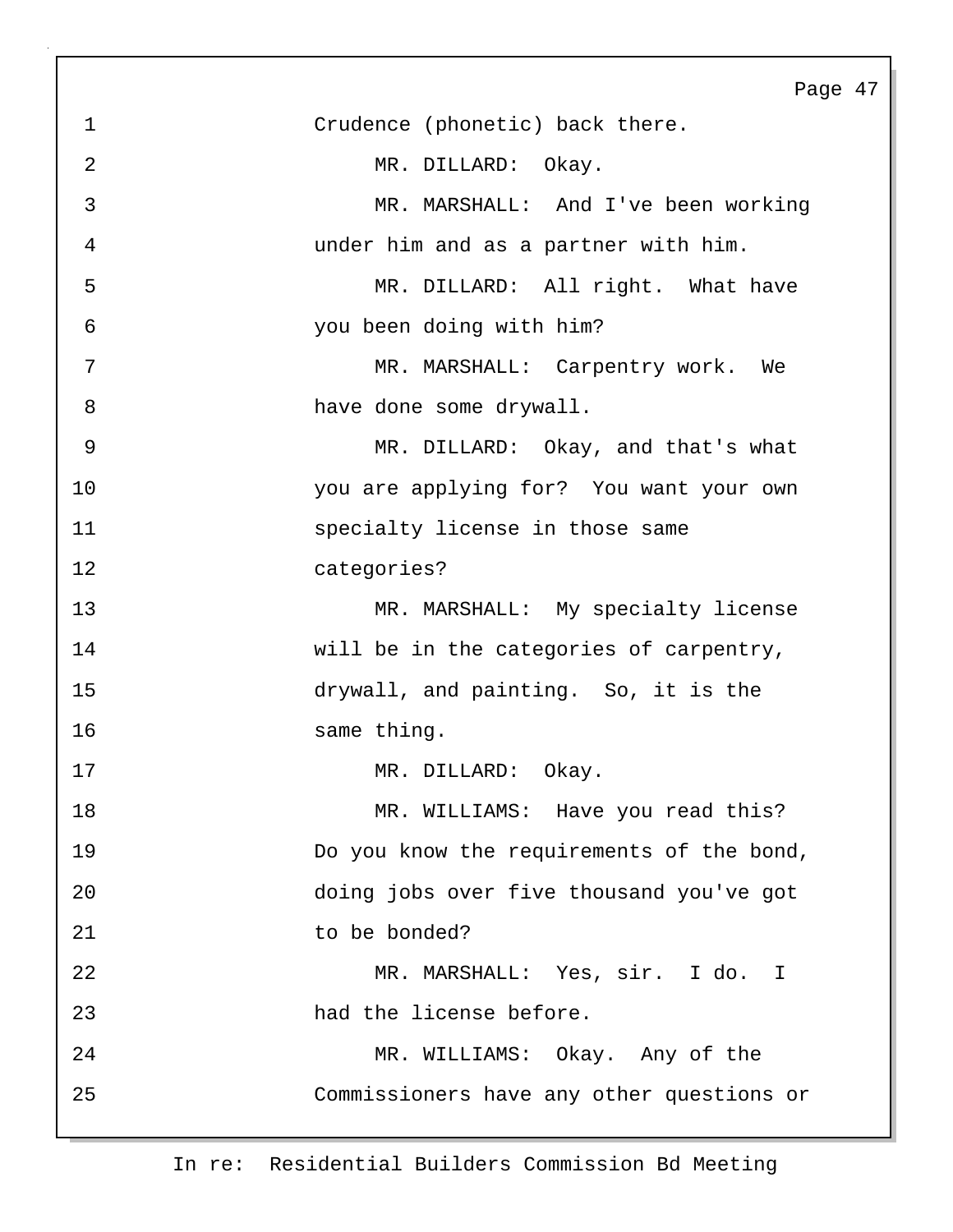Crudence (phonetic) back there.

MR. DILLARD: Okay.

MR. MARSHALL: And I've been working under him and as a partner with him.

MR. DILLARD: All right. What have you been doing with him?

MR. MARSHALL: Carpentry work. We have done some drywall.

MR. DILLARD: Okay, and that's what you are applying for? You want your own specialty license in those same categories?

MR. MARSHALL: My specialty license will be in the categories of carpentry, drywall, and painting. So, it is the same thing.

MR. DILLARD: Okay.

MR. WILLIAMS: Have you read this? Do you know the requirements of the bond, doing jobs over five thousand you've got to be bonded?

MR. MARSHALL: Yes, sir. I do. I had the license before.

MR. WILLIAMS: Okay. Any of the Commissioners have any other questions or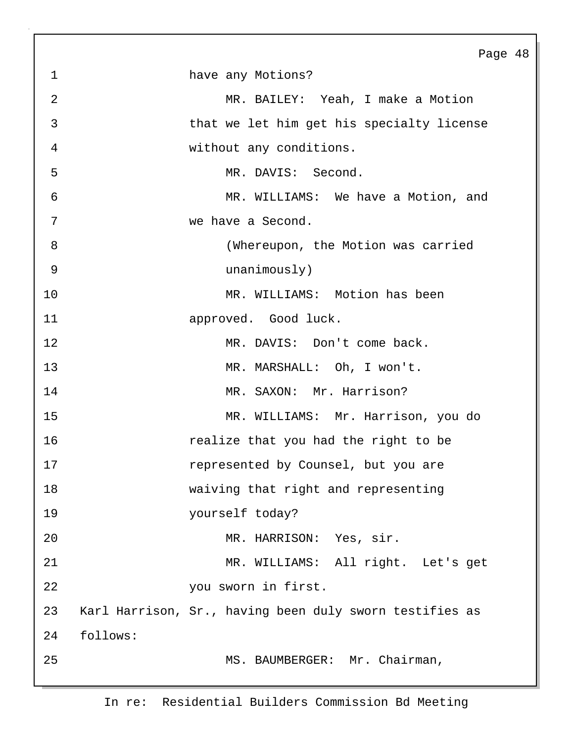1 have any Motions?

2 MR. BAILEY: Yeah, I make a Motion

3 that we let him get his specialty license

4 without any conditions.

5 MR. DAVIS: Second.

6 MR. WILLIAMS: We have a Motion, and

7 we have a Second.

8 (Whereupon, the Motion was carried

9 unanimously)

10 MR. WILLIAMS: Motion has been

11 approved. Good luck.

12 MR. DAVIS: Don't come back.

13 MR. MARSHALL: Oh, I won't.

14 MR. SAXON: Mr. Harrison?

15 MR. WILLIAMS: Mr. Harrison, you do

16 realize that you had the right to be

17 represented by Counsel, but you are

18 waiving that right and representing

19 yourself today?

20 MR. HARRISON: Yes, sir.

21 MR. WILLIAMS: All right. Let's get

22 you sworn in first.

23 Karl Harrison, Sr., having been duly sworn testifies as

24 follows:

25 MS. BAUMBERGER: Mr. Chairman,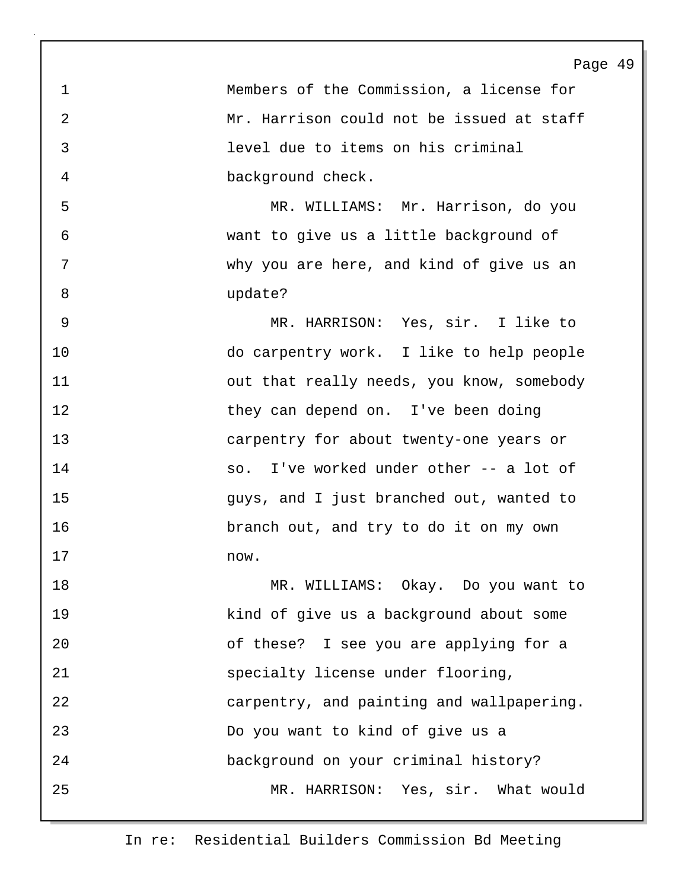Members of the Commission, a license for Mr. Harrison could not be issued at staff level due to items on his criminal background check.

MR. WILLIAMS: Mr. Harrison, do you want to give us a little background of why you are here, and kind of give us an update?

MR. HARRISON: Yes, sir. I like to do carpentry work. I like to help people out that really needs, you know, somebody they can depend on. I've been doing carpentry for about twenty-one years or so. I've worked under other -- a lot of guys, and I just branched out, wanted to branch out, and try to do it on my own now.

MR. WILLIAMS: Okay. Do you want to kind of give us a background about some of these? I see you are applying for a specialty license under flooring, carpentry, and painting and wallpapering. Do you want to kind of give us a background on your criminal history?

MR. HARRISON: Yes, sir. What would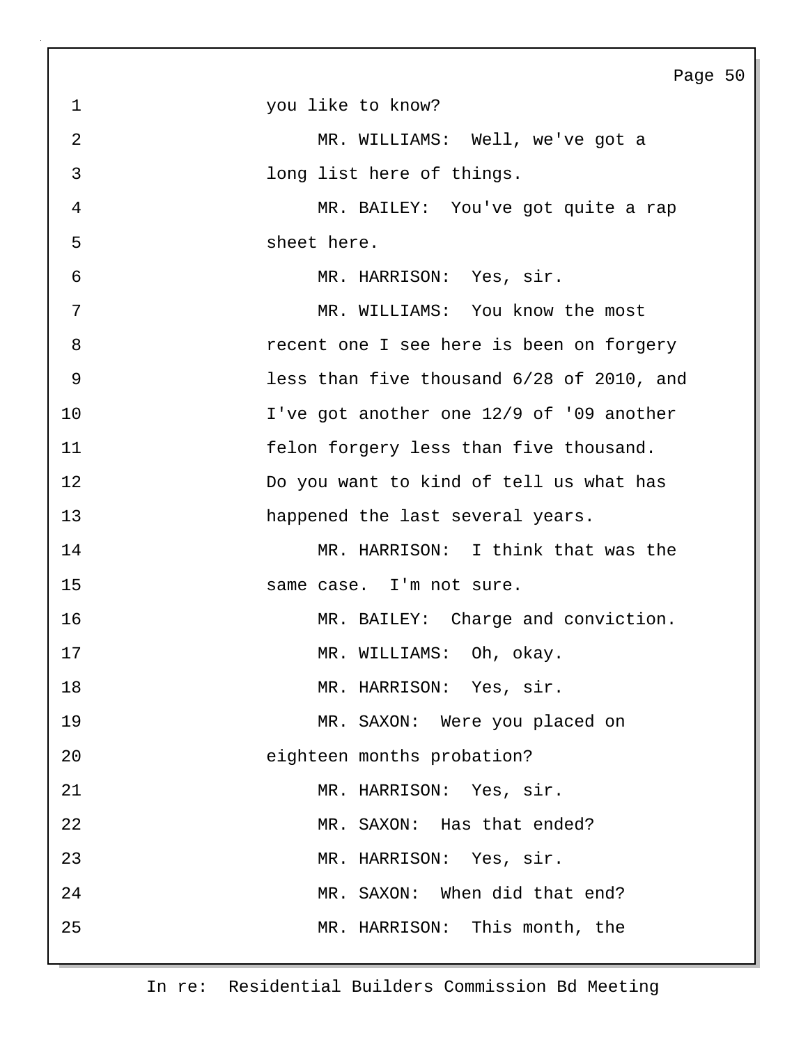you like to know?

MR. WILLIAMS: Well, we've got a long list here of things.

MR. BAILEY: You've got quite a rap sheet here.

MR. HARRISON: Yes, sir.

MR. WILLIAMS: You know the most recent one I see here is been on forgery less than five thousand 6/28 of 2010, and I've got another one 12/9 of '09 another felon forgery less than five thousand. Do you want to kind of tell us what has happened the last several years.

MR. HARRISON: I think that was the same case. I'm not sure.

MR. BAILEY: Charge and conviction.

MR. WILLIAMS: Oh, okay.

MR. HARRISON: Yes, sir.

MR. SAXON: Were you placed on eighteen months probation?

MR. HARRISON: Yes, sir.

MR. SAXON: Has that ended?

MR. HARRISON: Yes, sir.

MR. SAXON: When did that end?

MR. HARRISON: This month, the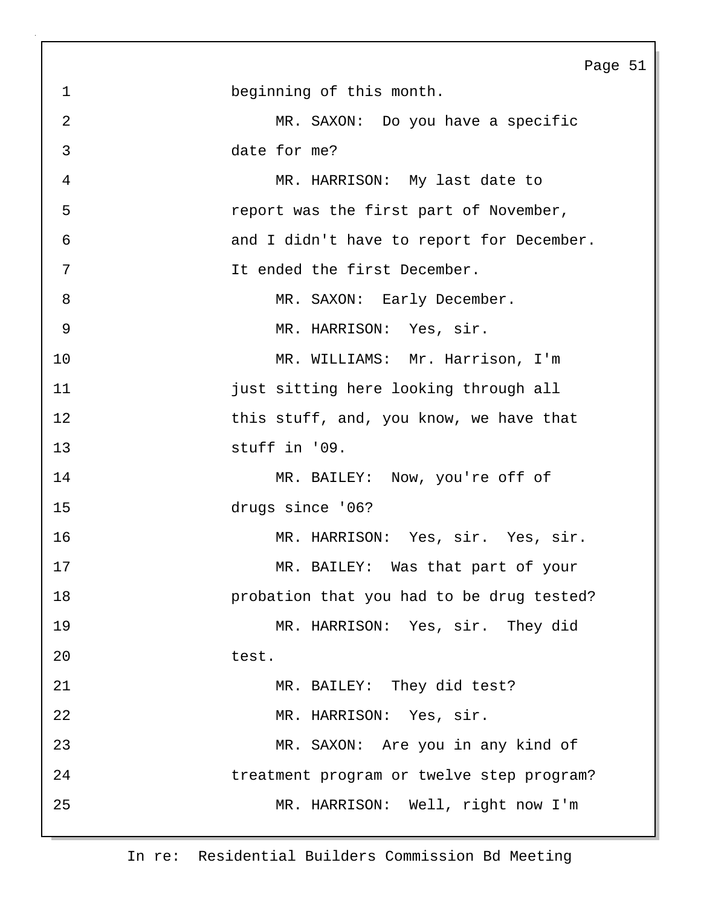beginning of this month.

MR. SAXON: Do you have a specific date for me?

MR. HARRISON: My last date to report was the first part of November, and I didn't have to report for December. It ended the first December.

MR. SAXON: Early December.

MR. HARRISON: Yes, sir.

MR. WILLIAMS: Mr. Harrison, I'm just sitting here looking through all this stuff, and, you know, we have that stuff in '09.

MR. BAILEY: Now, you're off of drugs since '06?

MR. HARRISON: Yes, sir. Yes, sir.

MR. BAILEY: Was that part of your probation that you had to be drug tested?

MR. HARRISON: Yes, sir. They did test.

MR. BAILEY: They did test?

MR. HARRISON: Yes, sir.

MR. SAXON: Are you in any kind of treatment program or twelve step program?

MR. HARRISON: Well, right now I'm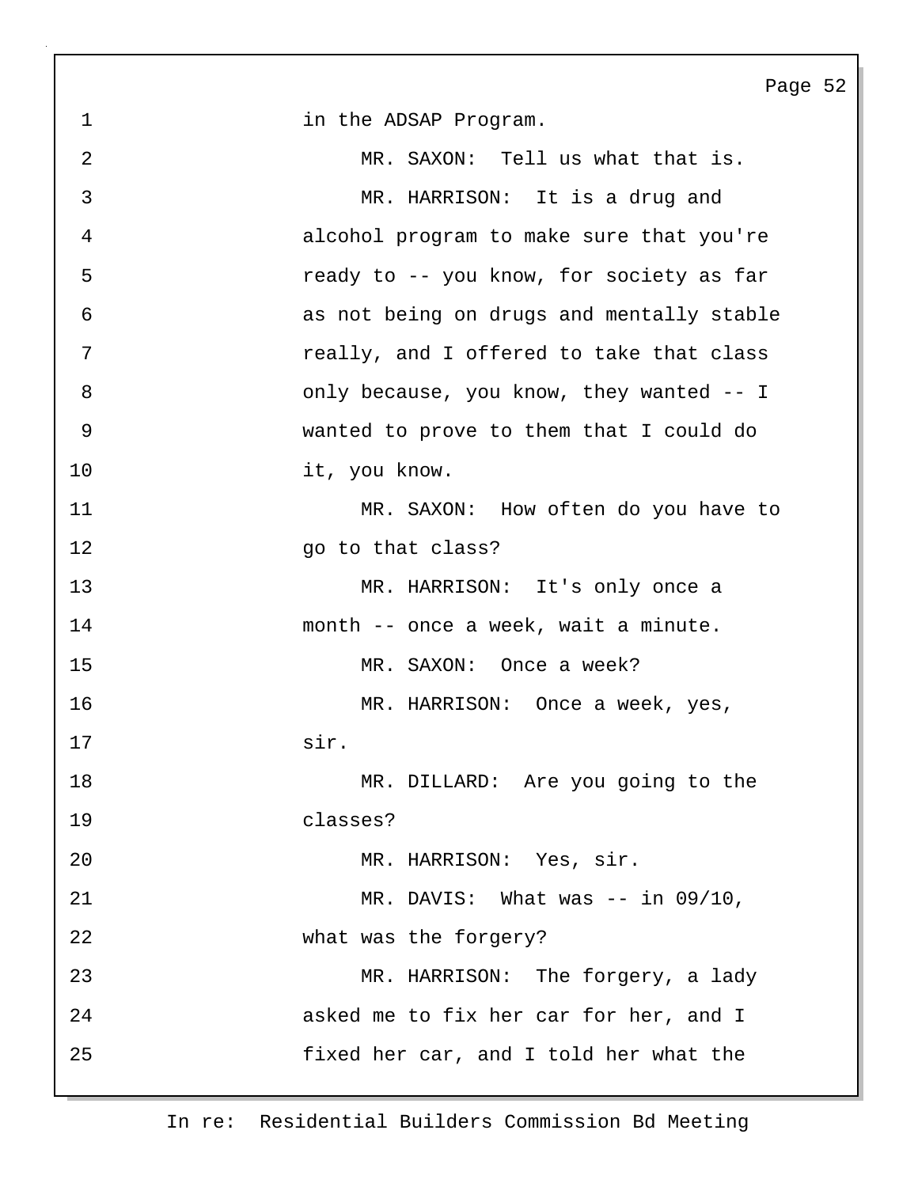in the ADSAP Program.

MR. SAXON: Tell us what that is.

MR. HARRISON: It is a drug and alcohol program to make sure that you're ready to -- you know, for society as far as not being on drugs and mentally stable really, and I offered to take that class only because, you know, they wanted -- I wanted to prove to them that I could do it, you know.

MR. SAXON: How often do you have to go to that class?

MR. HARRISON: It's only once a month -- once a week, wait a minute.

MR. SAXON: Once a week?

MR. HARRISON: Once a week, yes, sir.

MR. DILLARD: Are you going to the classes?

MR. HARRISON: Yes, sir.

MR. DAVIS: What was -- in 09/10, what was the forgery?

MR. HARRISON: The forgery, a lady asked me to fix her car for her, and I fixed her car, and I told her what the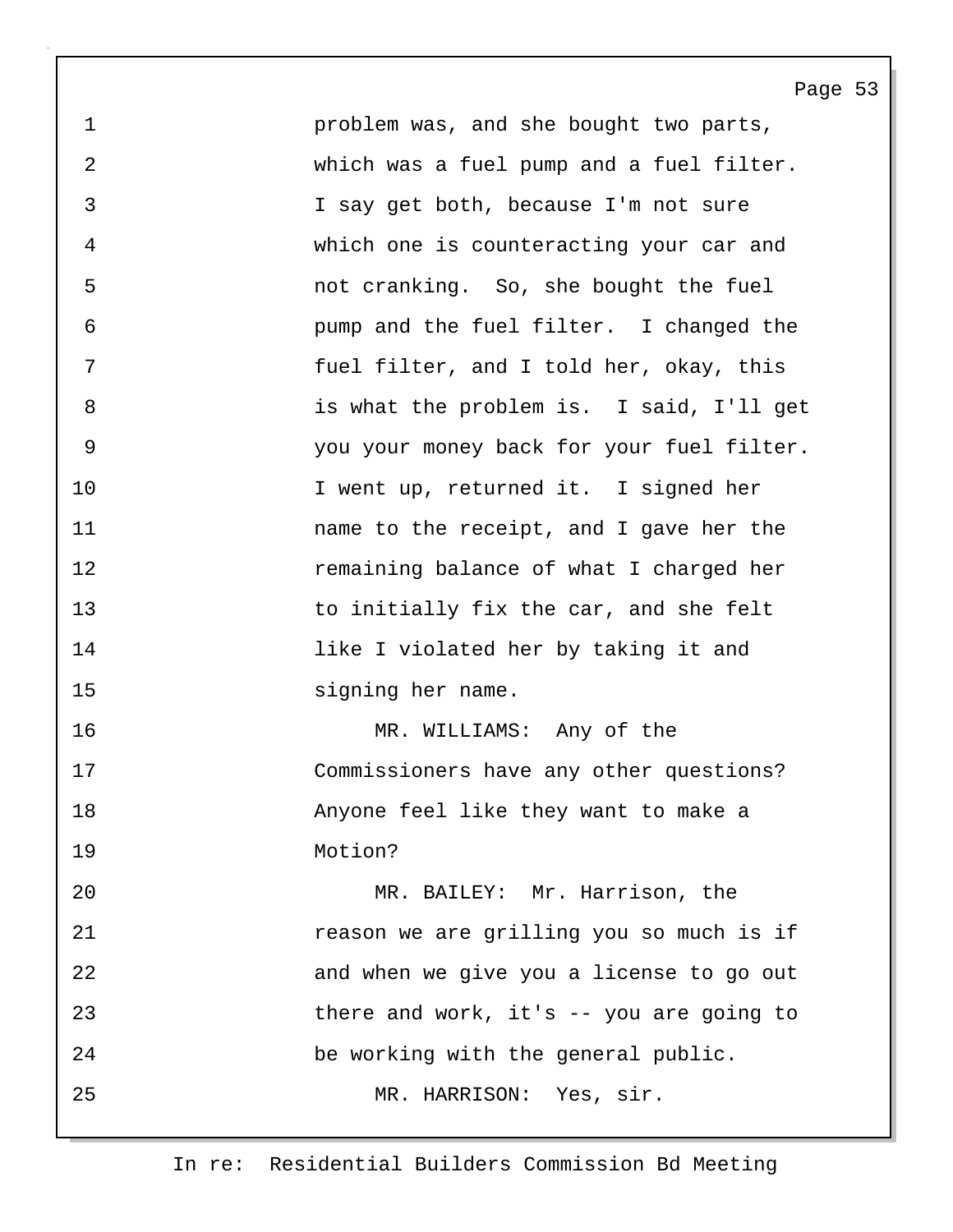problem was, and she bought two parts, which was a fuel pump and a fuel filter. I say get both, because I'm not sure which one is counteracting your car and not cranking. So, she bought the fuel pump and the fuel filter. I changed the fuel filter, and I told her, okay, this is what the problem is. I said, I'll get you your money back for your fuel filter. I went up, returned it. I signed her name to the receipt, and I gave her the remaining balance of what I charged her to initially fix the car, and she felt like I violated her by taking it and signing her name.

MR. WILLIAMS: Any of the Commissioners have any other questions? Anyone feel like they want to make a Motion?

MR. BAILEY: Mr. Harrison, the reason we are grilling you so much is if and when we give you a license to go out there and work, it's -- you are going to be working with the general public.

MR. HARRISON: Yes, sir.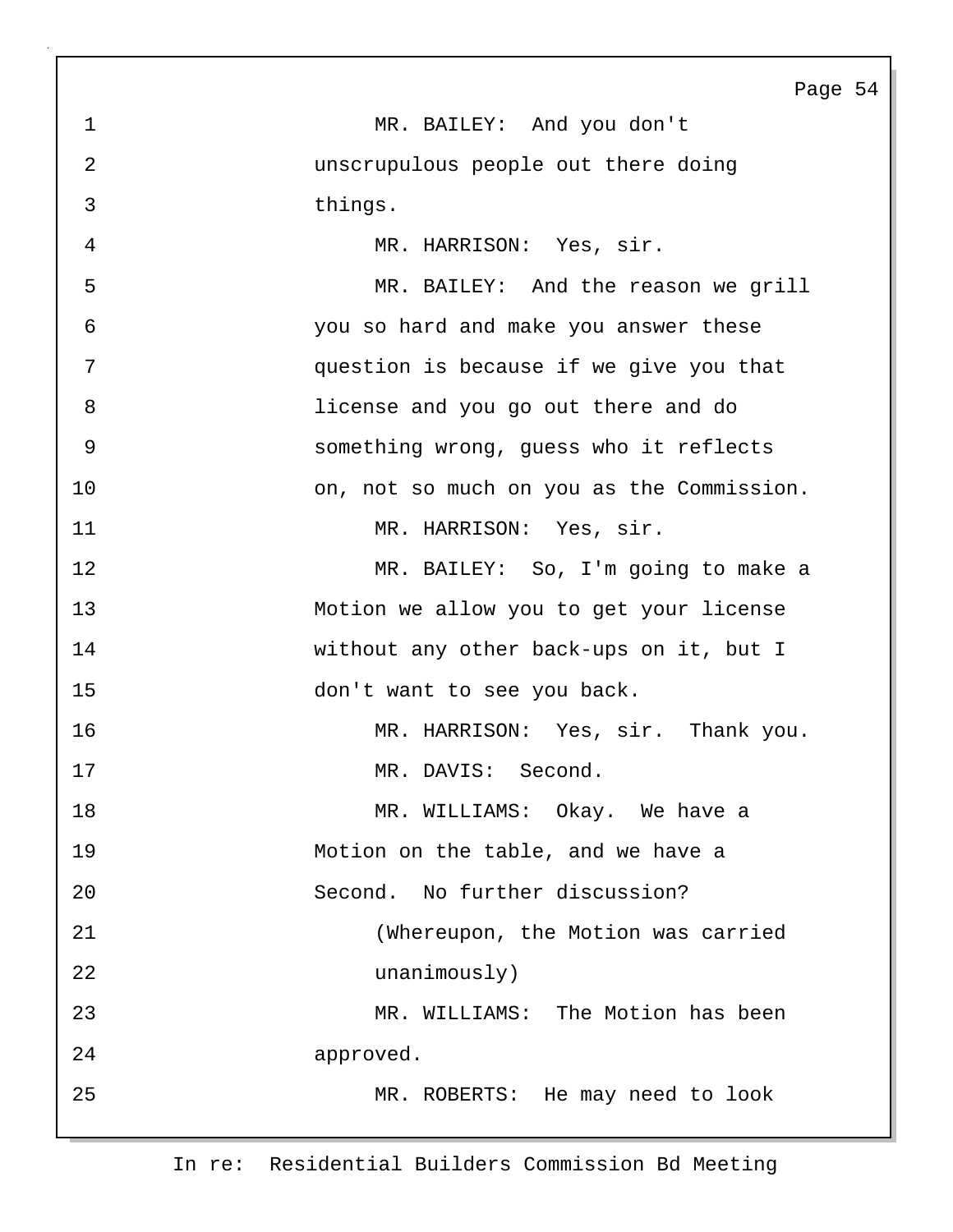MR. BAILEY: And you don't unscrupulous people out there doing things.

MR. HARRISON: Yes, sir.

MR. BAILEY: And the reason we grill you so hard and make you answer these question is because if we give you that license and you go out there and do something wrong, guess who it reflects on, not so much on you as the Commission.

MR. HARRISON: Yes, sir.

MR. BAILEY: So, I'm going to make a Motion we allow you to get your license without any other back-ups on it, but I don't want to see you back.

MR. HARRISON: Yes, sir. Thank you.

MR. DAVIS: Second.

MR. WILLIAMS: Okay. We have a Motion on the table, and we have a Second. No further discussion?

(Whereupon, the Motion was carried unanimously)

MR. WILLIAMS: The Motion has been approved.

MR. ROBERTS: He may need to look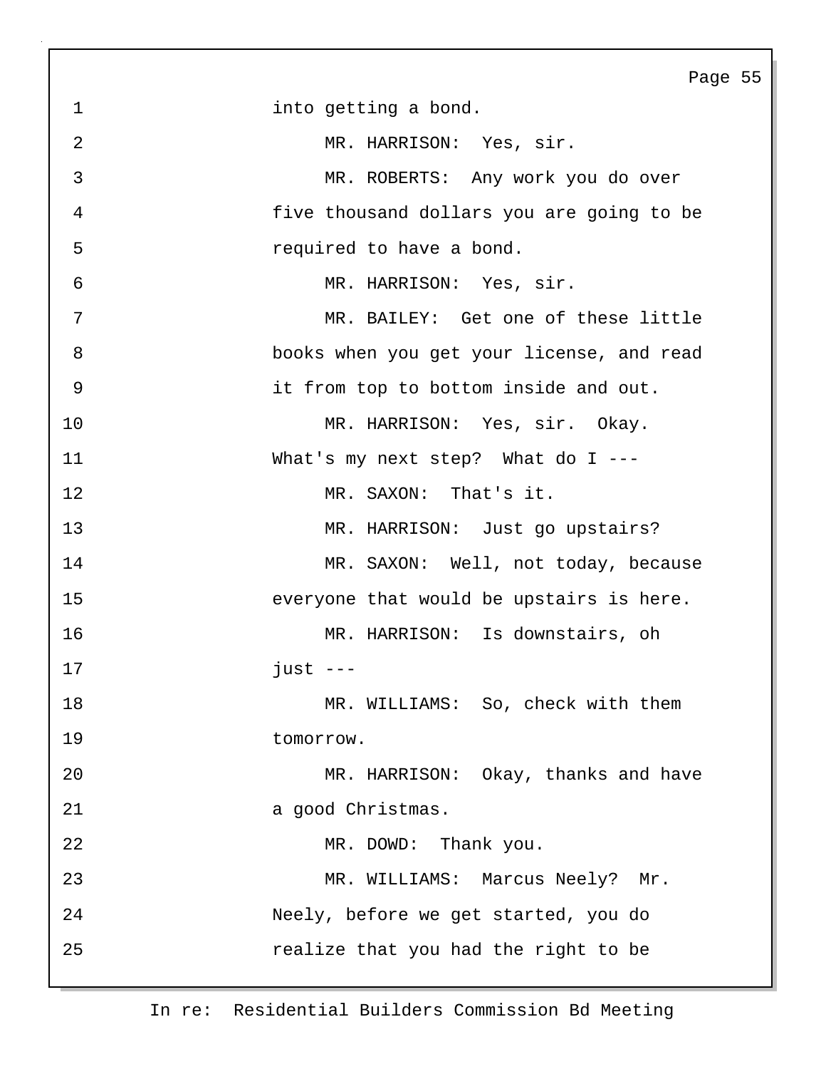into getting a bond.

MR. HARRISON: Yes, sir.

MR. ROBERTS: Any work you do over five thousand dollars you are going to be required to have a bond.

MR. HARRISON: Yes, sir.

MR. BAILEY: Get one of these little books when you get your license, and read it from top to bottom inside and out.

MR. HARRISON: Yes, sir. Okay. What's my next step? What do I ---

MR. SAXON: That's it.

MR. HARRISON: Just go upstairs?

MR. SAXON: Well, not today, because everyone that would be upstairs is here.

MR. HARRISON: Is downstairs, oh just ---

MR. WILLIAMS: So, check with them tomorrow.

MR. HARRISON: Okay, thanks and have a good Christmas.

MR. DOWD: Thank you.

MR. WILLIAMS: Marcus Neely? Mr. Neely, before we get started, you do realize that you had the right to be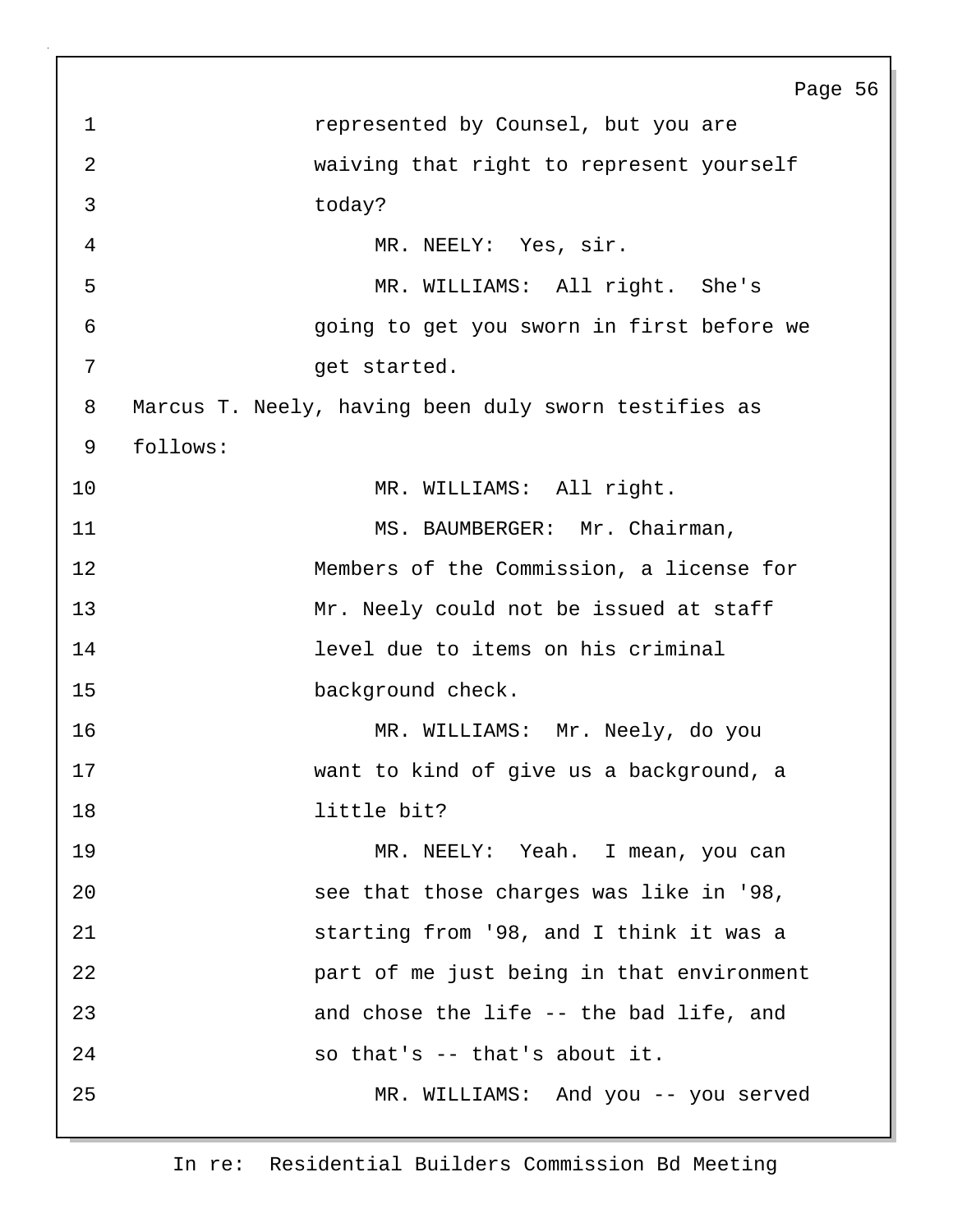represented by Counsel, but you are waiving that right to represent yourself today?

MR. NEELY: Yes, sir.

MR. WILLIAMS: All right. She's going to get you sworn in first before we get started.

Marcus T. Neely, having been duly sworn testifies as follows:

MR. WILLIAMS: All right.

MS. BAUMBERGER: Mr. Chairman, Members of the Commission, a license for Mr. Neely could not be issued at staff level due to items on his criminal background check.

MR. WILLIAMS: Mr. Neely, do you want to kind of give us a background, a little bit?

MR. NEELY: Yeah. I mean, you can see that those charges was like in '98, starting from '98, and I think it was a part of me just being in that environment and chose the life -- the bad life, and so that's -- that's about it.

MR. WILLIAMS: And you -- you served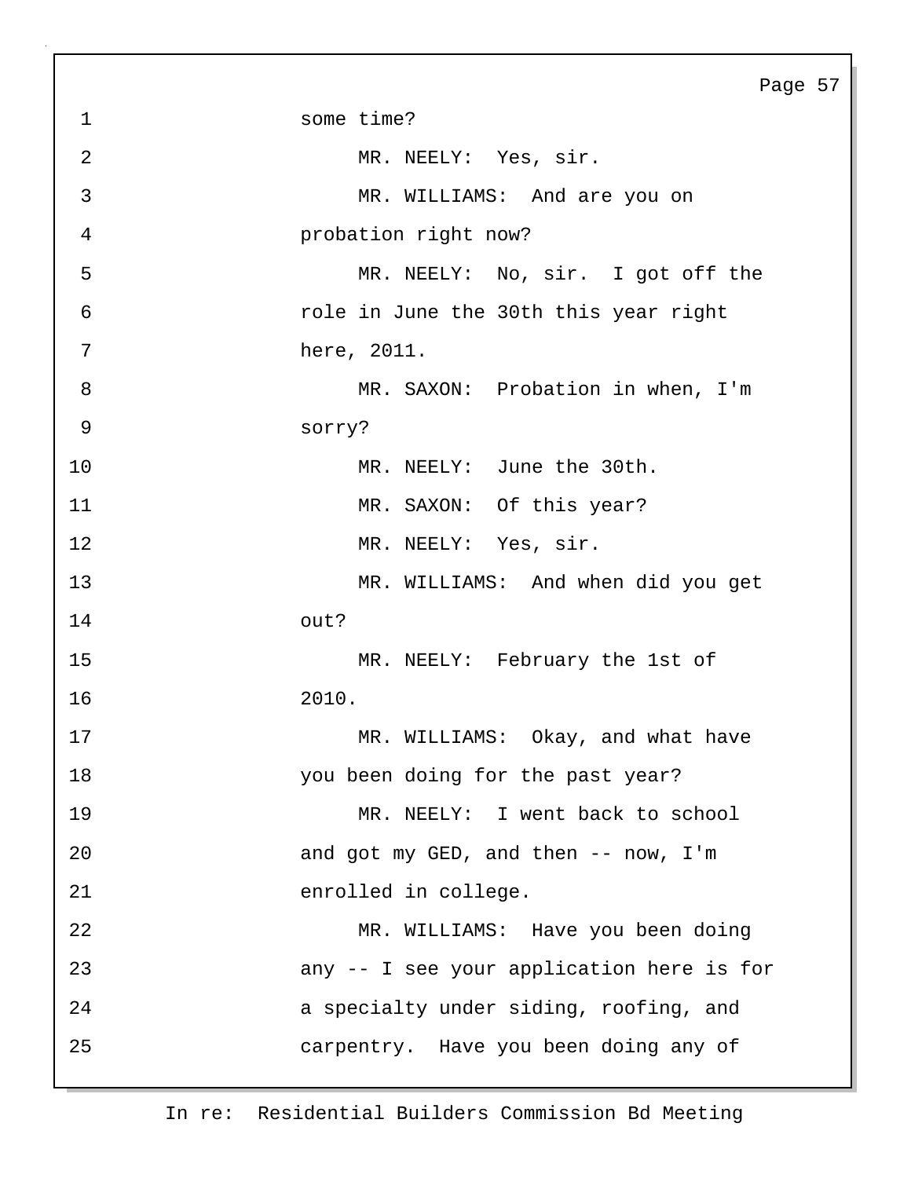some time?

MR. NEELY: Yes, sir.

MR. WILLIAMS: And are you on probation right now?

MR. NEELY: No, sir. I got off the role in June the 30th this year right here, 2011.

MR. SAXON: Probation in when, I'm sorry?

MR. NEELY: June the 30th.

MR. SAXON: Of this year?

MR. NEELY: Yes, sir.

MR. WILLIAMS: And when did you get out?

MR. NEELY: February the 1st of 2010.

MR. WILLIAMS: Okay, and what have you been doing for the past year?

MR. NEELY: I went back to school and got my GED, and then -- now, I'm enrolled in college.

MR. WILLIAMS: Have you been doing any -- I see your application here is for a specialty under siding, roofing, and carpentry. Have you been doing any of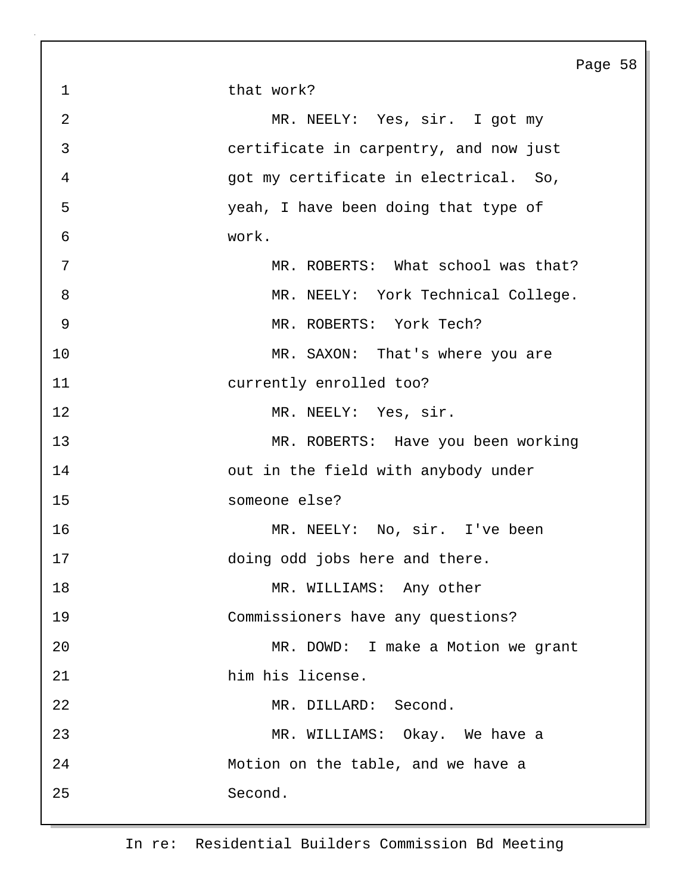that work?

MR. NEELY: Yes, sir. I got my certificate in carpentry, and now just got my certificate in electrical. So, yeah, I have been doing that type of work.

MR. ROBERTS: What school was that?

MR. NEELY: York Technical College.

MR. ROBERTS: York Tech?

MR. SAXON: That's where you are currently enrolled too?

MR. NEELY: Yes, sir.

MR. ROBERTS: Have you been working out in the field with anybody under someone else?

MR. NEELY: No, sir. I've been doing odd jobs here and there.

MR. WILLIAMS: Any other Commissioners have any questions?

MR. DOWD: I make a Motion we grant him his license.

MR. DILLARD: Second.

MR. WILLIAMS: Okay. We have a Motion on the table, and we have a Second.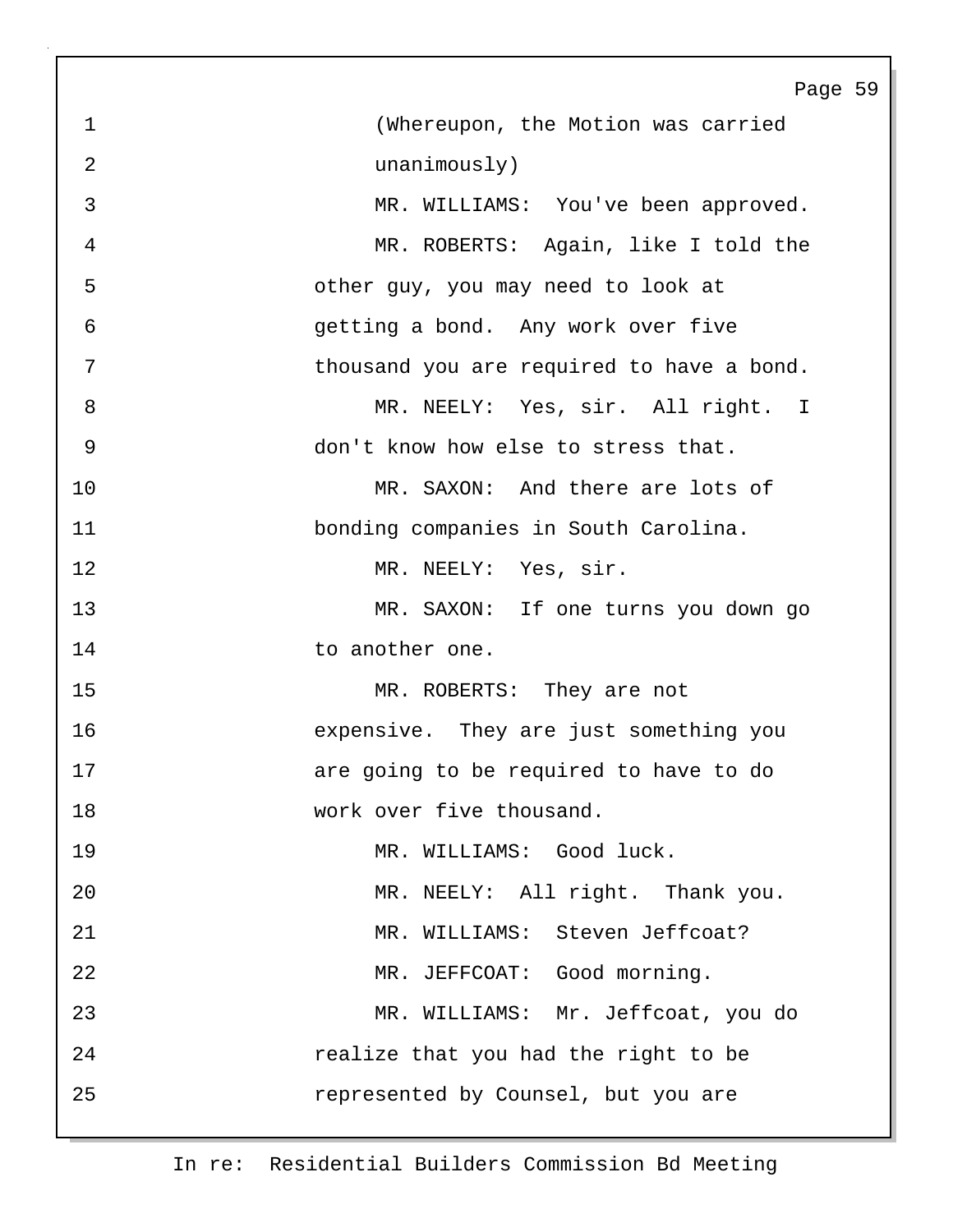(Whereupon, the Motion was carried unanimously)

MR. WILLIAMS: You've been approved.

MR. ROBERTS: Again, like I told the other guy, you may need to look at getting a bond. Any work over five thousand you are required to have a bond.

MR. NEELY: Yes, sir. All right. I don't know how else to stress that.

MR. SAXON: And there are lots of bonding companies in South Carolina.

MR. NEELY: Yes, sir.

MR. SAXON: If one turns you down go to another one.

MR. ROBERTS: They are not expensive. They are just something you are going to be required to have to do work over five thousand.

MR. WILLIAMS: Good luck.

MR. NEELY: All right. Thank you.

MR. WILLIAMS: Steven Jeffcoat?

MR. JEFFCOAT: Good morning.

MR. WILLIAMS: Mr. Jeffcoat, you do realize that you had the right to be represented by Counsel, but you are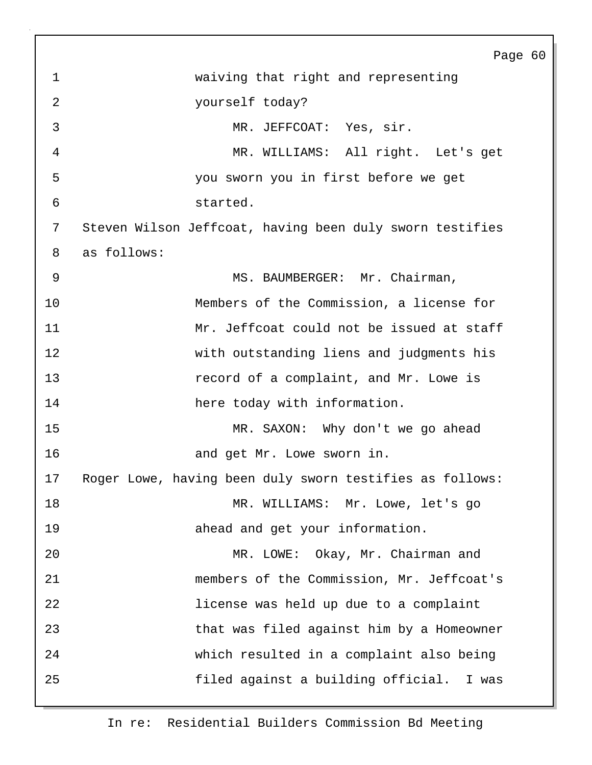waiving that right and representing yourself today?

MR. JEFFCOAT: Yes, sir.

MR. WILLIAMS: All right. Let's get you sworn you in first before we get started.

Steven Wilson Jeffcoat, having been duly sworn testifies as follows:

MS. BAUMBERGER: Mr. Chairman, Members of the Commission, a license for Mr. Jeffcoat could not be issued at staff with outstanding liens and judgments his record of a complaint, and Mr. Lowe is here today with information.

MR. SAXON: Why don't we go ahead and get Mr. Lowe sworn in.

Roger Lowe, having been duly sworn testifies as follows:

MR. WILLIAMS: Mr. Lowe, let's go ahead and get your information.

MR. LOWE: Okay, Mr. Chairman and members of the Commission, Mr. Jeffcoat's license was held up due to a complaint that was filed against him by a Homeowner which resulted in a complaint also being filed against a building official. I was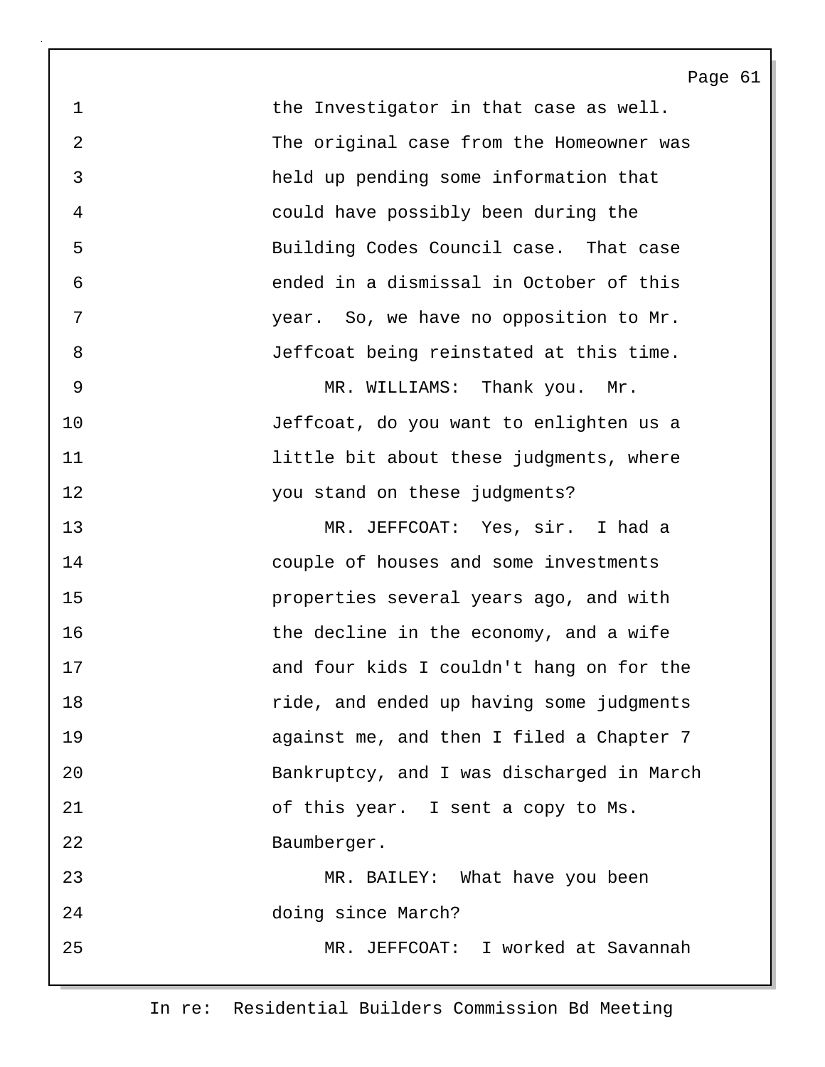the Investigator in that case as well. The original case from the Homeowner was held up pending some information that could have possibly been during the Building Codes Council case. That case ended in a dismissal in October of this year. So, we have no opposition to Mr. Jeffcoat being reinstated at this time.

MR. WILLIAMS: Thank you. Mr. Jeffcoat, do you want to enlighten us a little bit about these judgments, where you stand on these judgments?

MR. JEFFCOAT: Yes, sir. I had a couple of houses and some investments properties several years ago, and with the decline in the economy, and a wife and four kids I couldn't hang on for the ride, and ended up having some judgments against me, and then I filed a Chapter 7 Bankruptcy, and I was discharged in March of this year. I sent a copy to Ms. Baumberger.

MR. BAILEY: What have you been doing since March?

MR. JEFFCOAT: I worked at Savannah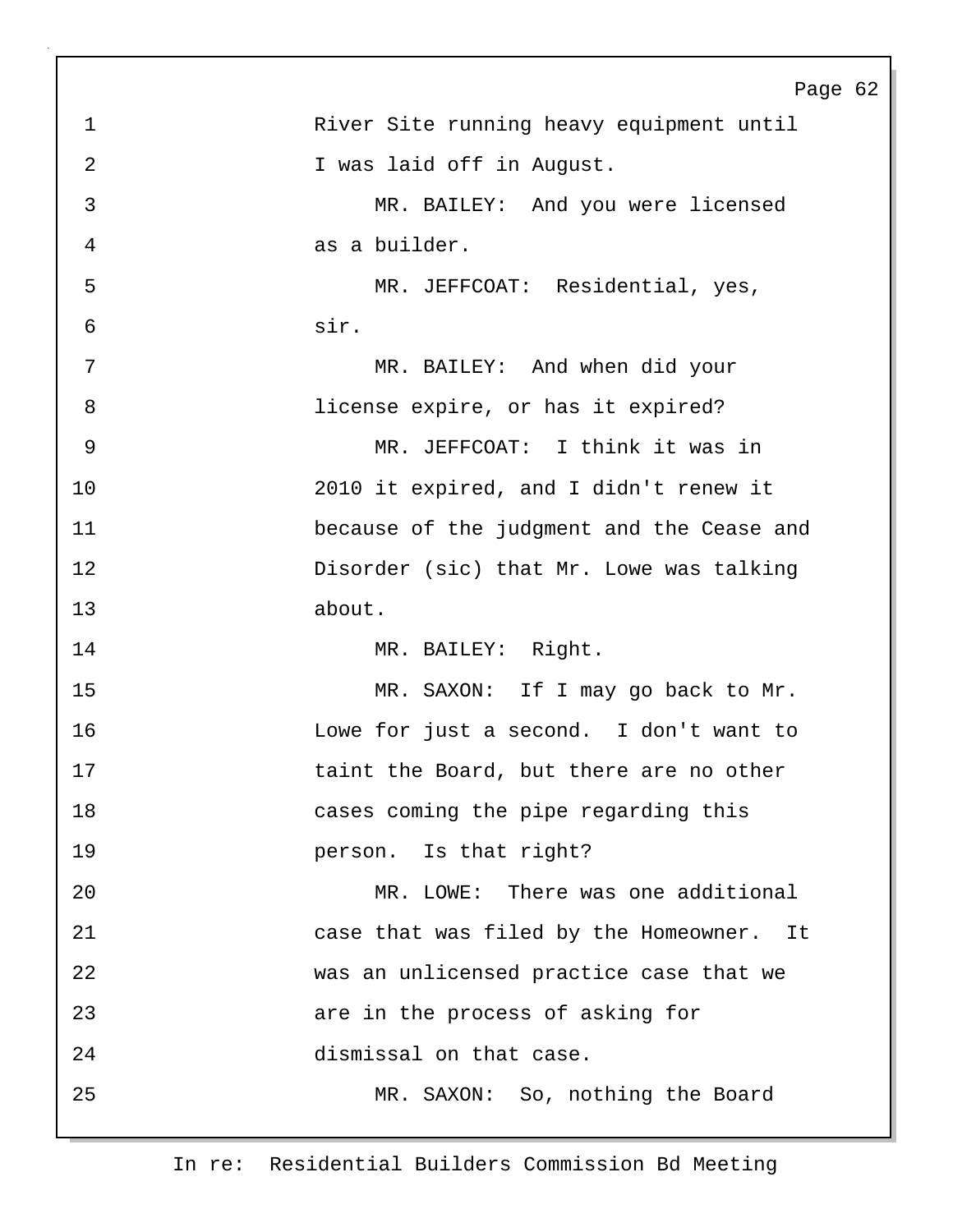River Site running heavy equipment until I was laid off in August.

MR. BAILEY: And you were licensed as a builder.

MR. JEFFCOAT: Residential, yes, sir.

MR. BAILEY: And when did your license expire, or has it expired?

MR. JEFFCOAT: I think it was in 2010 it expired, and I didn't renew it because of the judgment and the Cease and Disorder (sic) that Mr. Lowe was talking about.

MR. BAILEY: Right.

MR. SAXON: If I may go back to Mr. Lowe for just a second. I don't want to taint the Board, but there are no other cases coming the pipe regarding this person. Is that right?

MR. LOWE: There was one additional case that was filed by the Homeowner. It was an unlicensed practice case that we are in the process of asking for dismissal on that case.

MR. SAXON: So, nothing the Board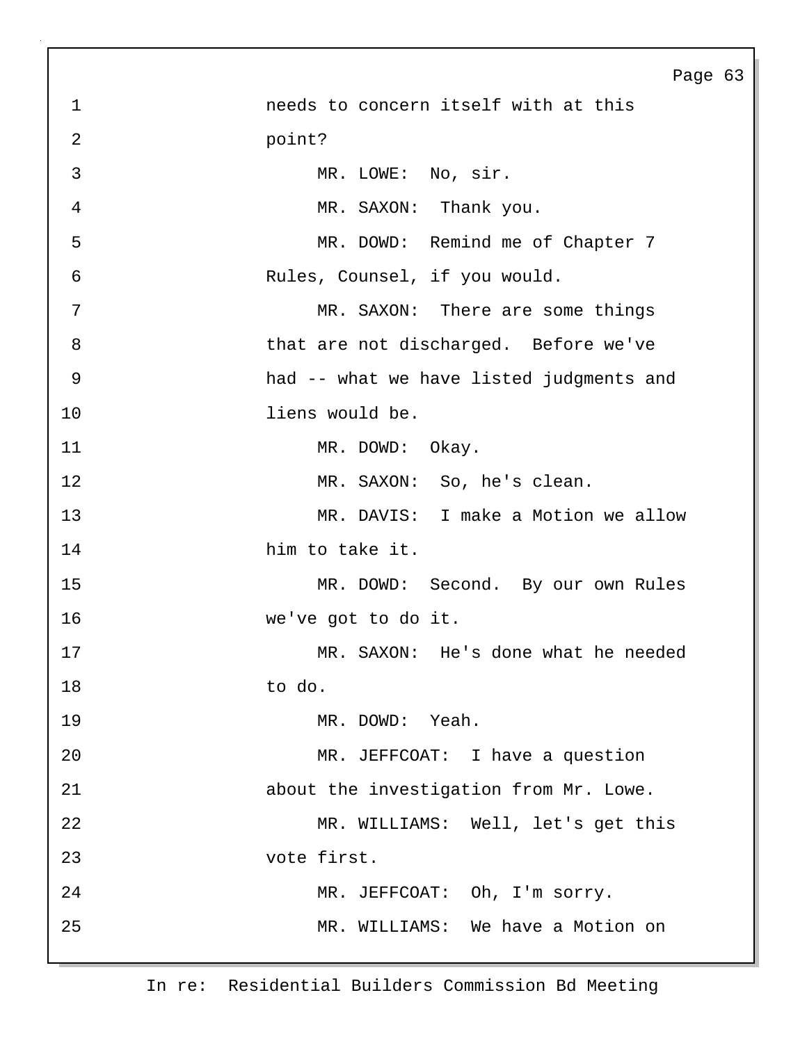needs to concern itself with at this point?

MR. LOWE: No, sir.

MR. SAXON: Thank you.

MR. DOWD: Remind me of Chapter 7 Rules, Counsel, if you would.

MR. SAXON: There are some things that are not discharged. Before we've had -- what we have listed judgments and liens would be.

MR. DOWD: Okay.

MR. SAXON: So, he's clean.

MR. DAVIS: I make a Motion we allow him to take it.

MR. DOWD: Second. By our own Rules we've got to do it.

MR. SAXON: He's done what he needed to do.

MR. DOWD: Yeah.

MR. JEFFCOAT: I have a question about the investigation from Mr. Lowe.

MR. WILLIAMS: Well, let's get this vote first.

MR. JEFFCOAT: Oh, I'm sorry.

MR. WILLIAMS: We have a Motion on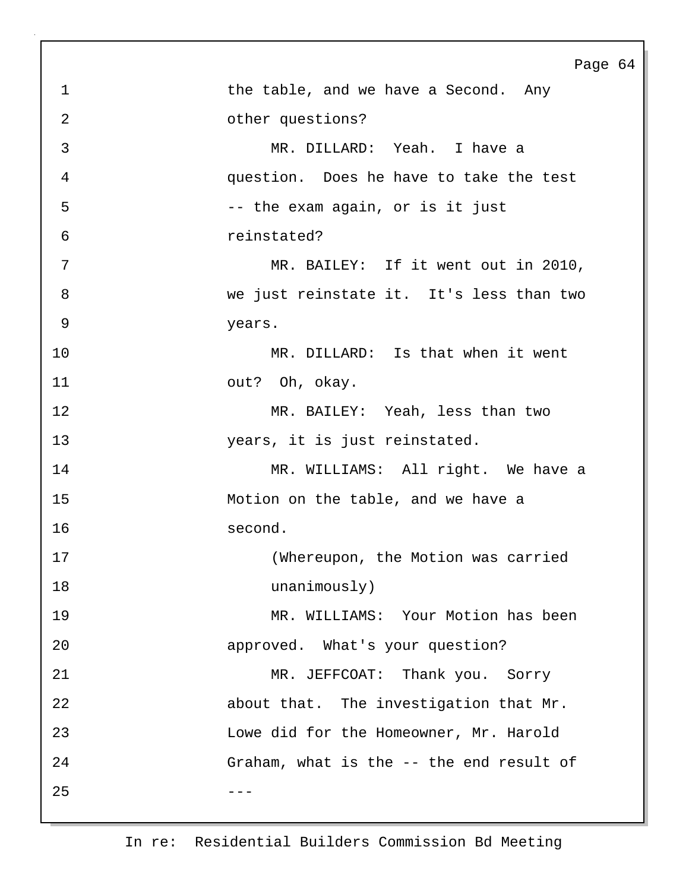the table, and we have a Second. Any other questions?

MR. DILLARD: Yeah. I have a question. Does he have to take the test -- the exam again, or is it just reinstated?

MR. BAILEY: If it went out in 2010, we just reinstate it. It's less than two years.

MR. DILLARD: Is that when it went out? Oh, okay.

MR. BAILEY: Yeah, less than two years, it is just reinstated.

MR. WILLIAMS: All right. We have a Motion on the table, and we have a second.

(Whereupon, the Motion was carried unanimously)

MR. WILLIAMS: Your Motion has been approved. What's your question?

MR. JEFFCOAT: Thank you. Sorry about that. The investigation that Mr. Lowe did for the Homeowner, Mr. Harold Graham, what is the -- the end result of ---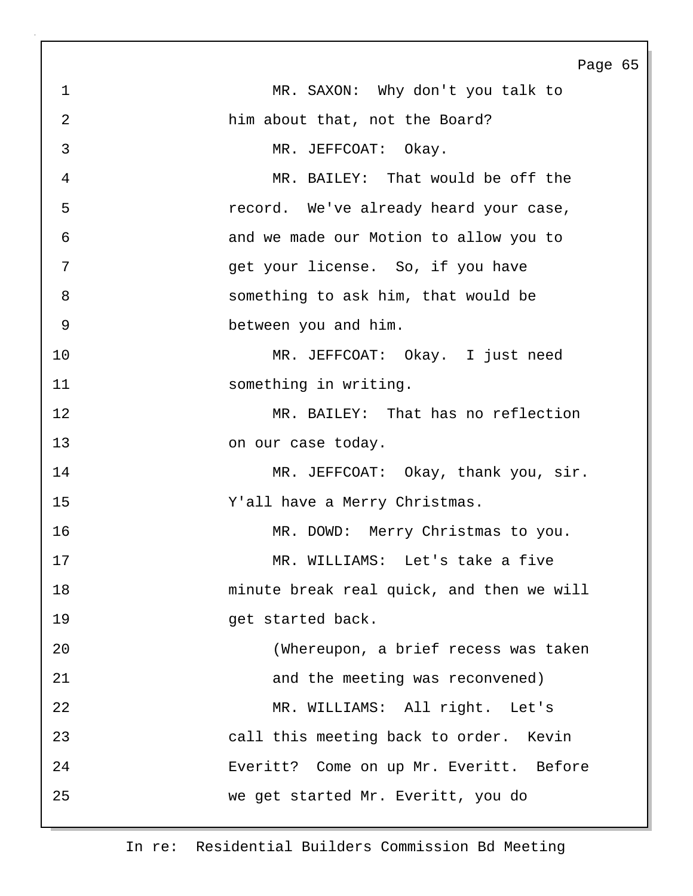MR. SAXON: Why don't you talk to him about that, not the Board?

MR. JEFFCOAT: Okay.

MR. BAILEY: That would be off the record. We've already heard your case, and we made our Motion to allow you to get your license. So, if you have something to ask him, that would be between you and him.

MR. JEFFCOAT: Okay. I just need something in writing.

MR. BAILEY: That has no reflection on our case today.

MR. JEFFCOAT: Okay, thank you, sir. Y'all have a Merry Christmas.

MR. DOWD: Merry Christmas to you.

MR. WILLIAMS: Let's take a five minute break real quick, and then we will get started back.

(Whereupon, a brief recess was taken and the meeting was reconvened)

MR. WILLIAMS: All right. Let's call this meeting back to order. Kevin Everitt? Come on up Mr. Everitt. Before we get started Mr. Everitt, you do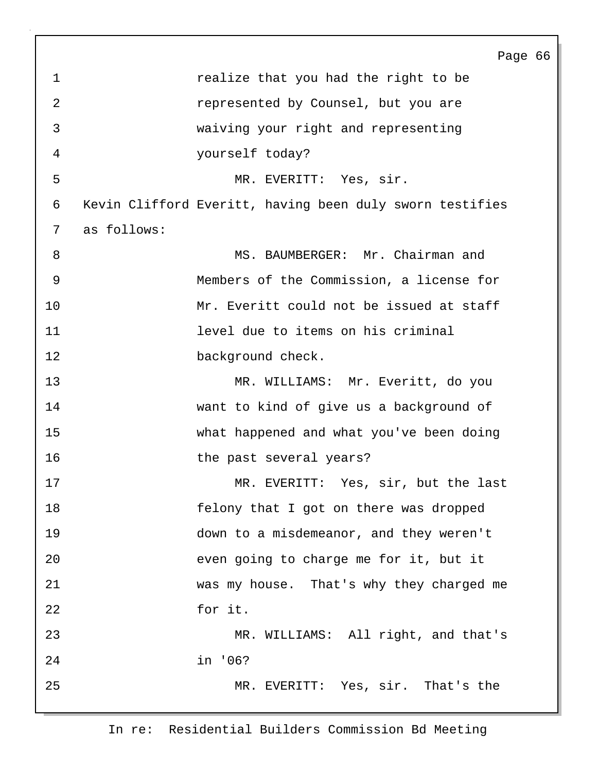realize that you had the right to be represented by Counsel, but you are waiving your right and representing yourself today?

MR. EVERITT: Yes, sir.

Kevin Clifford Everitt, having been duly sworn testifies as follows:

MS. BAUMBERGER: Mr. Chairman and Members of the Commission, a license for Mr. Everitt could not be issued at staff level due to items on his criminal background check.

MR. WILLIAMS: Mr. Everitt, do you want to kind of give us a background of what happened and what you've been doing the past several years?

MR. EVERITT: Yes, sir, but the last felony that I got on there was dropped down to a misdemeanor, and they weren't even going to charge me for it, but it was my house. That's why they charged me for it.

MR. WILLIAMS: All right, and that's in '06?

MR. EVERITT: Yes, sir. That's the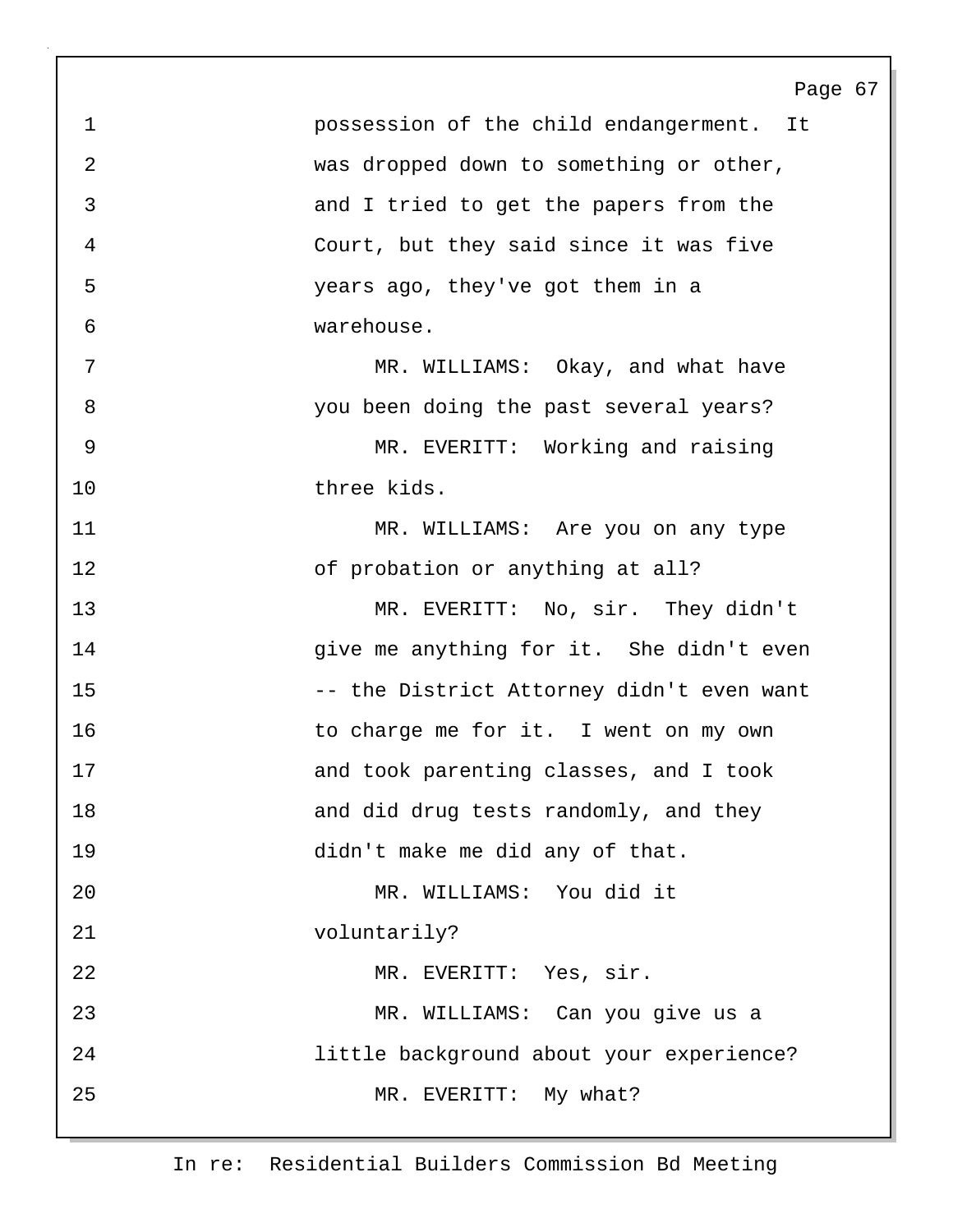possession of the child endangerment. It was dropped down to something or other, and I tried to get the papers from the Court, but they said since it was five years ago, they've got them in a warehouse.

MR. WILLIAMS: Okay, and what have you been doing the past several years?

MR. EVERITT: Working and raising three kids.

MR. WILLIAMS: Are you on any type of probation or anything at all?

MR. EVERITT: No, sir. They didn't give me anything for it. She didn't even -- the District Attorney didn't even want to charge me for it. I went on my own and took parenting classes, and I took and did drug tests randomly, and they didn't make me did any of that.

MR. WILLIAMS: You did it voluntarily?

MR. EVERITT: Yes, sir.

MR. WILLIAMS: Can you give us a little background about your experience?

MR. EVERITT: My what?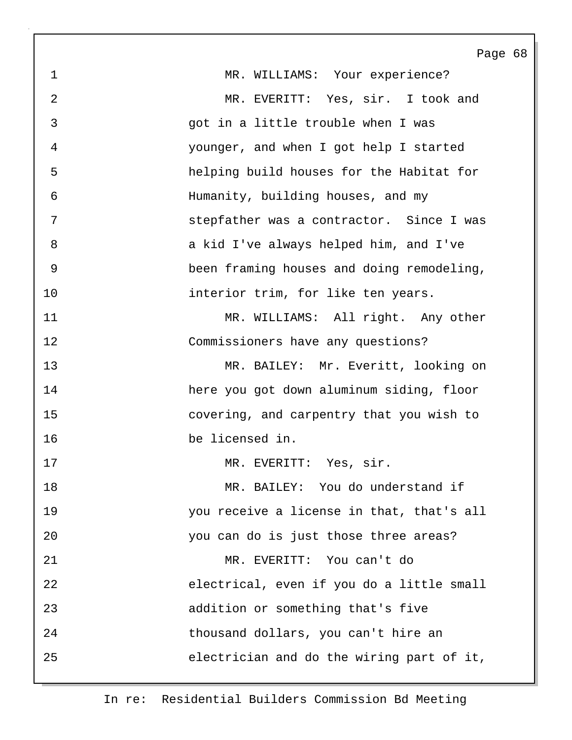MR. WILLIAMS: Your experience?

MR. EVERITT: Yes, sir. I took and got in a little trouble when I was younger, and when I got help I started helping build houses for the Habitat for Humanity, building houses, and my stepfather was a contractor. Since I was a kid I've always helped him, and I've been framing houses and doing remodeling, interior trim, for like ten years.

MR. WILLIAMS: All right. Any other Commissioners have any questions?

MR. BAILEY: Mr. Everitt, looking on here you got down aluminum siding, floor covering, and carpentry that you wish to be licensed in.

MR. EVERITT: Yes, sir.

MR. BAILEY: You do understand if you receive a license in that, that's all you can do is just those three areas?

MR. EVERITT: You can't do electrical, even if you do a little small addition or something that's five thousand dollars, you can't hire an electrician and do the wiring part of it,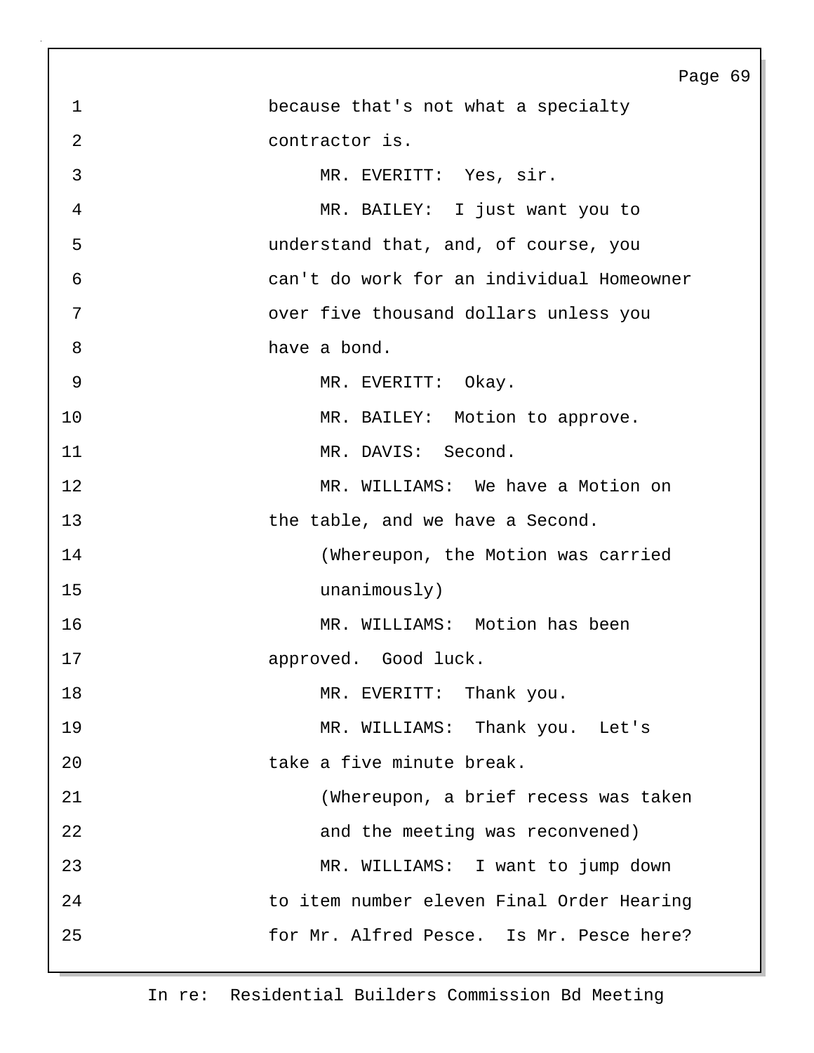because that's not what a specialty contractor is.

MR. EVERITT: Yes, sir.

MR. BAILEY: I just want you to understand that, and, of course, you can't do work for an individual Homeowner over five thousand dollars unless you have a bond.

MR. EVERITT: Okay.

MR. BAILEY: Motion to approve.

MR. DAVIS: Second.

MR. WILLIAMS: We have a Motion on the table, and we have a Second.

(Whereupon, the Motion was carried unanimously)

MR. WILLIAMS: Motion has been approved. Good luck.

MR. EVERITT: Thank you.

MR. WILLIAMS: Thank you. Let's take a five minute break.

(Whereupon, a brief recess was taken and the meeting was reconvened)

MR. WILLIAMS: I want to jump down to item number eleven Final Order Hearing for Mr. Alfred Pesce. Is Mr. Pesce here?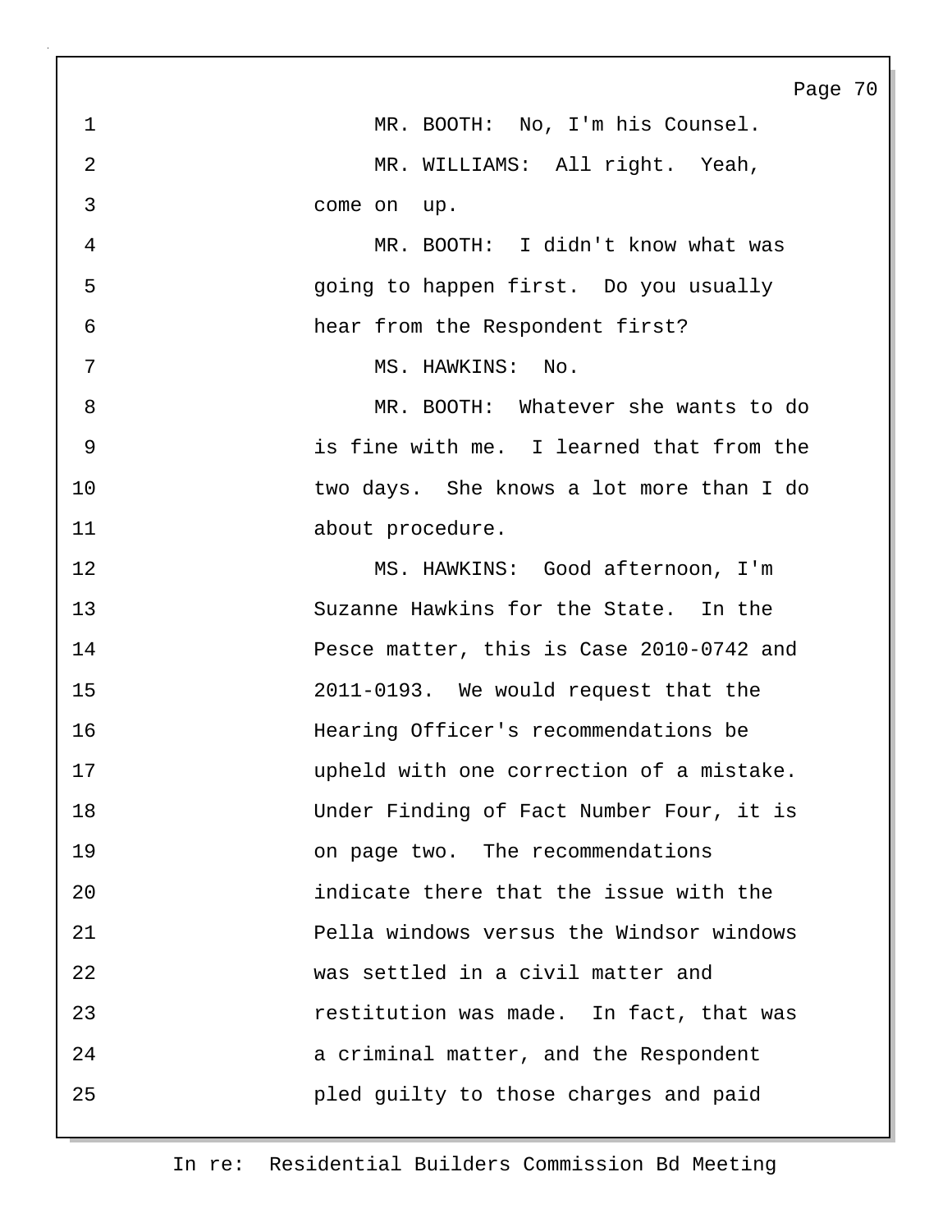MR. BOOTH: No, I'm his Counsel.

MR. WILLIAMS: All right. Yeah, come on up.

MR. BOOTH: I didn't know what was going to happen first. Do you usually hear from the Respondent first?

MS. HAWKINS: No.

MR. BOOTH: Whatever she wants to do is fine with me. I learned that from the two days. She knows a lot more than I do about procedure.

MS. HAWKINS: Good afternoon, I'm Suzanne Hawkins for the State. In the Pesce matter, this is Case 2010-0742 and 2011-0193. We would request that the Hearing Officer's recommendations be upheld with one correction of a mistake. Under Finding of Fact Number Four, it is on page two. The recommendations indicate there that the issue with the Pella windows versus the Windsor windows was settled in a civil matter and restitution was made. In fact, that was a criminal matter, and the Respondent pled guilty to those charges and paid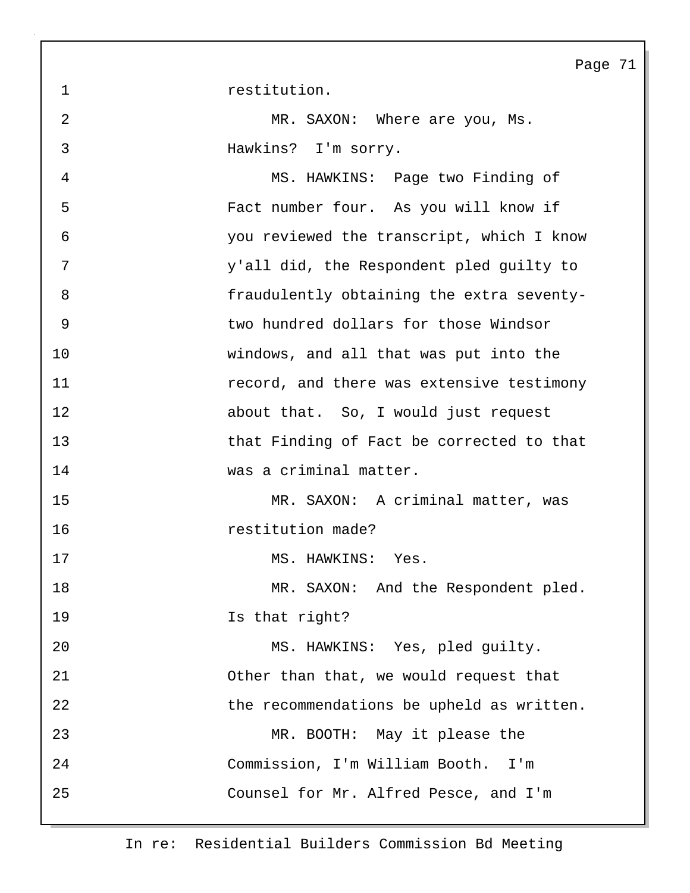1 restitution.

2 MR. SAXON: Where are you, Ms.

3 Hawkins? I'm sorry.

4 MS. HAWKINS: Page two Finding of

5 Fact number four. As you will know if

6 you reviewed the transcript, which I know

7 y'all did, the Respondent pled guilty to

8 fraudulently obtaining the extra seventy-

9 two hundred dollars for those Windsor

10 windows, and all that was put into the

11 record, and there was extensive testimony

12 about that. So, I would just request

13 that Finding of Fact be corrected to that

14 was a criminal matter.

15 MR. SAXON: A criminal matter, was

16 restitution made?

17 MS. HAWKINS: Yes.

18 MR. SAXON: And the Respondent pled.

19 Is that right?

20 MS. HAWKINS: Yes, pled guilty.

21 Other than that, we would request that

22 the recommendations be upheld as written.

23 MR. BOOTH: May it please the

24 Commission, I'm William Booth. I'm

25 Counsel for Mr. Alfred Pesce, and I'm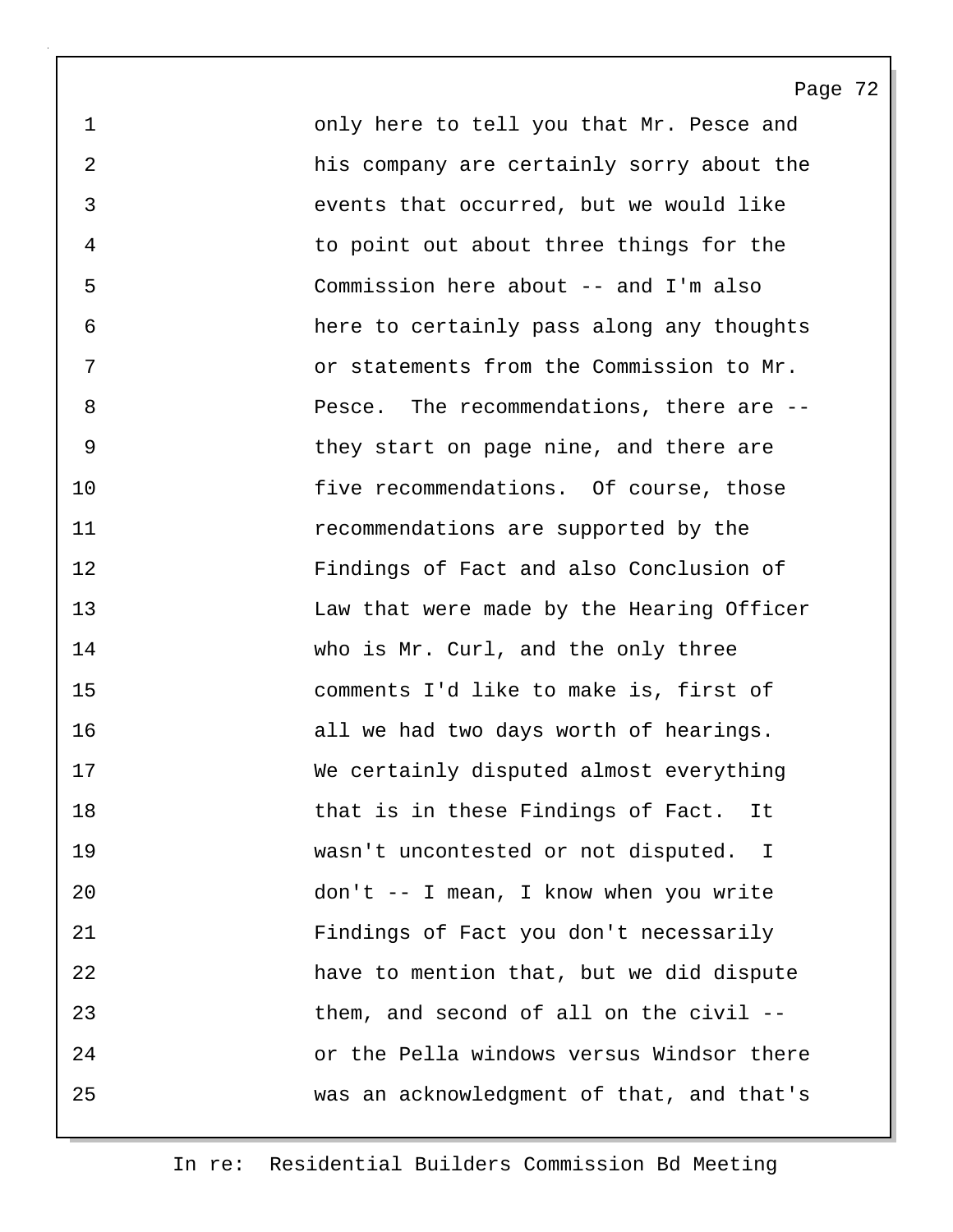only here to tell you that Mr. Pesce and his company are certainly sorry about the events that occurred, but we would like to point out about three things for the Commission here about -- and I'm also here to certainly pass along any thoughts or statements from the Commission to Mr. Pesce. The recommendations, there are -- they start on page nine, and there are five recommendations. Of course, those recommendations are supported by the Findings of Fact and also Conclusion of Law that were made by the Hearing Officer who is Mr. Curl, and the only three comments I'd like to make is, first of all we had two days worth of hearings. We certainly disputed almost everything that is in these Findings of Fact. It wasn't uncontested or not disputed. I don't -- I mean, I know when you write Findings of Fact you don't necessarily have to mention that, but we did dispute them, and second of all on the civil -- or the Pella windows versus Windsor there was an acknowledgment of that, and that's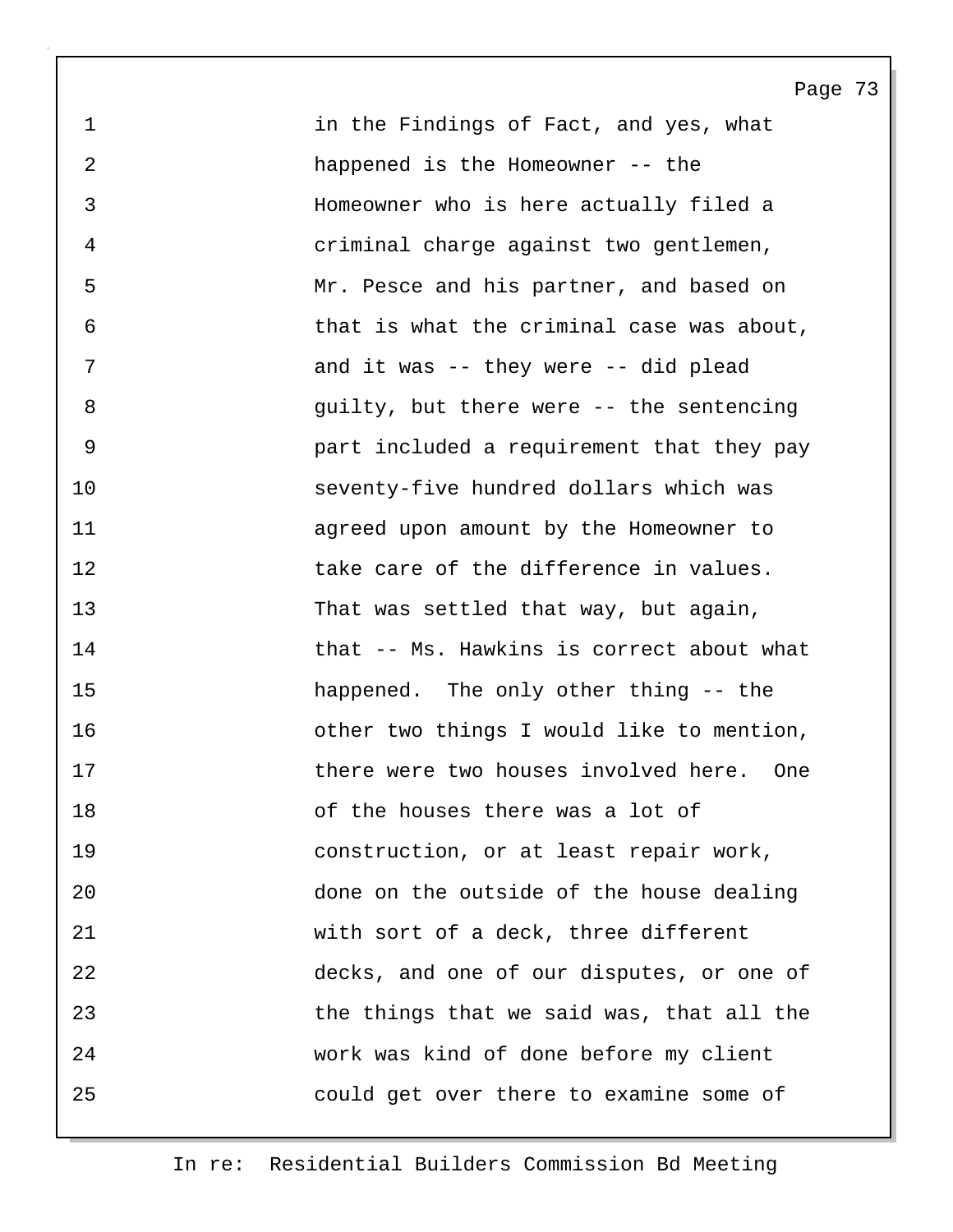1 in the Findings of Fact, and yes, what
2 happened is the Homeowner -- the
3 Homeowner who is here actually filed a
4 criminal charge against two gentlemen,
5 Mr. Pesce and his partner, and based on
6 that is what the criminal case was about,
7 and it was -- they were -- did plead
8 guilty, but there were -- the sentencing
9 part included a requirement that they pay
10 seventy-five hundred dollars which was
11 agreed upon amount by the Homeowner to
12 take care of the difference in values.
13 That was settled that way, but again,
14 that -- Ms. Hawkins is correct about what
15 happened. The only other thing -- the
16 other two things I would like to mention,
17 there were two houses involved here. One
18 of the houses there was a lot of
19 construction, or at least repair work,
20 done on the outside of the house dealing
21 with sort of a deck, three different
22 decks, and one of our disputes, or one of
23 the things that we said was, that all the
24 work was kind of done before my client
25 could get over there to examine some of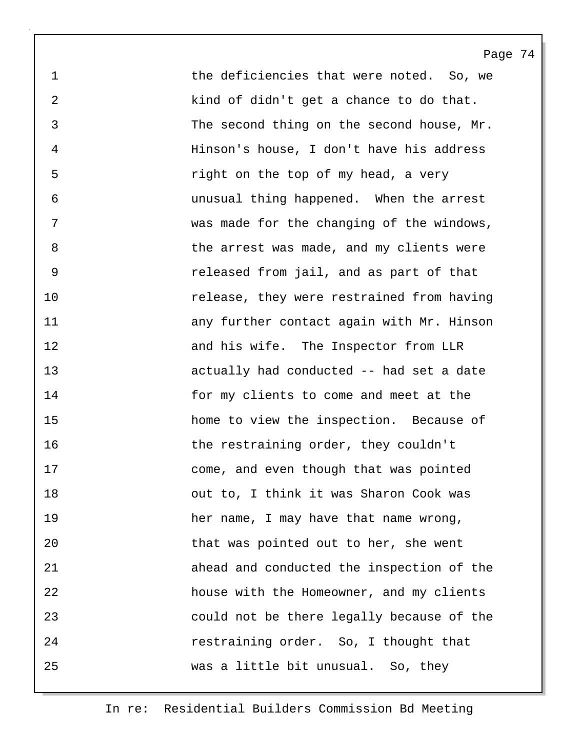1 the deficiencies that were noted. So, we
2 kind of didn't get a chance to do that.
3 The second thing on the second house, Mr.
4 Hinson's house, I don't have his address
5 right on the top of my head, a very
6 unusual thing happened. When the arrest
7 was made for the changing of the windows,
8 the arrest was made, and my clients were
9 released from jail, and as part of that
10 release, they were restrained from having
11 any further contact again with Mr. Hinson
12 and his wife. The Inspector from LLR
13 actually had conducted -- had set a date
14 for my clients to come and meet at the
15 home to view the inspection. Because of
16 the restraining order, they couldn't
17 come, and even though that was pointed
18 out to, I think it was Sharon Cook was
19 her name, I may have that name wrong,
20 that was pointed out to her, she went
21 ahead and conducted the inspection of the
22 house with the Homeowner, and my clients
23 could not be there legally because of the
24 restraining order. So, I thought that
25 was a little bit unusual. So, they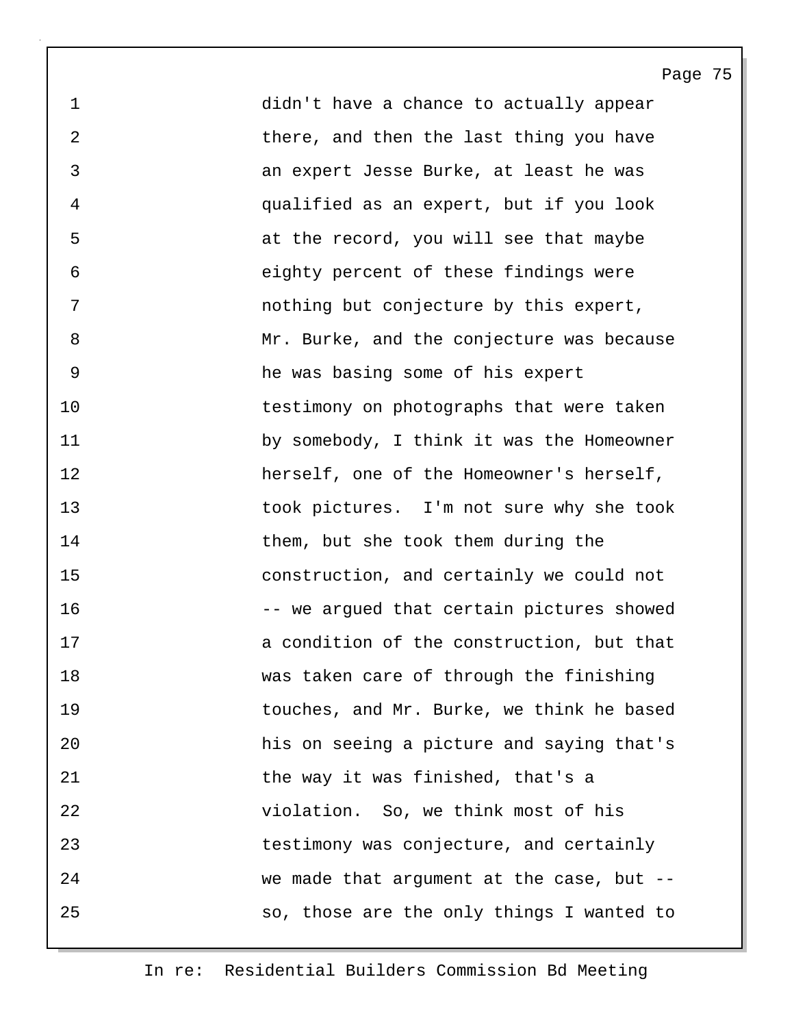1 didn't have a chance to actually appear
2 there, and then the last thing you have
3 an expert Jesse Burke, at least he was
4 qualified as an expert, but if you look
5 at the record, you will see that maybe
6 eighty percent of these findings were
7 nothing but conjecture by this expert,
8 Mr. Burke, and the conjecture was because
9 he was basing some of his expert
10 testimony on photographs that were taken
11 by somebody, I think it was the Homeowner
12 herself, one of the Homeowner's herself,
13 took pictures. I'm not sure why she took
14 them, but she took them during the
15 construction, and certainly we could not
16 -- we argued that certain pictures showed
17 a condition of the construction, but that
18 was taken care of through the finishing
19 touches, and Mr. Burke, we think he based
20 his on seeing a picture and saying that's
21 the way it was finished, that's a
22 violation. So, we think most of his
23 testimony was conjecture, and certainly
24 we made that argument at the case, but --
25 so, those are the only things I wanted to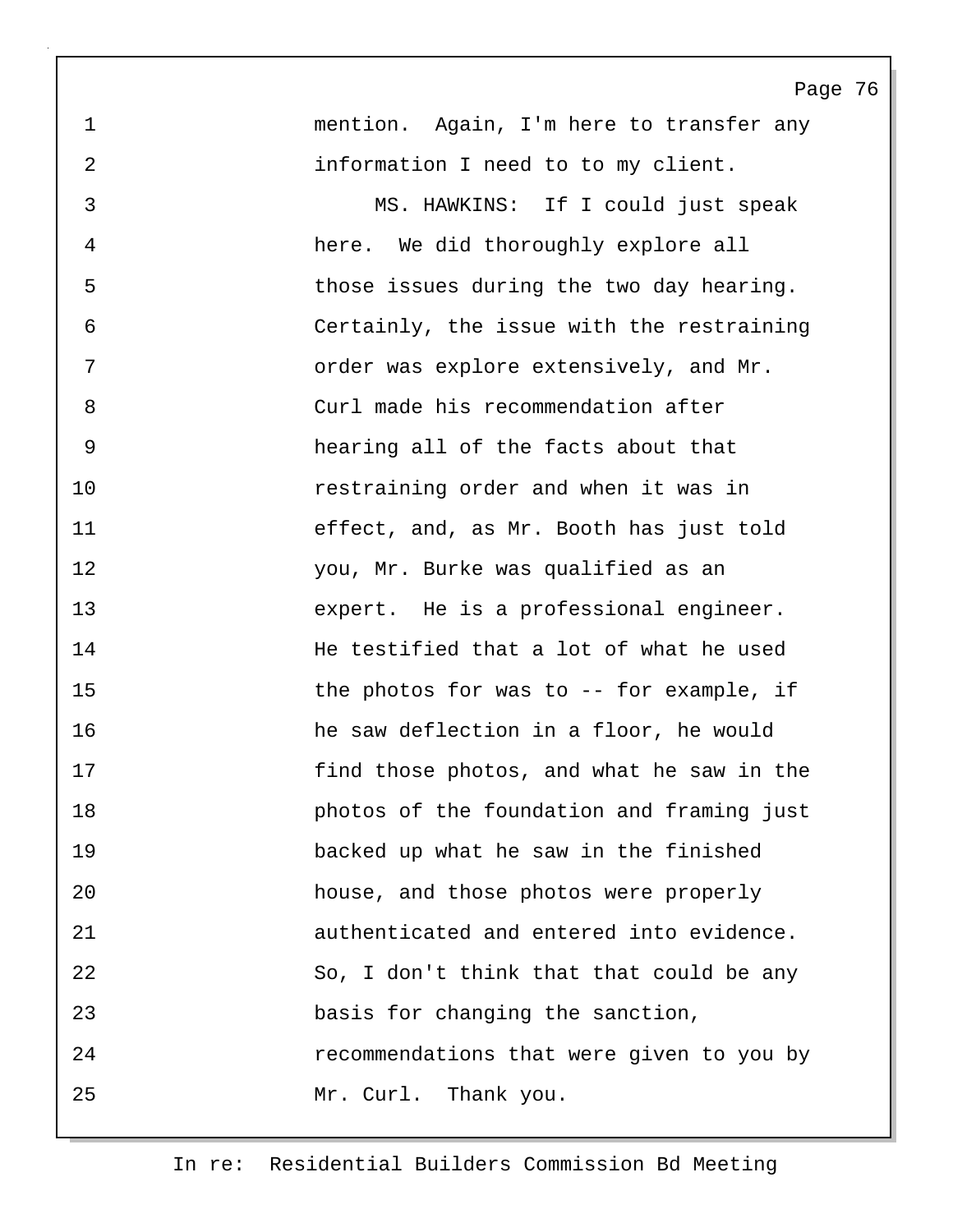mention. Again, I'm here to transfer any information I need to to my client.

MS. HAWKINS: If I could just speak here. We did thoroughly explore all those issues during the two day hearing. Certainly, the issue with the restraining order was explore extensively, and Mr. Curl made his recommendation after hearing all of the facts about that restraining order and when it was in effect, and, as Mr. Booth has just told you, Mr. Burke was qualified as an expert. He is a professional engineer. He testified that a lot of what he used the photos for was to -- for example, if he saw deflection in a floor, he would find those photos, and what he saw in the photos of the foundation and framing just backed up what he saw in the finished house, and those photos were properly authenticated and entered into evidence. So, I don't think that that could be any basis for changing the sanction, recommendations that were given to you by Mr. Curl. Thank you.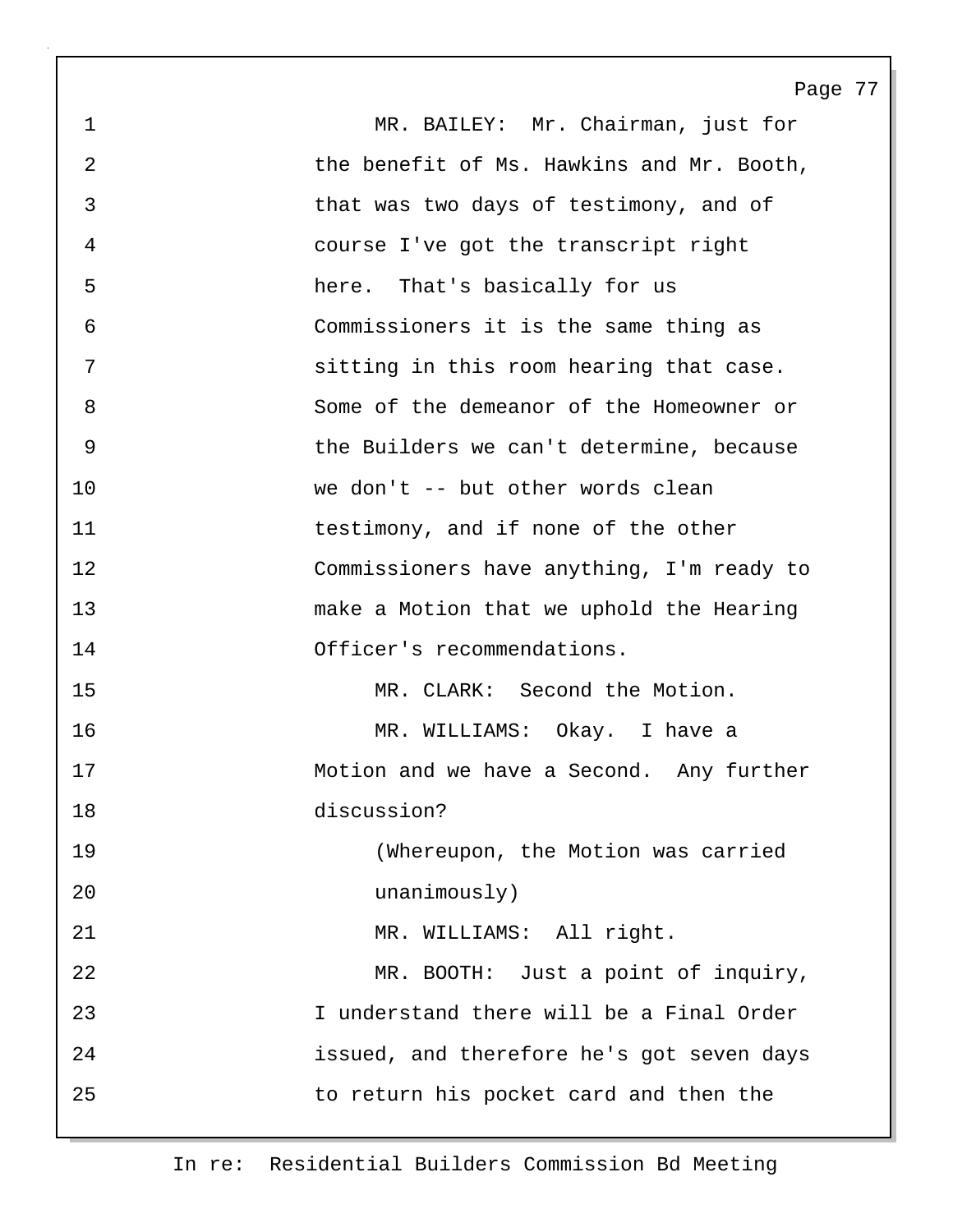MR. BAILEY: Mr. Chairman, just for the benefit of Ms. Hawkins and Mr. Booth, that was two days of testimony, and of course I've got the transcript right here. That's basically for us Commissioners it is the same thing as sitting in this room hearing that case. Some of the demeanor of the Homeowner or the Builders we can't determine, because we don't -- but other words clean testimony, and if none of the other Commissioners have anything, I'm ready to make a Motion that we uphold the Hearing Officer's recommendations.

MR. CLARK: Second the Motion.

MR. WILLIAMS: Okay. I have a Motion and we have a Second. Any further discussion?

(Whereupon, the Motion was carried unanimously)

MR. WILLIAMS: All right.

MR. BOOTH: Just a point of inquiry, I understand there will be a Final Order issued, and therefore he's got seven days to return his pocket card and then the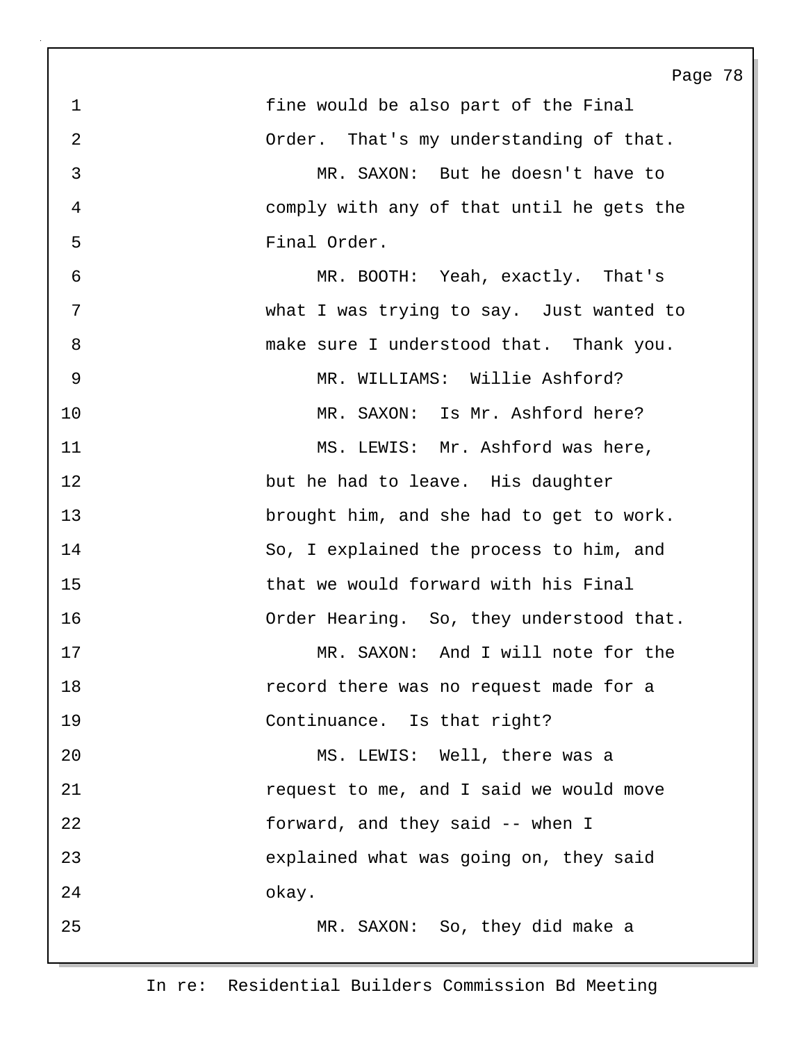1 fine would be also part of the Final
2 Order. That's my understanding of that.
3 MR. SAXON: But he doesn't have to
4 comply with any of that until he gets the
5 Final Order.
6 MR. BOOTH: Yeah, exactly. That's
7 what I was trying to say. Just wanted to
8 make sure I understood that. Thank you.
9 MR. WILLIAMS: Willie Ashford?
10 MR. SAXON: Is Mr. Ashford here?
11 MS. LEWIS: Mr. Ashford was here,
12 but he had to leave. His daughter
13 brought him, and she had to get to work.
14 So, I explained the process to him, and
15 that we would forward with his Final
16 Order Hearing. So, they understood that.
17 MR. SAXON: And I will note for the
18 record there was no request made for a
19 Continuance. Is that right?
20 MS. LEWIS: Well, there was a
21 request to me, and I said we would move
22 forward, and they said -- when I
23 explained what was going on, they said
24 okay.
25 MR. SAXON: So, they did make a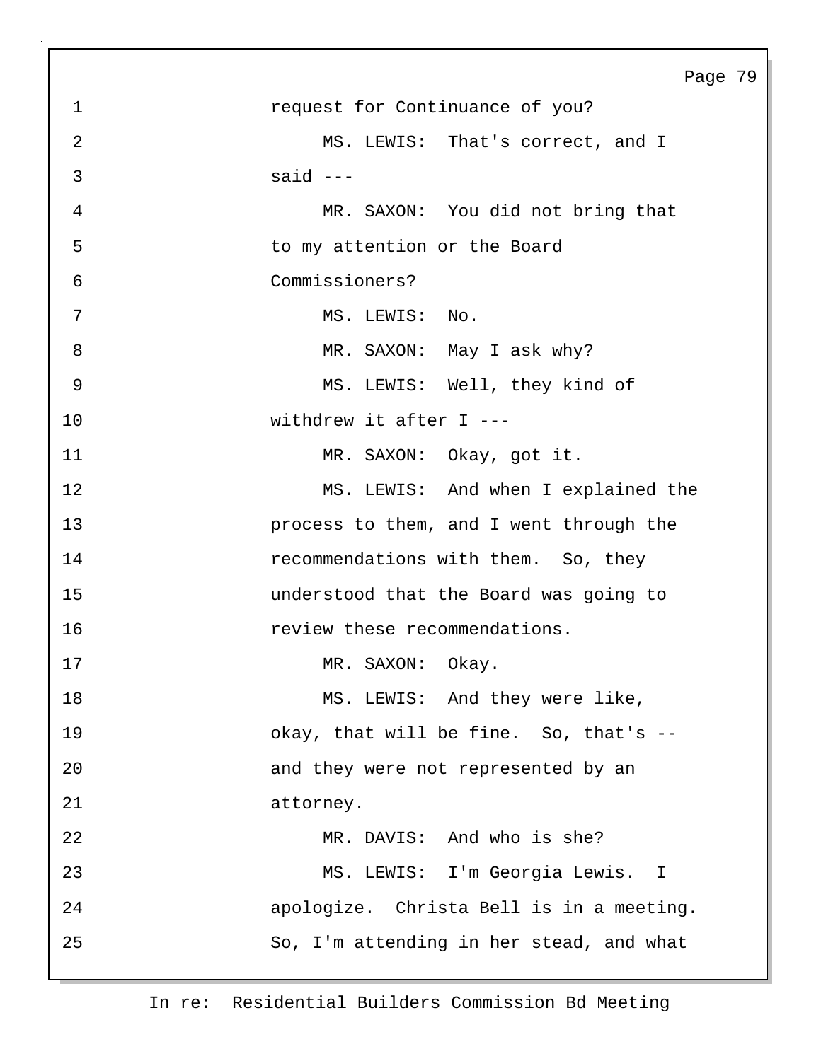request for Continuance of you?

MS. LEWIS: That's correct, and I said ---

MR. SAXON: You did not bring that to my attention or the Board Commissioners?

MS. LEWIS: No.

MR. SAXON: May I ask why?

MS. LEWIS: Well, they kind of withdrew it after I ---

MR. SAXON: Okay, got it.

MS. LEWIS: And when I explained the process to them, and I went through the recommendations with them. So, they understood that the Board was going to review these recommendations.

MR. SAXON: Okay.

MS. LEWIS: And they were like, okay, that will be fine. So, that's -- and they were not represented by an attorney.

MR. DAVIS: And who is she?

MS. LEWIS: I'm Georgia Lewis. I apologize. Christa Bell is in a meeting. So, I'm attending in her stead, and what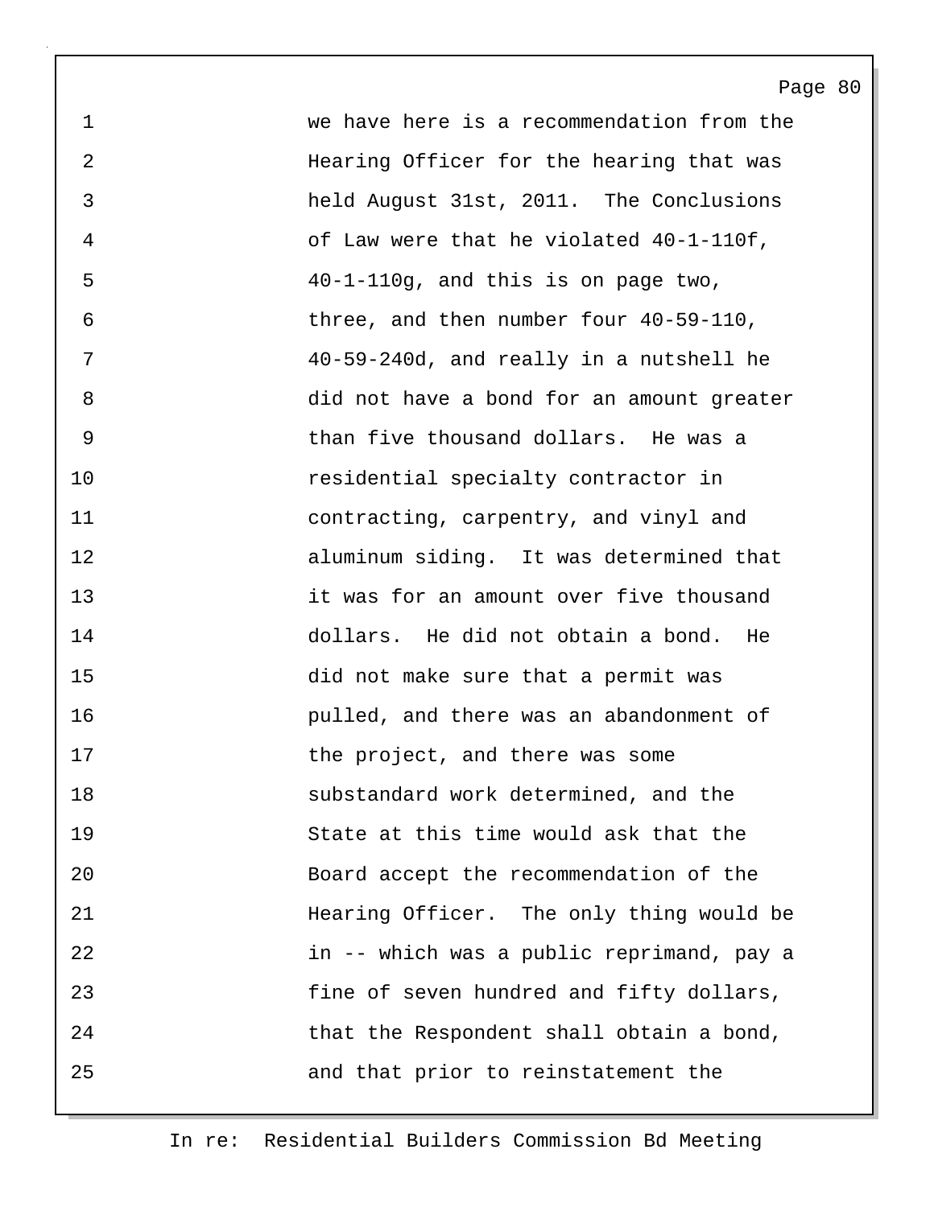we have here is a recommendation from the Hearing Officer for the hearing that was held August 31st, 2011. The Conclusions of Law were that he violated 40-1-110f, 40-1-110g, and this is on page two, three, and then number four 40-59-110, 40-59-240d, and really in a nutshell he did not have a bond for an amount greater than five thousand dollars. He was a residential specialty contractor in contracting, carpentry, and vinyl and aluminum siding. It was determined that it was for an amount over five thousand dollars. He did not obtain a bond. He did not make sure that a permit was pulled, and there was an abandonment of the project, and there was some substandard work determined, and the State at this time would ask that the Board accept the recommendation of the Hearing Officer. The only thing would be in -- which was a public reprimand, pay a fine of seven hundred and fifty dollars, that the Respondent shall obtain a bond, and that prior to reinstatement the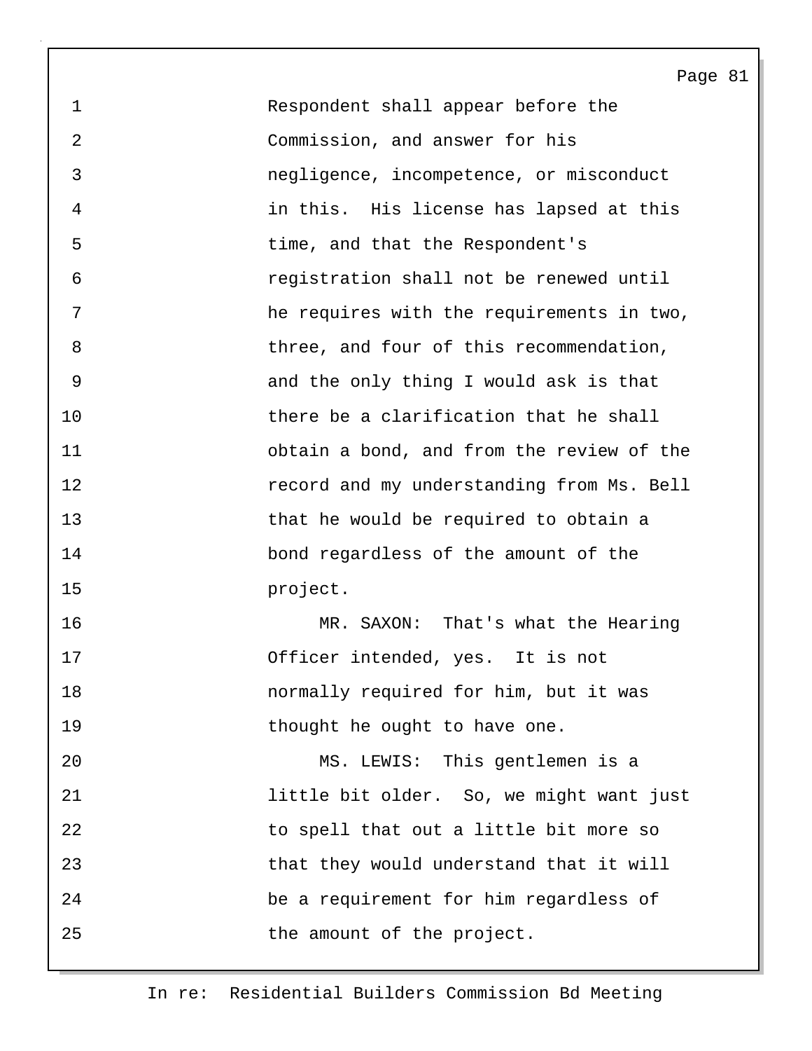Respondent shall appear before the Commission, and answer for his negligence, incompetence, or misconduct in this. His license has lapsed at this time, and that the Respondent's registration shall not be renewed until he requires with the requirements in two, three, and four of this recommendation, and the only thing I would ask is that there be a clarification that he shall obtain a bond, and from the review of the record and my understanding from Ms. Bell that he would be required to obtain a bond regardless of the amount of the project.

MR. SAXON: That's what the Hearing Officer intended, yes. It is not normally required for him, but it was thought he ought to have one.

MS. LEWIS: This gentlemen is a little bit older. So, we might want just to spell that out a little bit more so that they would understand that it will be a requirement for him regardless of the amount of the project.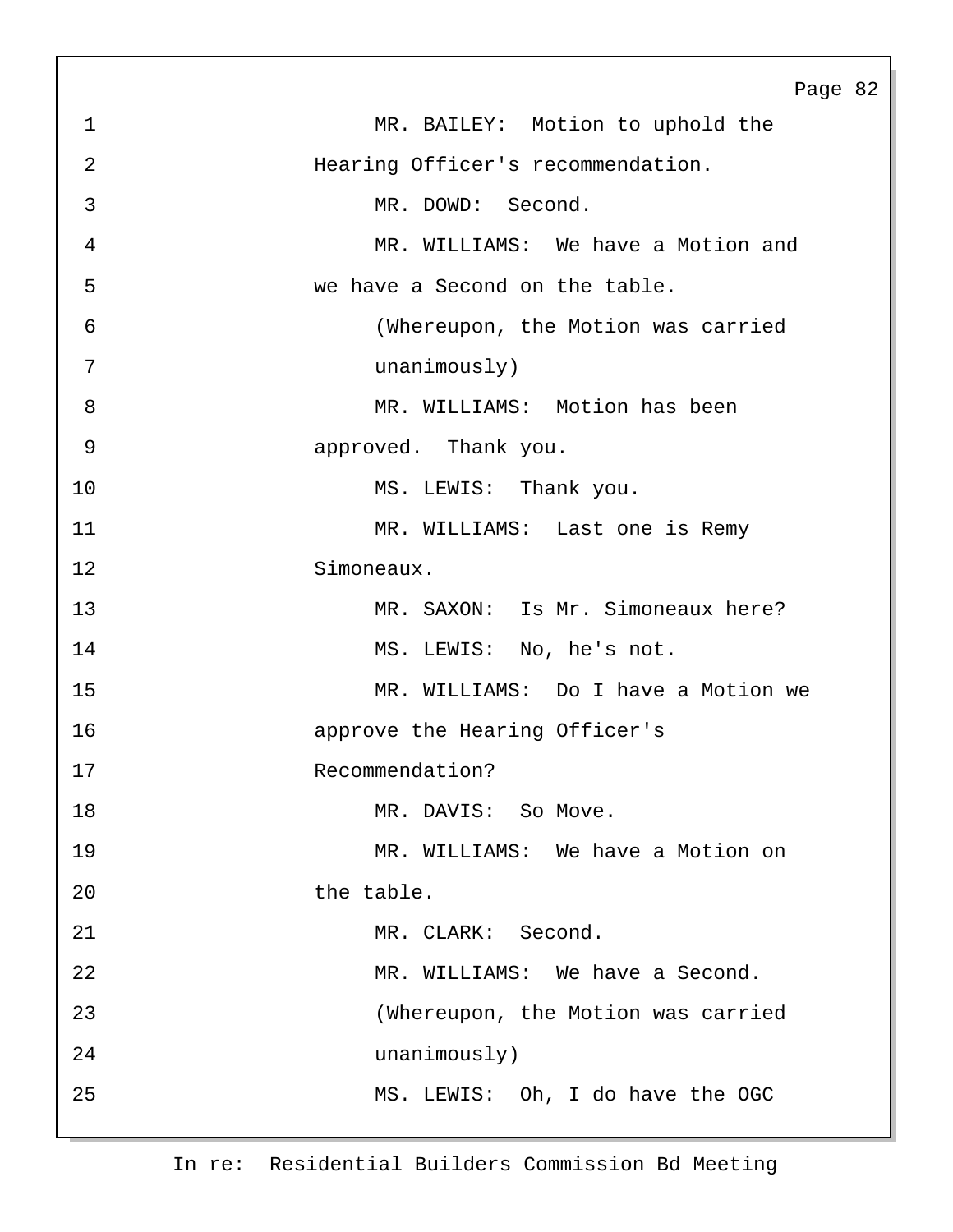MR. BAILEY: Motion to uphold the Hearing Officer's recommendation.

MR. DOWD: Second.

MR. WILLIAMS: We have a Motion and we have a Second on the table.

(Whereupon, the Motion was carried unanimously)

MR. WILLIAMS: Motion has been approved. Thank you.

MS. LEWIS: Thank you.

MR. WILLIAMS: Last one is Remy Simoneaux.

MR. SAXON: Is Mr. Simoneaux here?

MS. LEWIS: No, he's not.

MR. WILLIAMS: Do I have a Motion we approve the Hearing Officer's Recommendation?

MR. DAVIS: So Move.

MR. WILLIAMS: We have a Motion on the table.

MR. CLARK: Second.

MR. WILLIAMS: We have a Second.

(Whereupon, the Motion was carried unanimously)

MS. LEWIS: Oh, I do have the OGC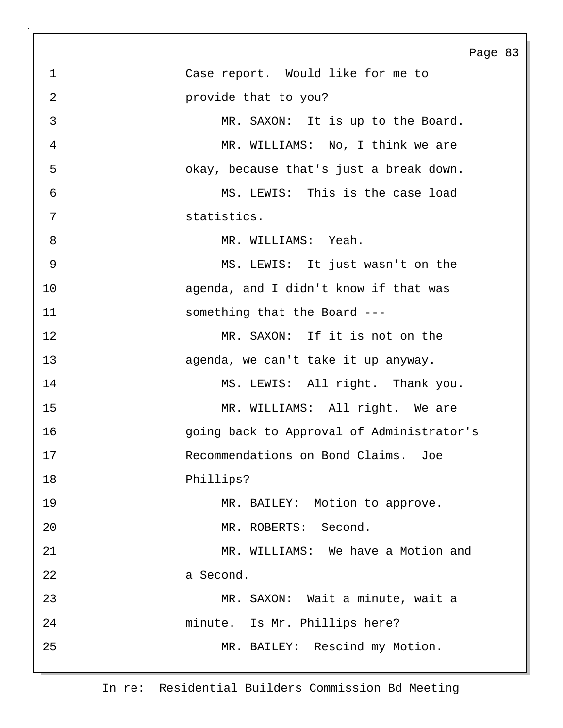Case report. Would like for me to provide that to you?

MR. SAXON: It is up to the Board.

MR. WILLIAMS: No, I think we are okay, because that's just a break down.

MS. LEWIS: This is the case load statistics.

MR. WILLIAMS: Yeah.

MS. LEWIS: It just wasn't on the agenda, and I didn't know if that was something that the Board ---

MR. SAXON: If it is not on the agenda, we can't take it up anyway.

MS. LEWIS: All right. Thank you.

MR. WILLIAMS: All right. We are going back to Approval of Administrator's Recommendations on Bond Claims. Joe Phillips?

MR. BAILEY: Motion to approve.

MR. ROBERTS: Second.

MR. WILLIAMS: We have a Motion and a Second.

MR. SAXON: Wait a minute, wait a minute. Is Mr. Phillips here?

MR. BAILEY: Rescind my Motion.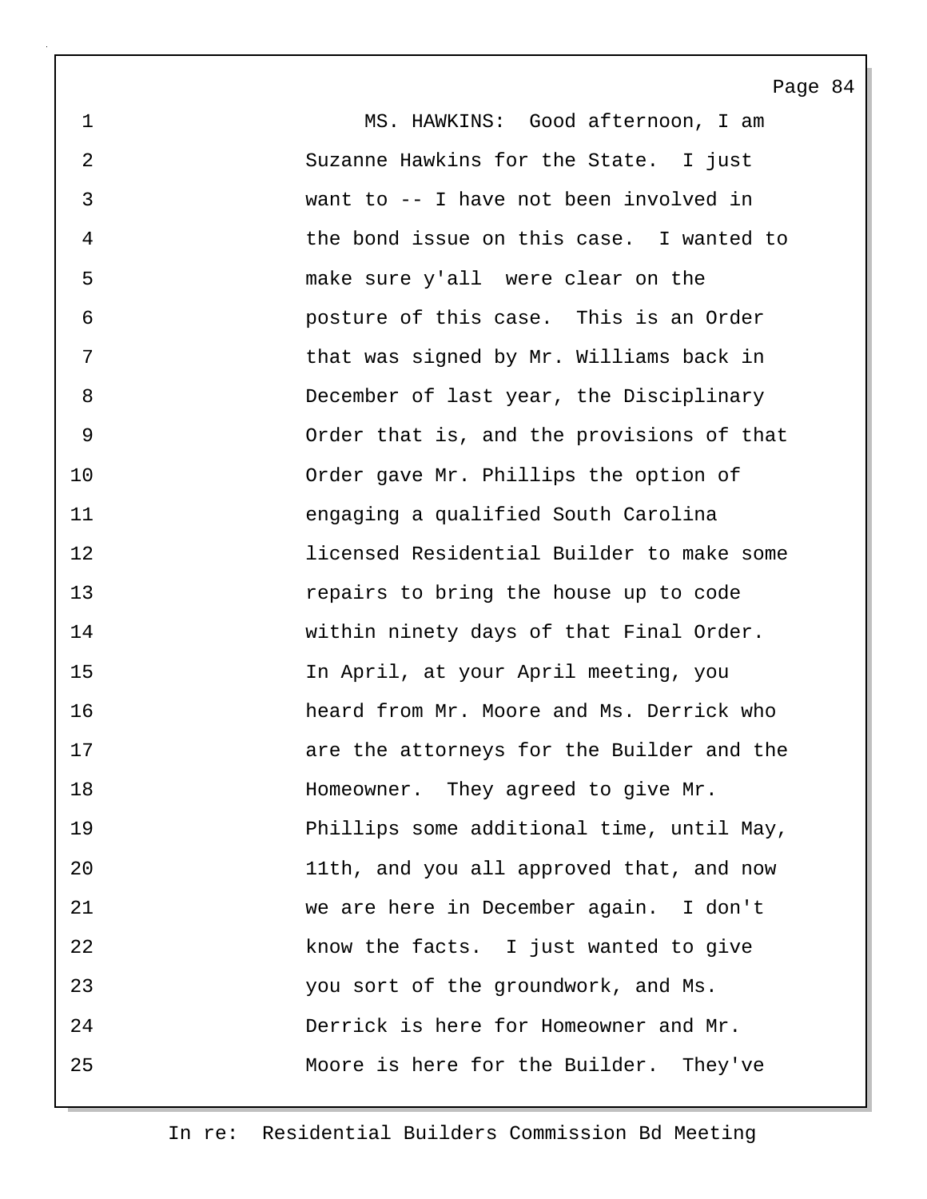1 MS. HAWKINS: Good afternoon, I am
2 Suzanne Hawkins for the State. I just
3 want to -- I have not been involved in
4 the bond issue on this case. I wanted to
5 make sure y'all were clear on the
6 posture of this case. This is an Order
7 that was signed by Mr. Williams back in
8 December of last year, the Disciplinary
9 Order that is, and the provisions of that
10 Order gave Mr. Phillips the option of
11 engaging a qualified South Carolina
12 licensed Residential Builder to make some
13 repairs to bring the house up to code
14 within ninety days of that Final Order.
15 In April, at your April meeting, you
16 heard from Mr. Moore and Ms. Derrick who
17 are the attorneys for the Builder and the
18 Homeowner. They agreed to give Mr.
19 Phillips some additional time, until May,
20 11th, and you all approved that, and now
21 we are here in December again. I don't
22 know the facts. I just wanted to give
23 you sort of the groundwork, and Ms.
24 Derrick is here for Homeowner and Mr.
25 Moore is here for the Builder. They've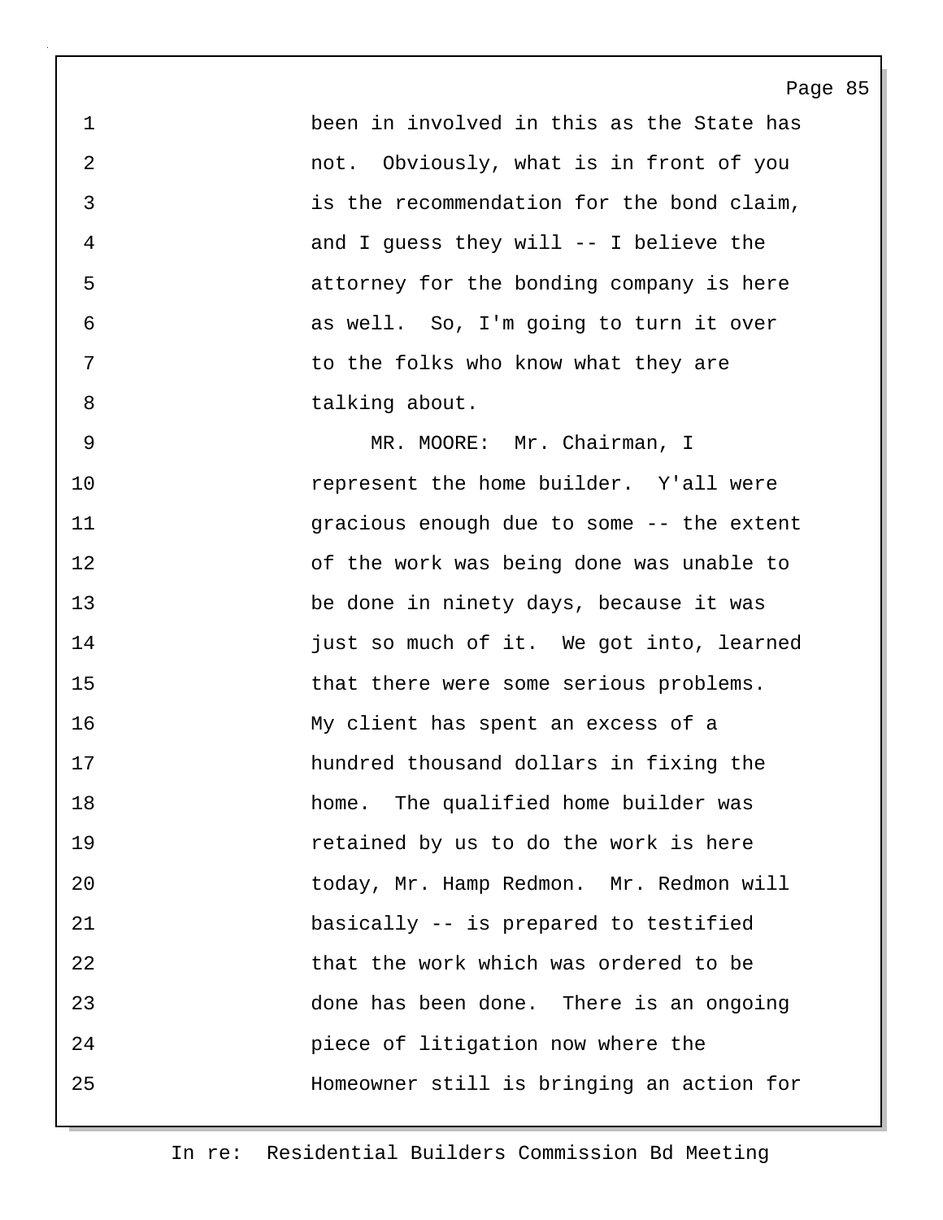been in involved in this as the State has not. Obviously, what is in front of you is the recommendation for the bond claim, and I guess they will -- I believe the attorney for the bonding company is here as well. So, I'm going to turn it over to the folks who know what they are talking about.

MR. MOORE: Mr. Chairman, I represent the home builder. Y'all were gracious enough due to some -- the extent of the work was being done was unable to be done in ninety days, because it was just so much of it. We got into, learned that there were some serious problems. My client has spent an excess of a hundred thousand dollars in fixing the home. The qualified home builder was retained by us to do the work is here today, Mr. Hamp Redmon. Mr. Redmon will basically -- is prepared to testified that the work which was ordered to be done has been done. There is an ongoing piece of litigation now where the Homeowner still is bringing an action for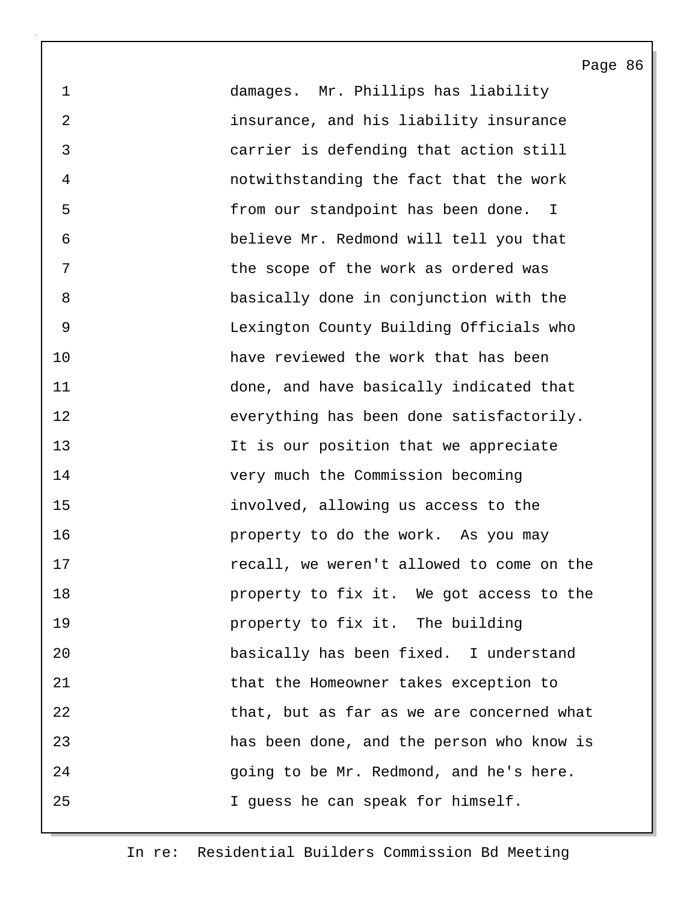damages. Mr. Phillips has liability insurance, and his liability insurance carrier is defending that action still notwithstanding the fact that the work from our standpoint has been done. I believe Mr. Redmond will tell you that the scope of the work as ordered was basically done in conjunction with the Lexington County Building Officials who have reviewed the work that has been done, and have basically indicated that everything has been done satisfactorily. It is our position that we appreciate very much the Commission becoming involved, allowing us access to the property to do the work. As you may recall, we weren't allowed to come on the property to fix it. We got access to the property to fix it. The building basically has been fixed. I understand that the Homeowner takes exception to that, but as far as we are concerned what has been done, and the person who know is going to be Mr. Redmond, and he's here. I guess he can speak for himself.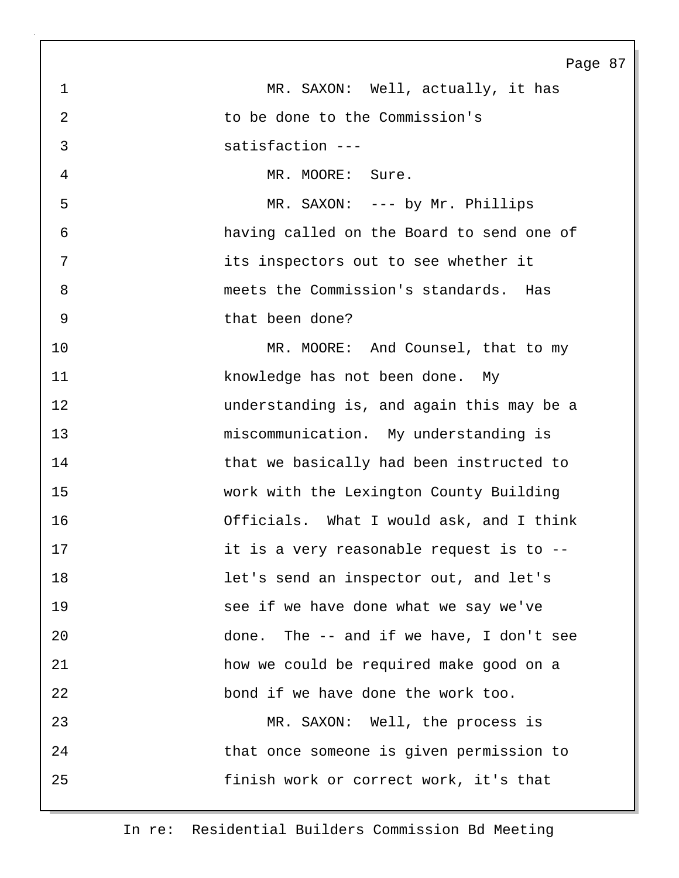MR. SAXON: Well, actually, it has to be done to the Commission's satisfaction ---

MR. MOORE: Sure.

MR. SAXON: --- by Mr. Phillips having called on the Board to send one of its inspectors out to see whether it meets the Commission's standards. Has that been done?

MR. MOORE: And Counsel, that to my knowledge has not been done. My understanding is, and again this may be a miscommunication. My understanding is that we basically had been instructed to work with the Lexington County Building Officials. What I would ask, and I think it is a very reasonable request is to -- let's send an inspector out, and let's see if we have done what we say we've done. The -- and if we have, I don't see how we could be required make good on a bond if we have done the work too.

MR. SAXON: Well, the process is that once someone is given permission to finish work or correct work, it's that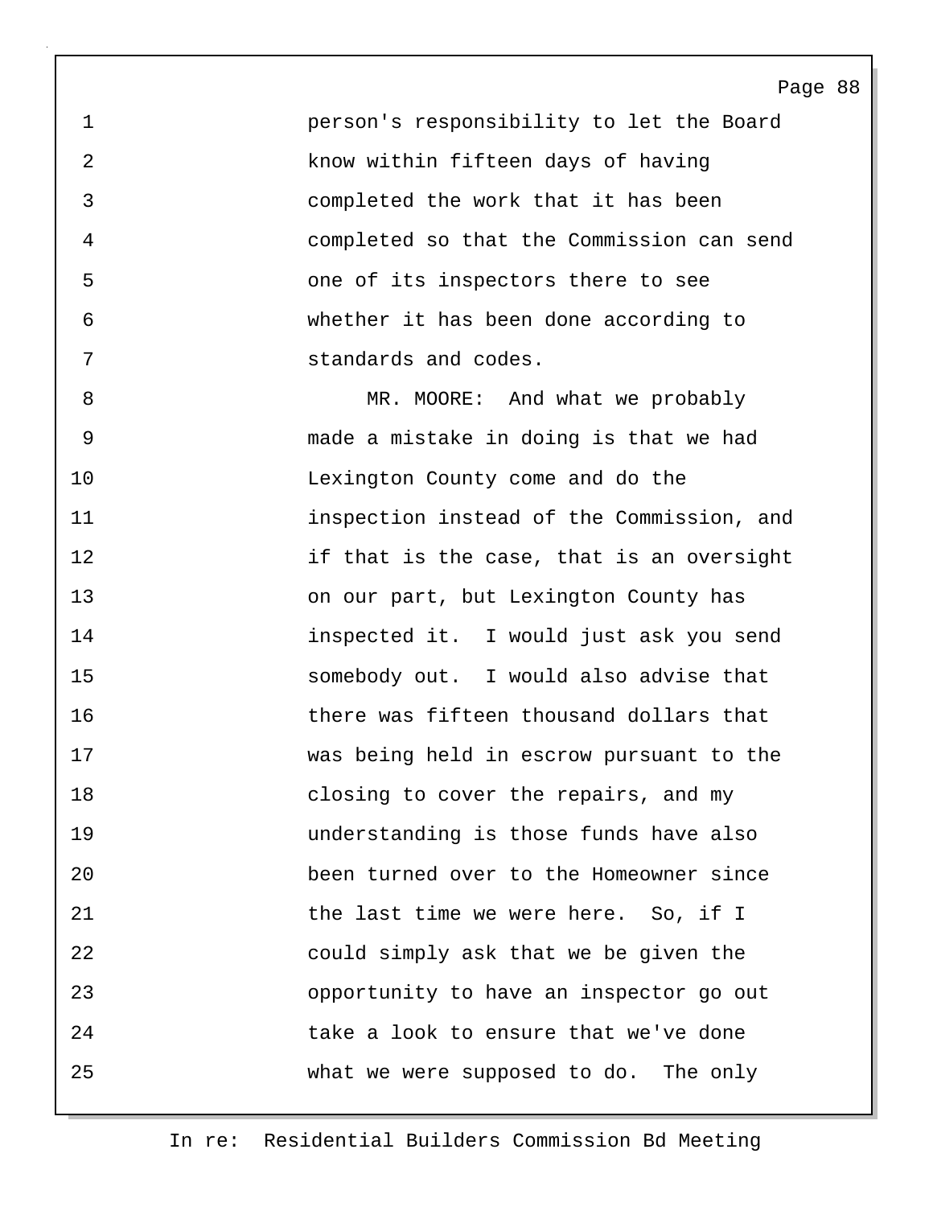person's responsibility to let the Board know within fifteen days of having completed the work that it has been completed so that the Commission can send one of its inspectors there to see whether it has been done according to standards and codes.

MR. MOORE: And what we probably made a mistake in doing is that we had Lexington County come and do the inspection instead of the Commission, and if that is the case, that is an oversight on our part, but Lexington County has inspected it. I would just ask you send somebody out. I would also advise that there was fifteen thousand dollars that was being held in escrow pursuant to the closing to cover the repairs, and my understanding is those funds have also been turned over to the Homeowner since the last time we were here. So, if I could simply ask that we be given the opportunity to have an inspector go out take a look to ensure that we've done what we were supposed to do. The only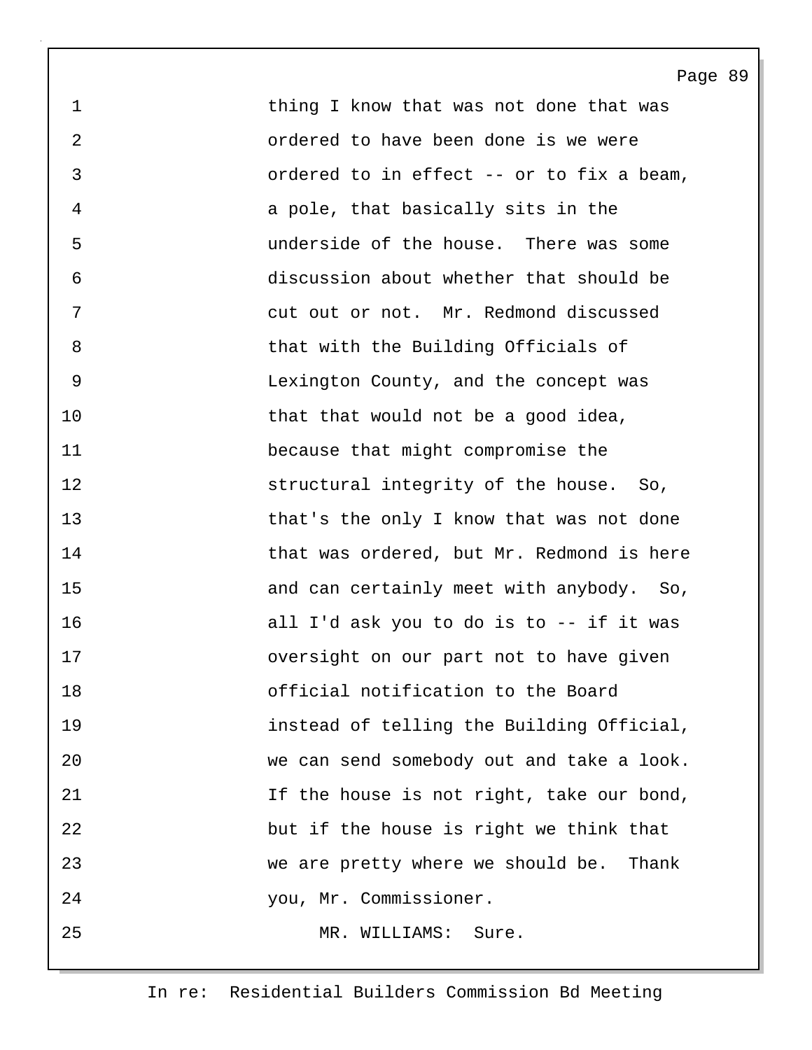thing I know that was not done that was ordered to have been done is we were ordered to in effect -- or to fix a beam, a pole, that basically sits in the underside of the house. There was some discussion about whether that should be cut out or not. Mr. Redmond discussed that with the Building Officials of Lexington County, and the concept was that that would not be a good idea, because that might compromise the structural integrity of the house. So, that's the only I know that was not done that was ordered, but Mr. Redmond is here and can certainly meet with anybody. So, all I'd ask you to do is to -- if it was oversight on our part not to have given official notification to the Board instead of telling the Building Official, we can send somebody out and take a look. If the house is not right, take our bond, but if the house is right we think that we are pretty where we should be. Thank you, Mr. Commissioner.

MR. WILLIAMS: Sure.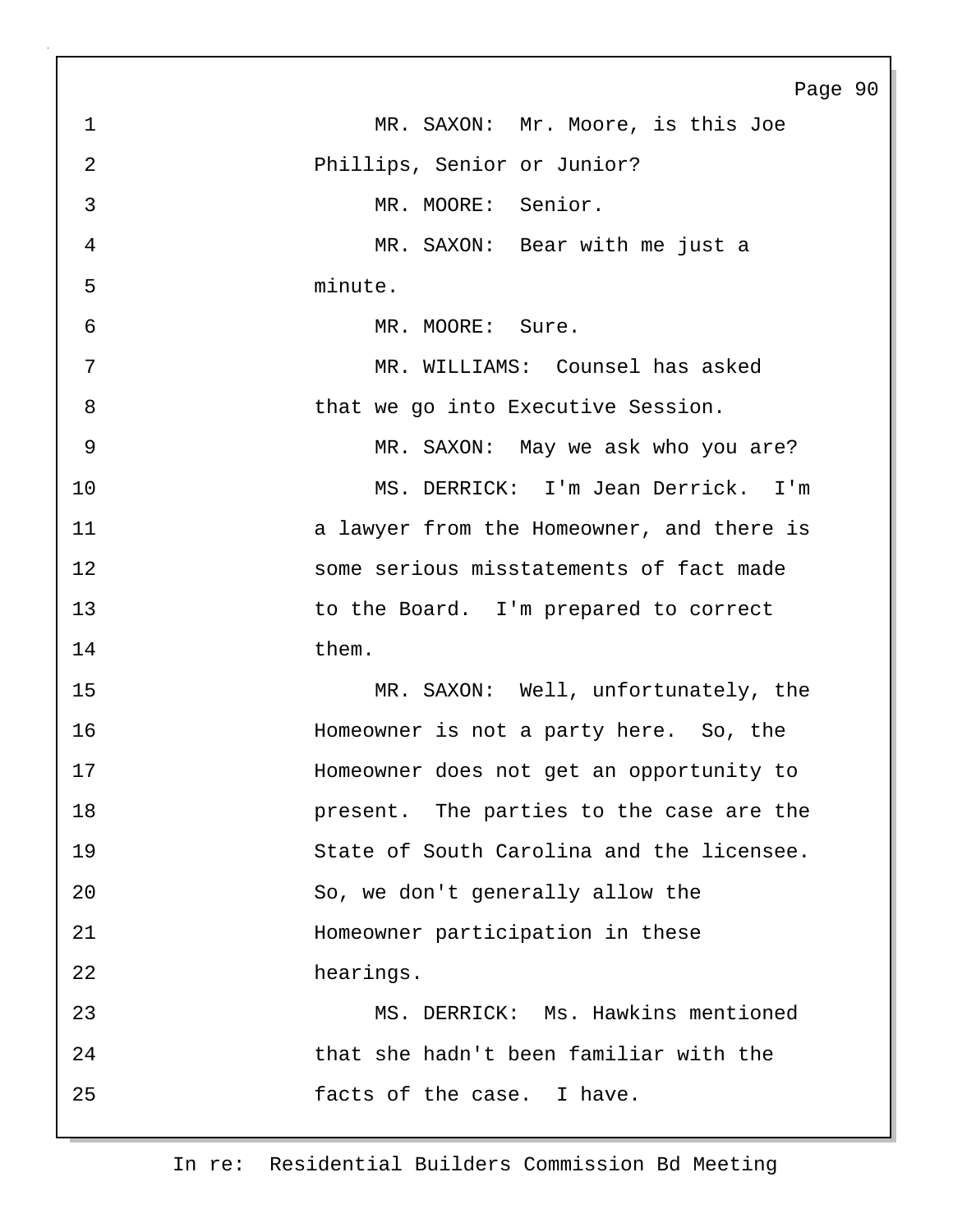MR. SAXON: Mr. Moore, is this Joe Phillips, Senior or Junior?

MR. MOORE: Senior.

MR. SAXON: Bear with me just a minute.

MR. MOORE: Sure.

MR. WILLIAMS: Counsel has asked that we go into Executive Session.

MR. SAXON: May we ask who you are?

MS. DERRICK: I'm Jean Derrick. I'm a lawyer from the Homeowner, and there is some serious misstatements of fact made to the Board. I'm prepared to correct them.

MR. SAXON: Well, unfortunately, the Homeowner is not a party here. So, the Homeowner does not get an opportunity to present. The parties to the case are the State of South Carolina and the licensee. So, we don't generally allow the Homeowner participation in these hearings.

MS. DERRICK: Ms. Hawkins mentioned that she hadn't been familiar with the facts of the case. I have.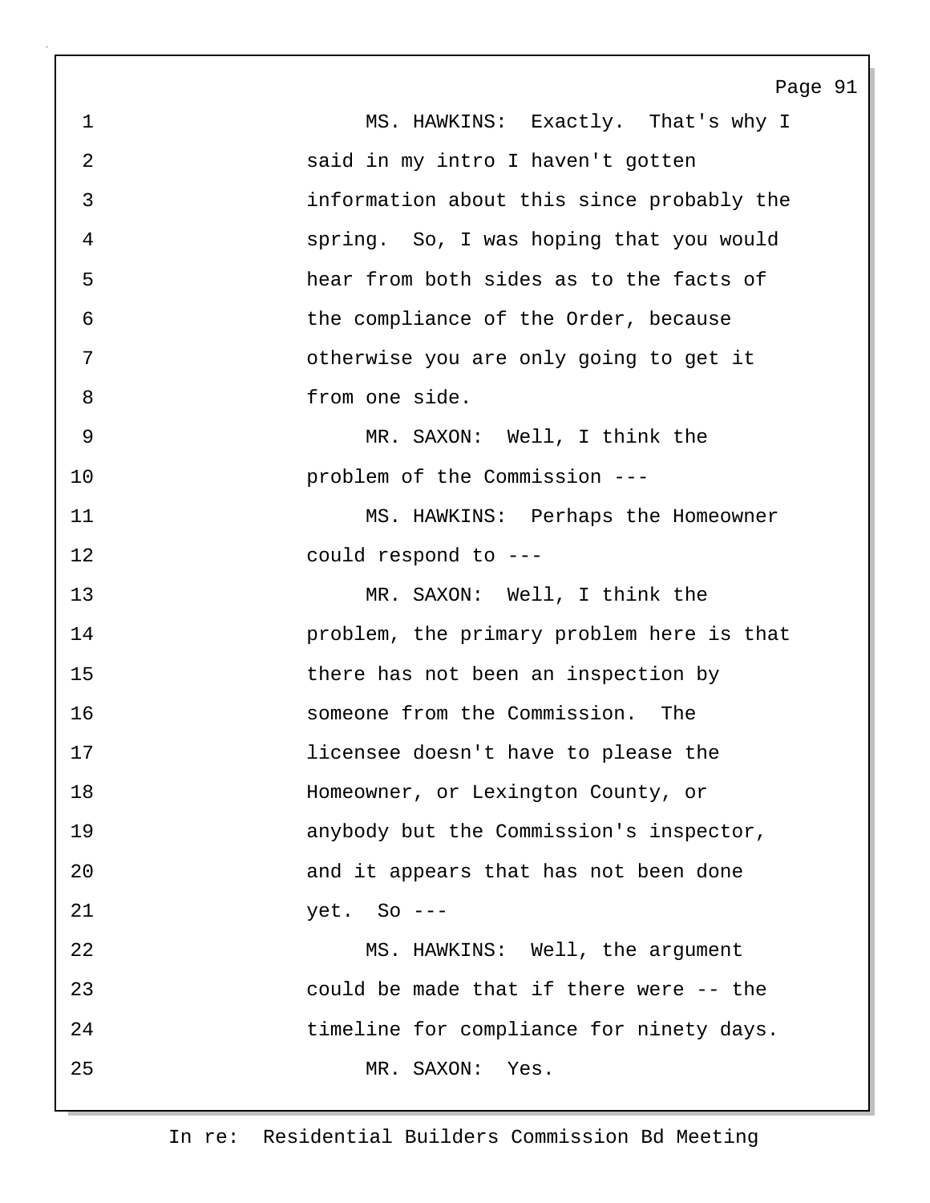MS. HAWKINS: Exactly. That's why I said in my intro I haven't gotten information about this since probably the spring. So, I was hoping that you would hear from both sides as to the facts of the compliance of the Order, because otherwise you are only going to get it from one side.

MR. SAXON: Well, I think the problem of the Commission ---

MS. HAWKINS: Perhaps the Homeowner could respond to ---

MR. SAXON: Well, I think the problem, the primary problem here is that there has not been an inspection by someone from the Commission. The licensee doesn't have to please the Homeowner, or Lexington County, or anybody but the Commission's inspector, and it appears that has not been done yet. So ---

MS. HAWKINS: Well, the argument could be made that if there were -- the timeline for compliance for ninety days.

MR. SAXON: Yes.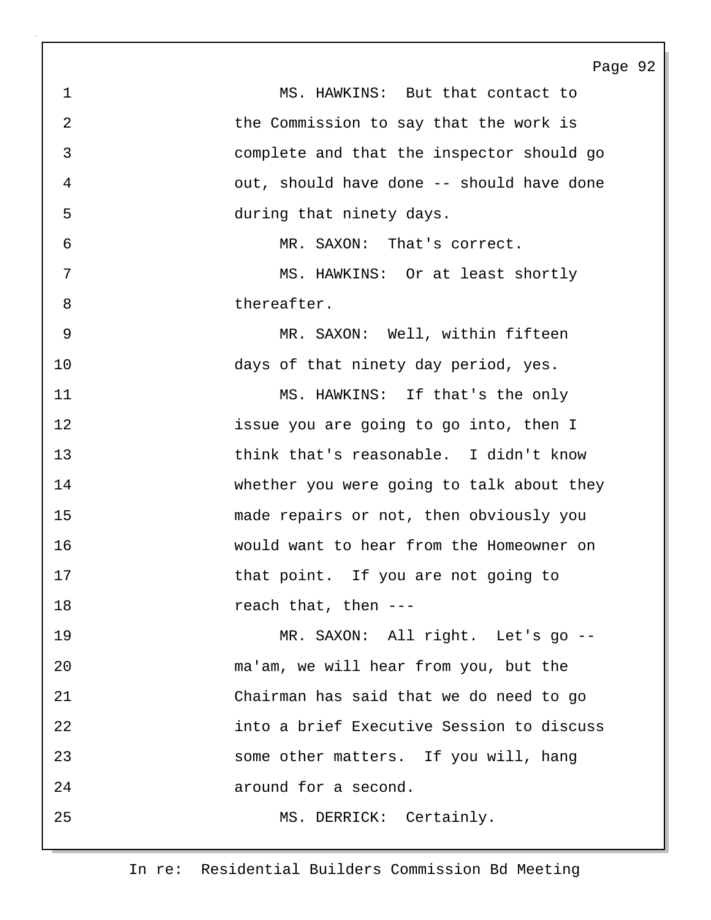1 MS. HAWKINS: But that contact to
2 the Commission to say that the work is
3 complete and that the inspector should go
4 out, should have done -- should have done
5 during that ninety days.
6 MR. SAXON: That's correct.
7 MS. HAWKINS: Or at least shortly
8 thereafter.
9 MR. SAXON: Well, within fifteen
10 days of that ninety day period, yes.
11 MS. HAWKINS: If that's the only
12 issue you are going to go into, then I
13 think that's reasonable. I didn't know
14 whether you were going to talk about they
15 made repairs or not, then obviously you
16 would want to hear from the Homeowner on
17 that point. If you are not going to
18 reach that, then ---
19 MR. SAXON: All right. Let's go --
20 ma'am, we will hear from you, but the
21 Chairman has said that we do need to go
22 into a brief Executive Session to discuss
23 some other matters. If you will, hang
24 around for a second.
25 MS. DERRICK: Certainly.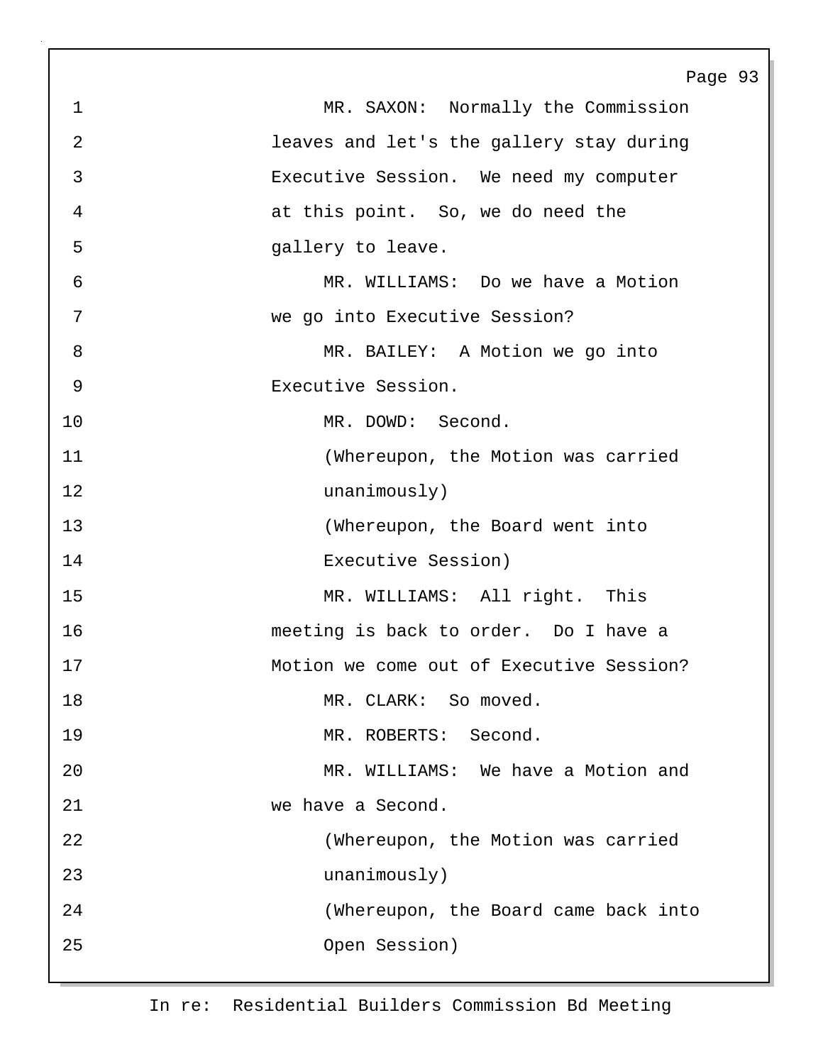MR. SAXON: Normally the Commission leaves and let's the gallery stay during Executive Session. We need my computer at this point. So, we do need the gallery to leave.

MR. WILLIAMS: Do we have a Motion we go into Executive Session?

MR. BAILEY: A Motion we go into Executive Session.

MR. DOWD: Second.

(Whereupon, the Motion was carried unanimously)

(Whereupon, the Board went into Executive Session)

MR. WILLIAMS: All right. This meeting is back to order. Do I have a Motion we come out of Executive Session?

MR. CLARK: So moved.

MR. ROBERTS: Second.

MR. WILLIAMS: We have a Motion and we have a Second.

(Whereupon, the Motion was carried unanimously)

(Whereupon, the Board came back into Open Session)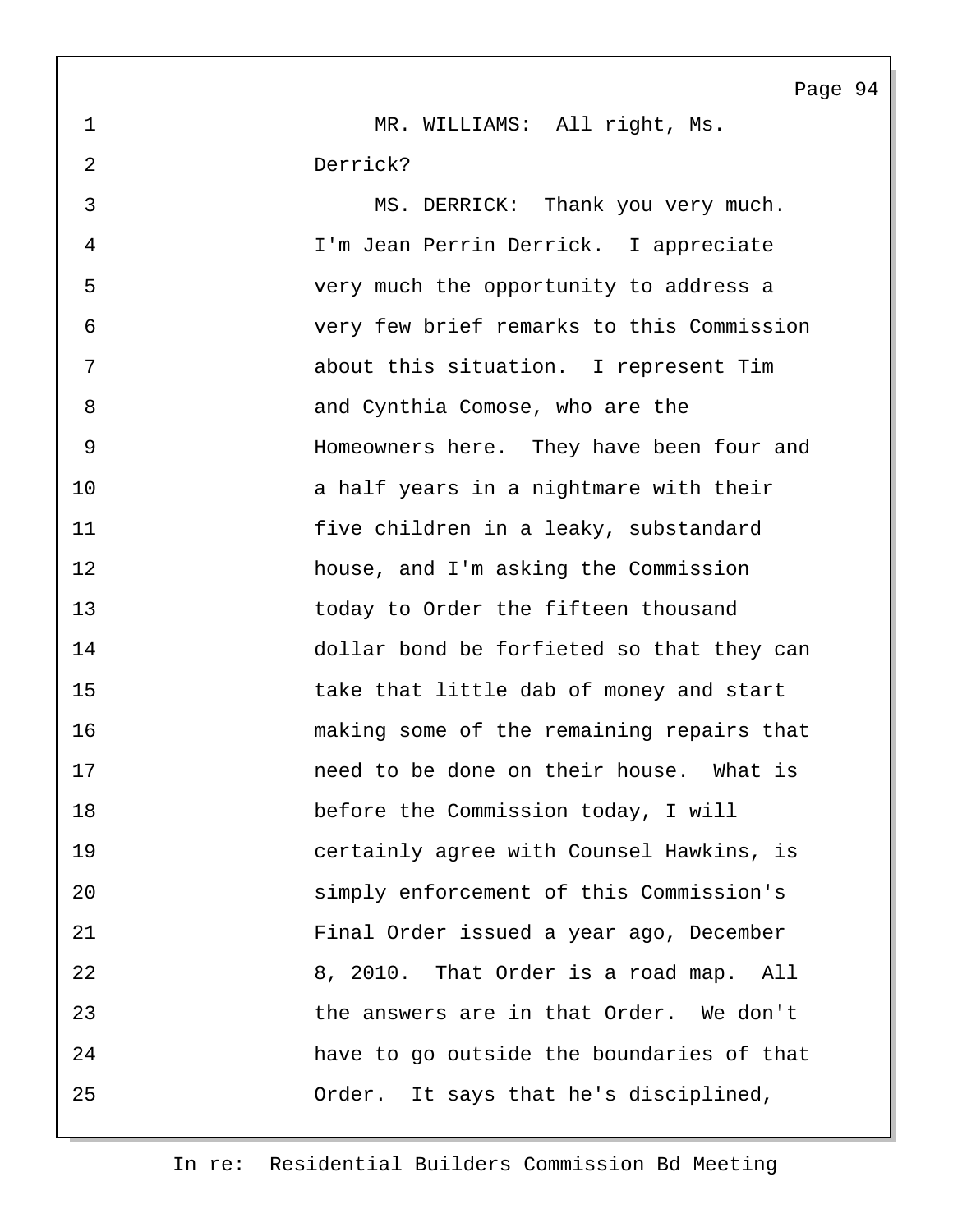1 MR. WILLIAMS: All right, Ms.
2 Derrick?
3 MS. DERRICK: Thank you very much.
4 I'm Jean Perrin Derrick. I appreciate
5 very much the opportunity to address a
6 very few brief remarks to this Commission
7 about this situation. I represent Tim
8 and Cynthia Comose, who are the
9 Homeowners here. They have been four and
10 a half years in a nightmare with their
11 five children in a leaky, substandard
12 house, and I'm asking the Commission
13 today to Order the fifteen thousand
14 dollar bond be forfieted so that they can
15 take that little dab of money and start
16 making some of the remaining repairs that
17 need to be done on their house. What is
18 before the Commission today, I will
19 certainly agree with Counsel Hawkins, is
20 simply enforcement of this Commission's
21 Final Order issued a year ago, December
22 8, 2010. That Order is a road map. All
23 the answers are in that Order. We don't
24 have to go outside the boundaries of that
25 Order. It says that he's disciplined,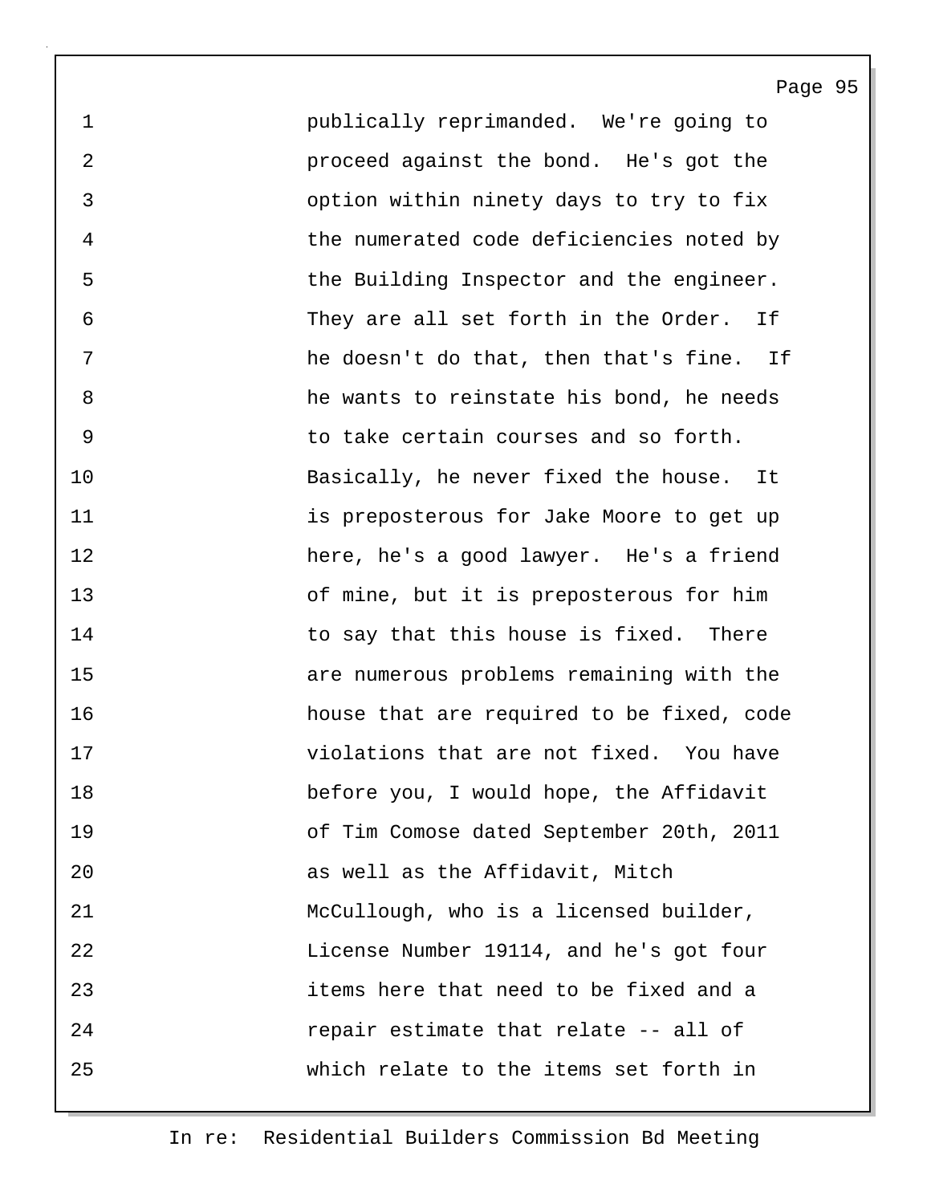1 publically reprimanded. We're going to
2 proceed against the bond. He's got the
3 option within ninety days to try to fix
4 the numerated code deficiencies noted by
5 the Building Inspector and the engineer.
6 They are all set forth in the Order. If
7 he doesn't do that, then that's fine. If
8 he wants to reinstate his bond, he needs
9 to take certain courses and so forth.
10 Basically, he never fixed the house. It
11 is preposterous for Jake Moore to get up
12 here, he's a good lawyer. He's a friend
13 of mine, but it is preposterous for him
14 to say that this house is fixed. There
15 are numerous problems remaining with the
16 house that are required to be fixed, code
17 violations that are not fixed. You have
18 before you, I would hope, the Affidavit
19 of Tim Comose dated September 20th, 2011
20 as well as the Affidavit, Mitch
21 McCullough, who is a licensed builder,
22 License Number 19114, and he's got four
23 items here that need to be fixed and a
24 repair estimate that relate -- all of
25 which relate to the items set forth in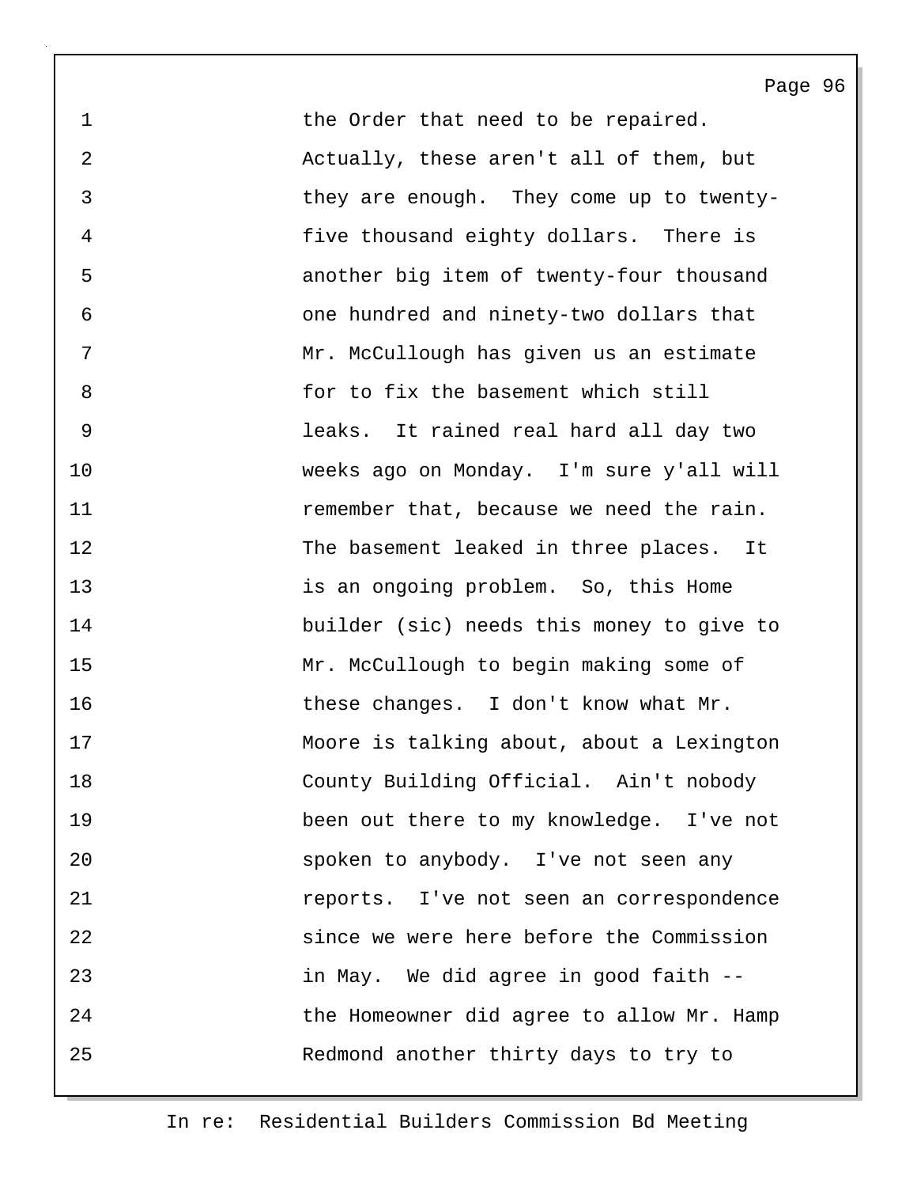1 the Order that need to be repaired.
2 Actually, these aren't all of them, but
3 they are enough. They come up to twenty-
4 five thousand eighty dollars. There is
5 another big item of twenty-four thousand
6 one hundred and ninety-two dollars that
7 Mr. McCullough has given us an estimate
8 for to fix the basement which still
9 leaks. It rained real hard all day two
10 weeks ago on Monday. I'm sure y'all will
11 remember that, because we need the rain.
12 The basement leaked in three places. It
13 is an ongoing problem. So, this Home
14 builder (sic) needs this money to give to
15 Mr. McCullough to begin making some of
16 these changes. I don't know what Mr.
17 Moore is talking about, about a Lexington
18 County Building Official. Ain't nobody
19 been out there to my knowledge. I've not
20 spoken to anybody. I've not seen any
21 reports. I've not seen an correspondence
22 since we were here before the Commission
23 in May. We did agree in good faith --
24 the Homeowner did agree to allow Mr. Hamp
25 Redmond another thirty days to try to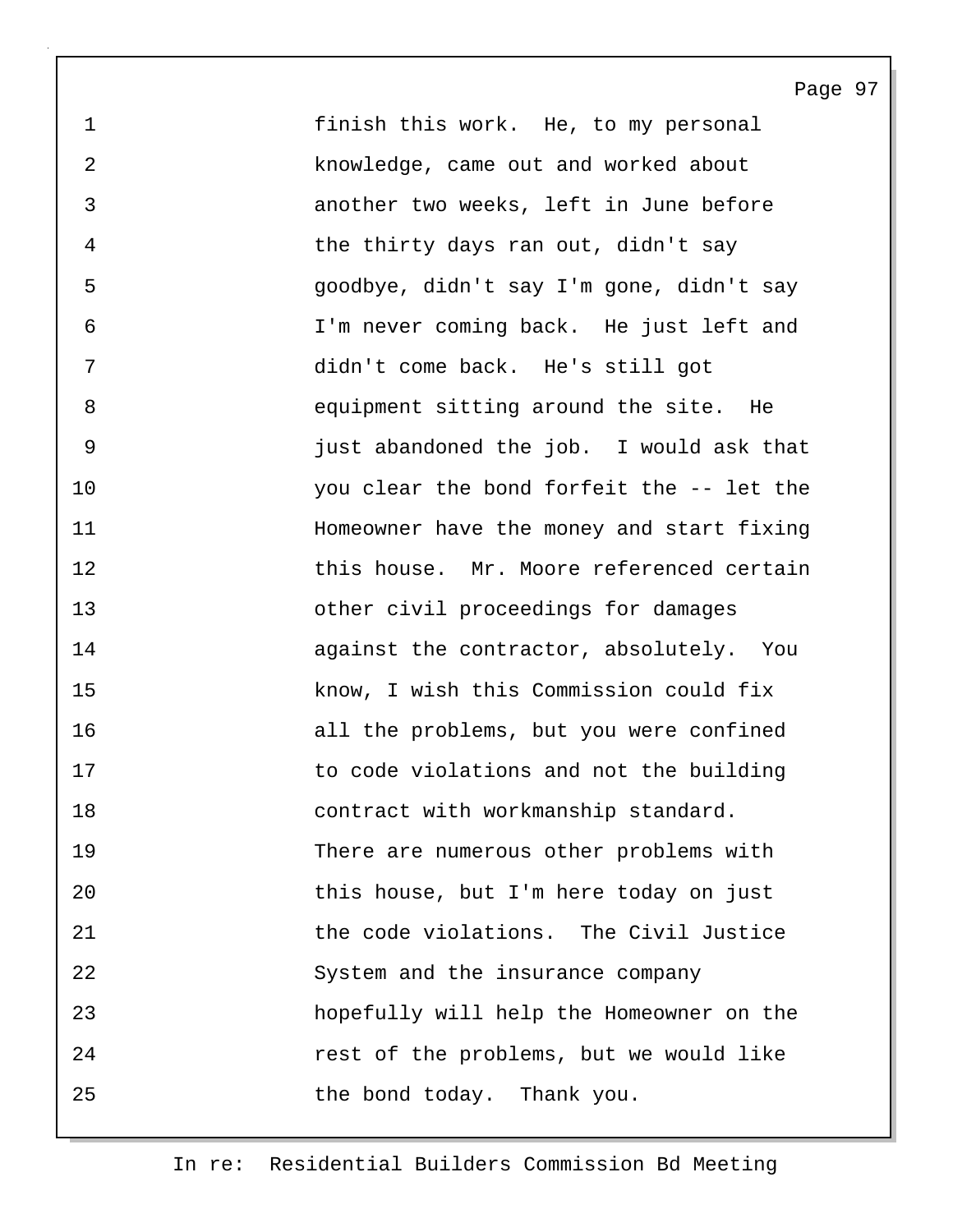finish this work. He, to my personal knowledge, came out and worked about another two weeks, left in June before the thirty days ran out, didn't say goodbye, didn't say I'm gone, didn't say I'm never coming back. He just left and didn't come back. He's still got equipment sitting around the site. He just abandoned the job. I would ask that you clear the bond forfeit the -- let the Homeowner have the money and start fixing this house. Mr. Moore referenced certain other civil proceedings for damages against the contractor, absolutely. You know, I wish this Commission could fix all the problems, but you were confined to code violations and not the building contract with workmanship standard. There are numerous other problems with this house, but I'm here today on just the code violations. The Civil Justice System and the insurance company hopefully will help the Homeowner on the rest of the problems, but we would like the bond today. Thank you.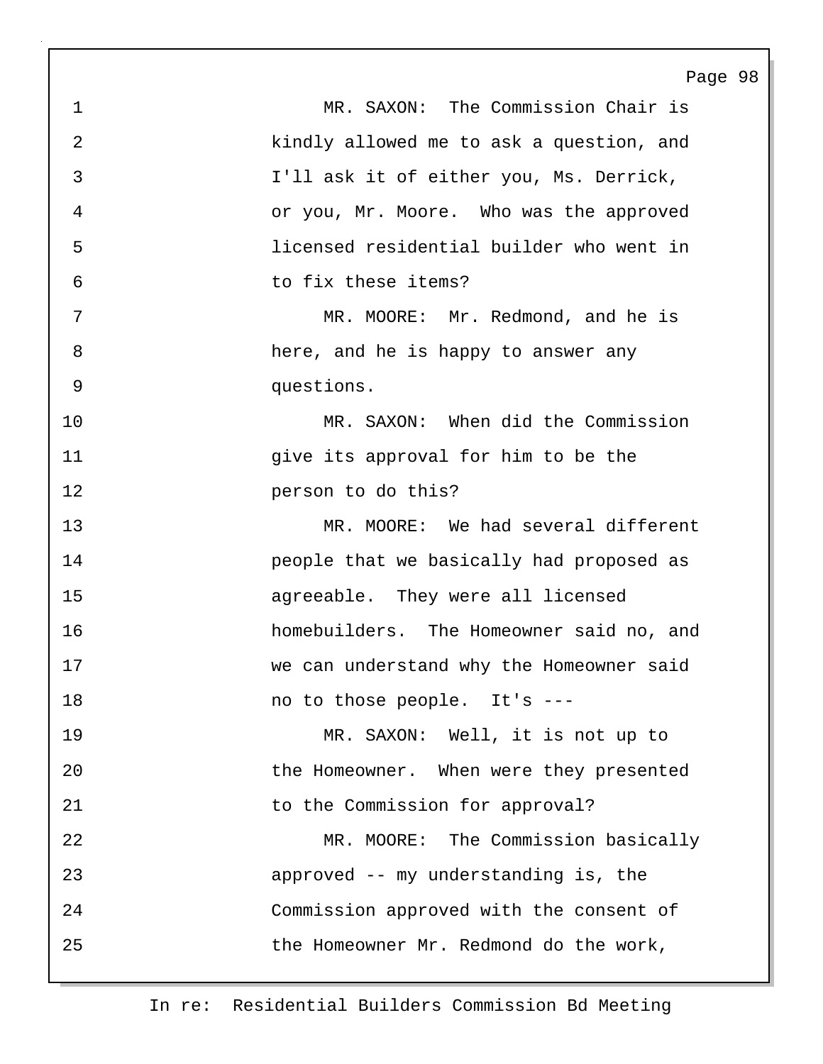MR. SAXON: The Commission Chair is kindly allowed me to ask a question, and I'll ask it of either you, Ms. Derrick, or you, Mr. Moore. Who was the approved licensed residential builder who went in to fix these items?

MR. MOORE: Mr. Redmond, and he is here, and he is happy to answer any questions.

MR. SAXON: When did the Commission give its approval for him to be the person to do this?

MR. MOORE: We had several different people that we basically had proposed as agreeable. They were all licensed homebuilders. The Homeowner said no, and we can understand why the Homeowner said no to those people. It's ---

MR. SAXON: Well, it is not up to the Homeowner. When were they presented to the Commission for approval?

MR. MOORE: The Commission basically approved -- my understanding is, the Commission approved with the consent of the Homeowner Mr. Redmond do the work,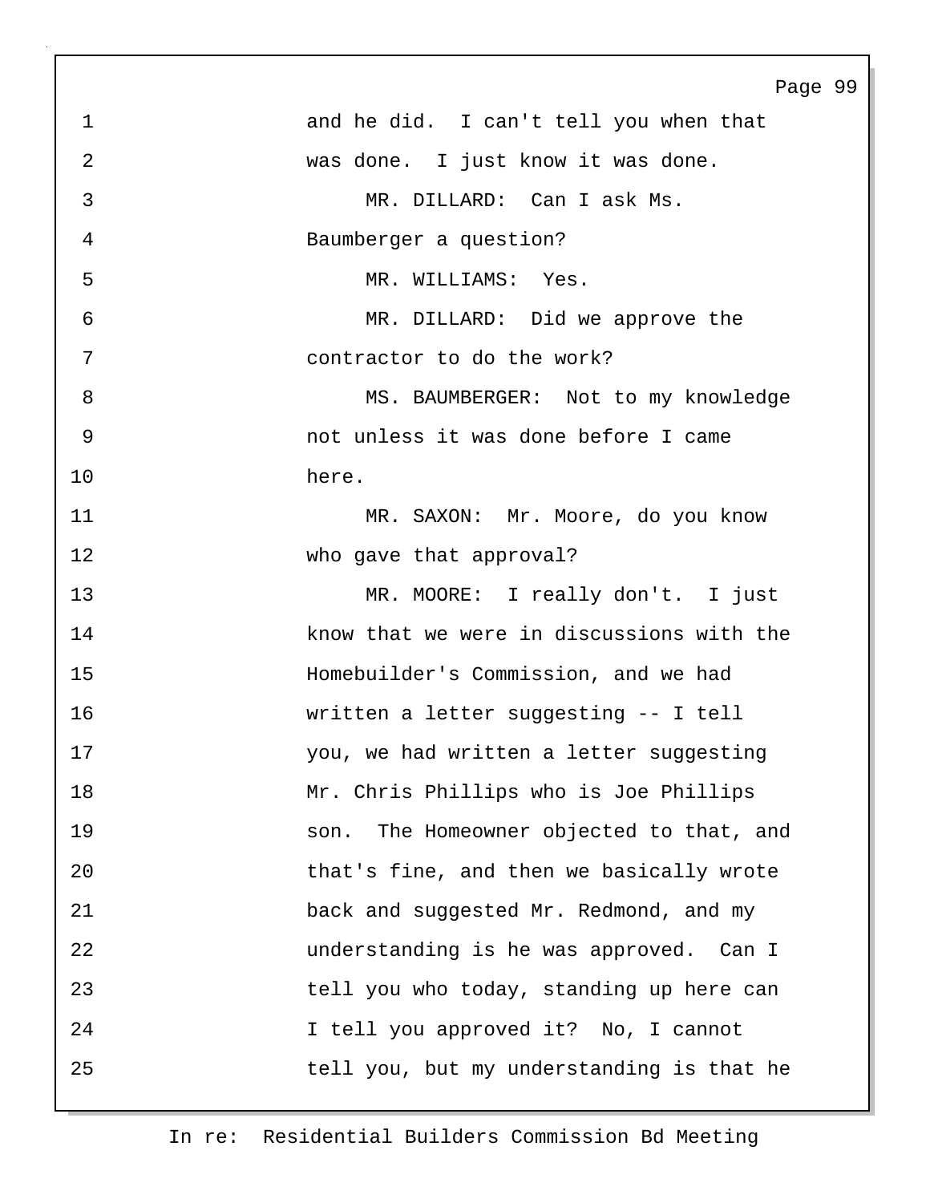and he did. I can't tell you when that was done. I just know it was done.

MR. DILLARD: Can I ask Ms. Baumberger a question?

MR. WILLIAMS: Yes.

MR. DILLARD: Did we approve the contractor to do the work?

MS. BAUMBERGER: Not to my knowledge not unless it was done before I came here.

MR. SAXON: Mr. Moore, do you know who gave that approval?

MR. MOORE: I really don't. I just know that we were in discussions with the Homebuilder's Commission, and we had written a letter suggesting -- I tell you, we had written a letter suggesting Mr. Chris Phillips who is Joe Phillips son. The Homeowner objected to that, and that's fine, and then we basically wrote back and suggested Mr. Redmond, and my understanding is he was approved. Can I tell you who today, standing up here can I tell you approved it? No, I cannot tell you, but my understanding is that he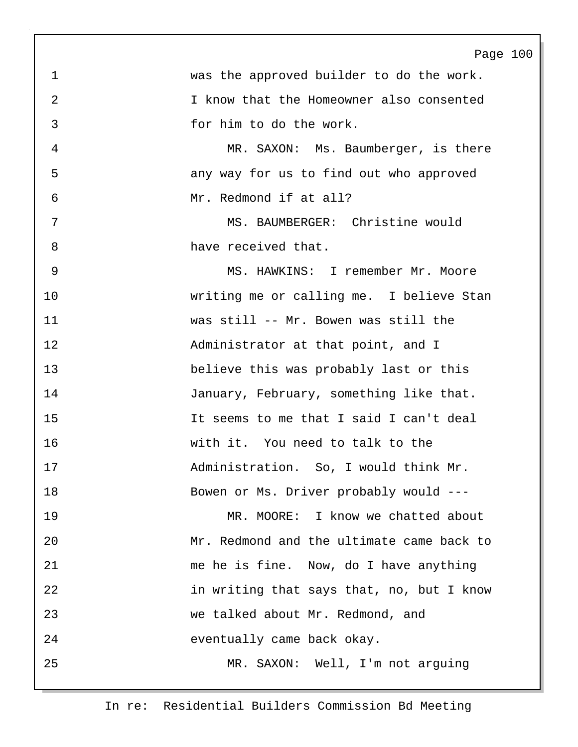was the approved builder to do the work. I know that the Homeowner also consented for him to do the work.

MR. SAXON: Ms. Baumberger, is there any way for us to find out who approved Mr. Redmond if at all?

MS. BAUMBERGER: Christine would have received that.

MS. HAWKINS: I remember Mr. Moore writing me or calling me. I believe Stan was still -- Mr. Bowen was still the Administrator at that point, and I believe this was probably last or this January, February, something like that. It seems to me that I said I can't deal with it. You need to talk to the Administration. So, I would think Mr. Bowen or Ms. Driver probably would ---

MR. MOORE: I know we chatted about Mr. Redmond and the ultimate came back to me he is fine. Now, do I have anything in writing that says that, no, but I know we talked about Mr. Redmond, and eventually came back okay.

MR. SAXON: Well, I'm not arguing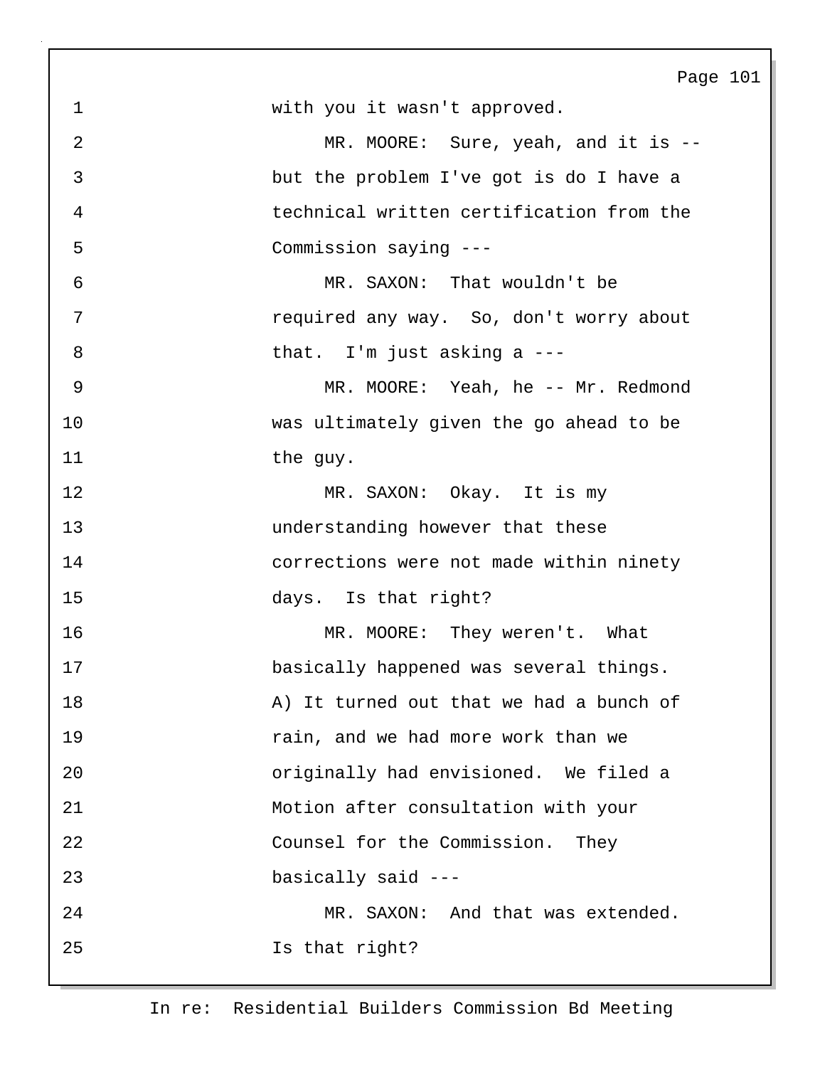with you it wasn't approved.

MR. MOORE: Sure, yeah, and it is -- but the problem I've got is do I have a technical written certification from the Commission saying ---

MR. SAXON: That wouldn't be required any way. So, don't worry about that. I'm just asking a ---

MR. MOORE: Yeah, he -- Mr. Redmond was ultimately given the go ahead to be the guy.

MR. SAXON: Okay. It is my understanding however that these corrections were not made within ninety days. Is that right?

MR. MOORE: They weren't. What basically happened was several things. A) It turned out that we had a bunch of rain, and we had more work than we originally had envisioned. We filed a Motion after consultation with your Counsel for the Commission. They basically said ---

MR. SAXON: And that was extended. Is that right?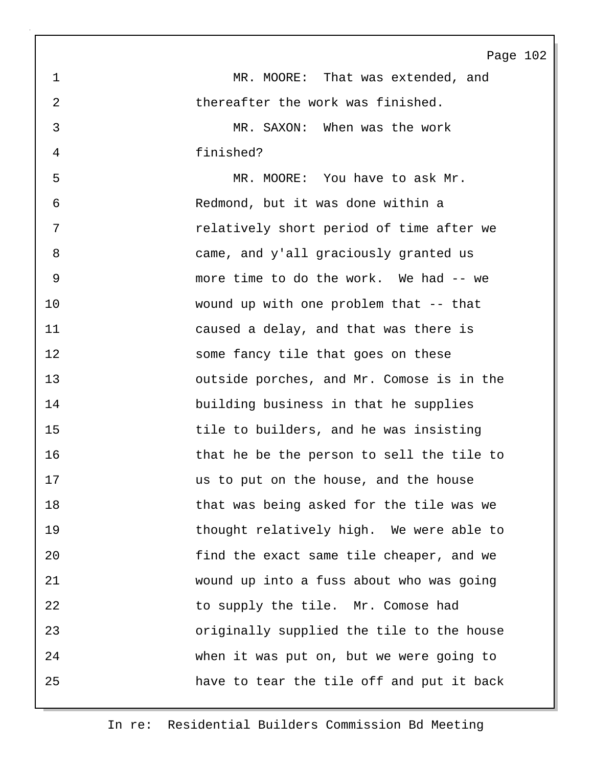MR. MOORE: That was extended, and thereafter the work was finished.

MR. SAXON: When was the work finished?

MR. MOORE: You have to ask Mr. Redmond, but it was done within a relatively short period of time after we came, and y'all graciously granted us more time to do the work. We had -- we wound up with one problem that -- that caused a delay, and that was there is some fancy tile that goes on these outside porches, and Mr. Comose is in the building business in that he supplies tile to builders, and he was insisting that he be the person to sell the tile to us to put on the house, and the house that was being asked for the tile was we thought relatively high. We were able to find the exact same tile cheaper, and we wound up into a fuss about who was going to supply the tile. Mr. Comose had originally supplied the tile to the house when it was put on, but we were going to have to tear the tile off and put it back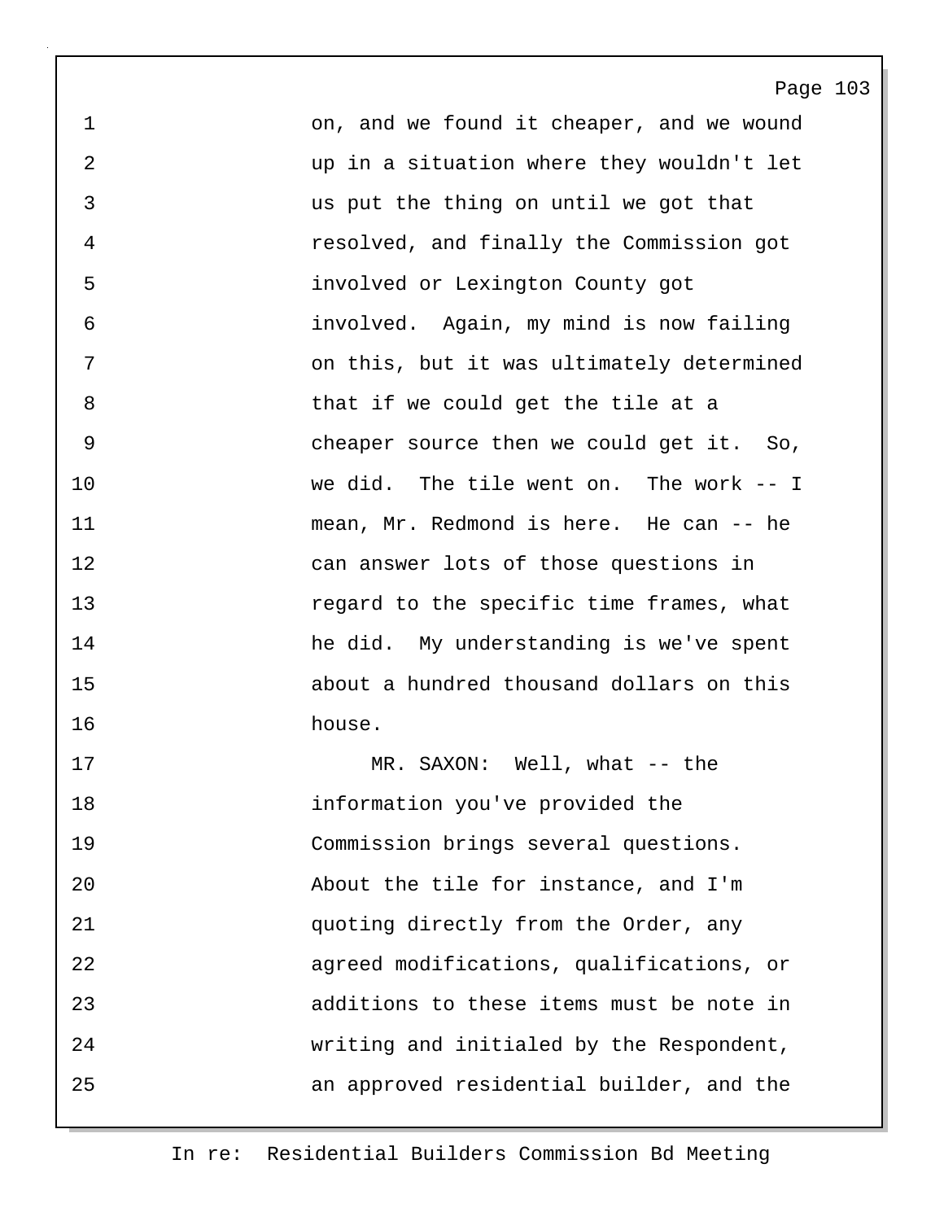on, and we found it cheaper, and we wound up in a situation where they wouldn't let us put the thing on until we got that resolved, and finally the Commission got involved or Lexington County got involved. Again, my mind is now failing on this, but it was ultimately determined that if we could get the tile at a cheaper source then we could get it. So, we did. The tile went on. The work -- I mean, Mr. Redmond is here. He can -- he can answer lots of those questions in regard to the specific time frames, what he did. My understanding is we've spent about a hundred thousand dollars on this house.

MR. SAXON: Well, what -- the information you've provided the Commission brings several questions. About the tile for instance, and I'm quoting directly from the Order, any agreed modifications, qualifications, or additions to these items must be note in writing and initialed by the Respondent, an approved residential builder, and the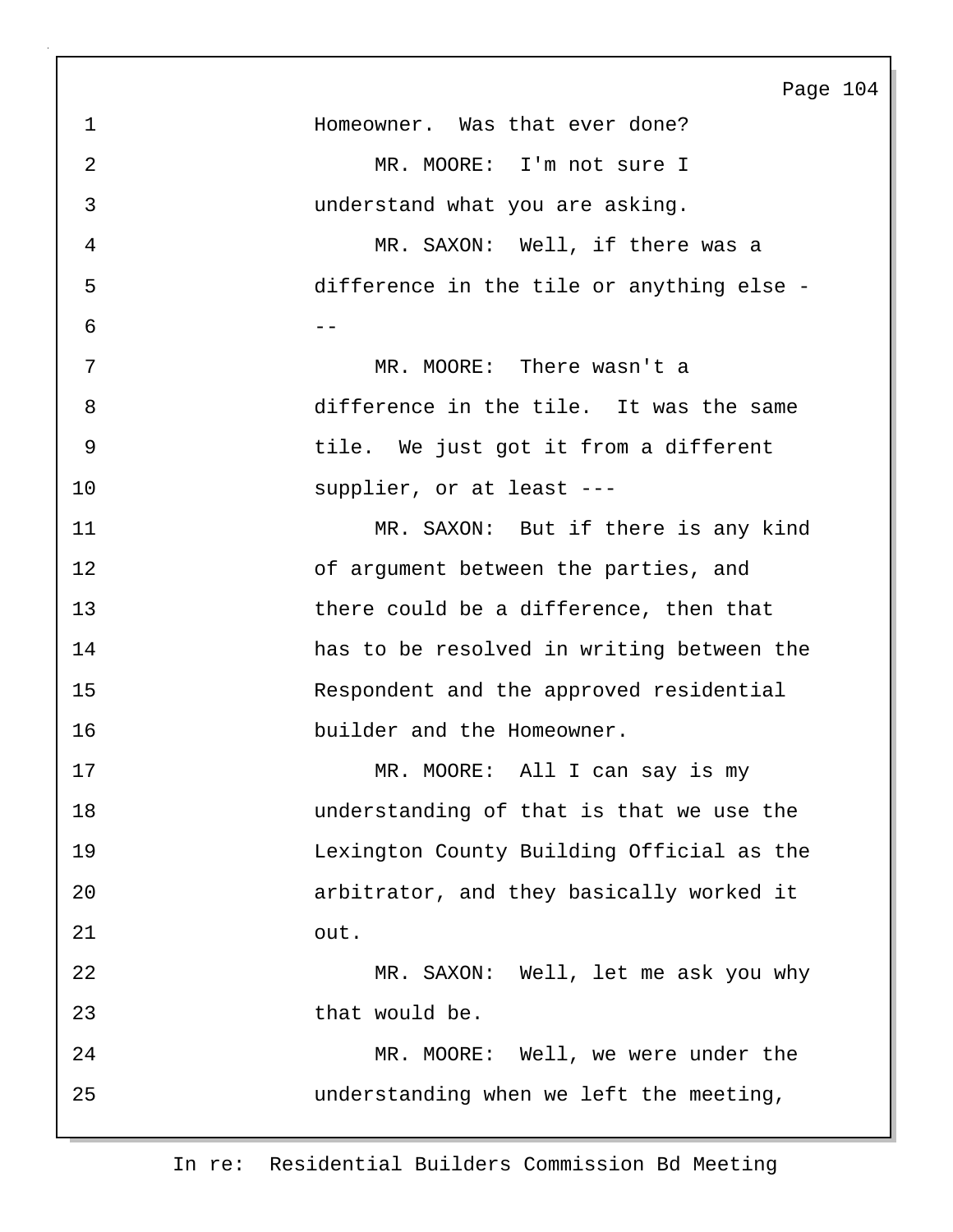Homeowner. Was that ever done?

MR. MOORE: I'm not sure I understand what you are asking.

MR. SAXON: Well, if there was a difference in the tile or anything else ---

MR. MOORE: There wasn't a difference in the tile. It was the same tile. We just got it from a different supplier, or at least ---

MR. SAXON: But if there is any kind of argument between the parties, and there could be a difference, then that has to be resolved in writing between the Respondent and the approved residential builder and the Homeowner.

MR. MOORE: All I can say is my understanding of that is that we use the Lexington County Building Official as the arbitrator, and they basically worked it out.

MR. SAXON: Well, let me ask you why that would be.

MR. MOORE: Well, we were under the understanding when we left the meeting,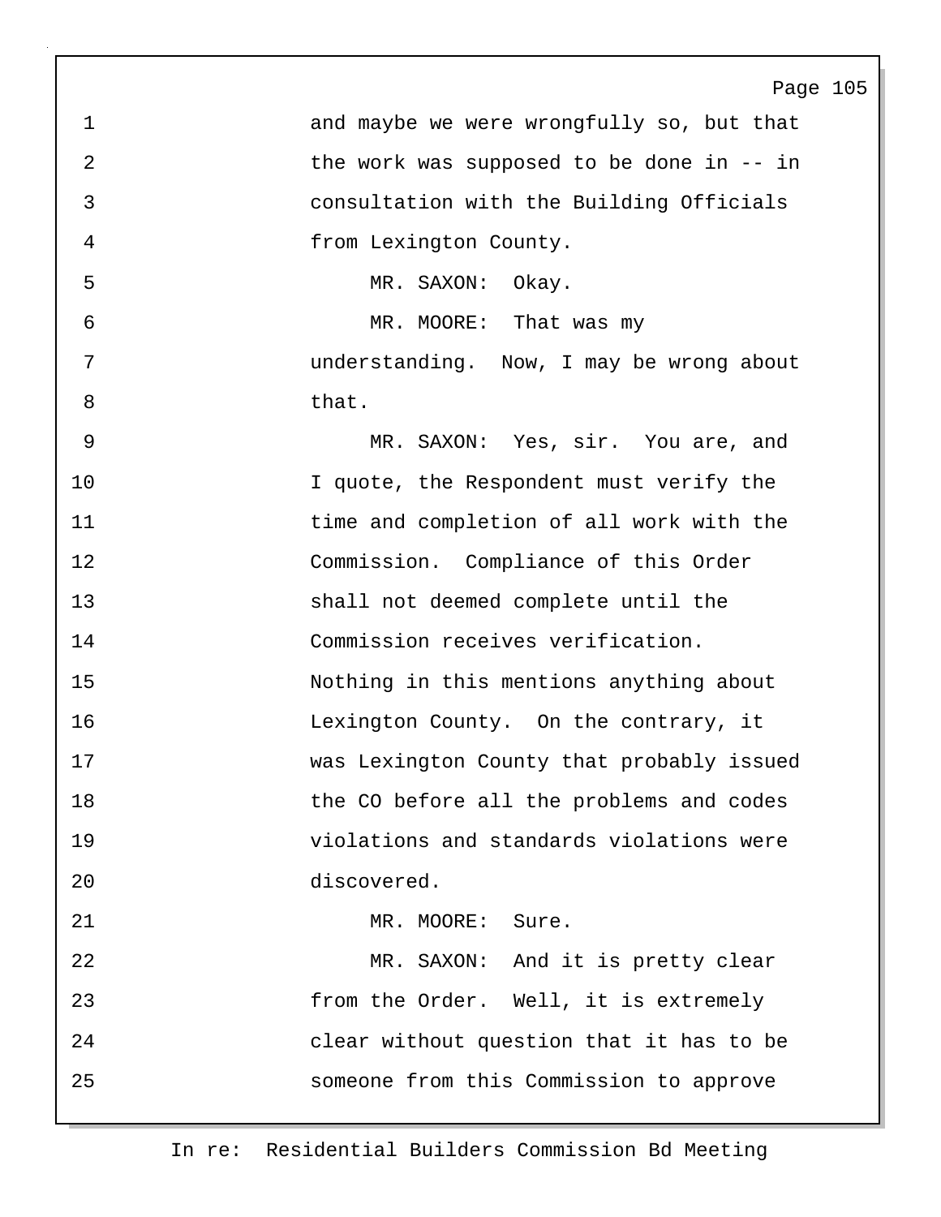and maybe we were wrongfully so, but that the work was supposed to be done in -- in consultation with the Building Officials from Lexington County.

MR. SAXON: Okay.

MR. MOORE: That was my understanding. Now, I may be wrong about that.

MR. SAXON: Yes, sir. You are, and I quote, the Respondent must verify the time and completion of all work with the Commission. Compliance of this Order shall not deemed complete until the Commission receives verification. Nothing in this mentions anything about Lexington County. On the contrary, it was Lexington County that probably issued the CO before all the problems and codes violations and standards violations were discovered.

MR. MOORE: Sure.

MR. SAXON: And it is pretty clear from the Order. Well, it is extremely clear without question that it has to be someone from this Commission to approve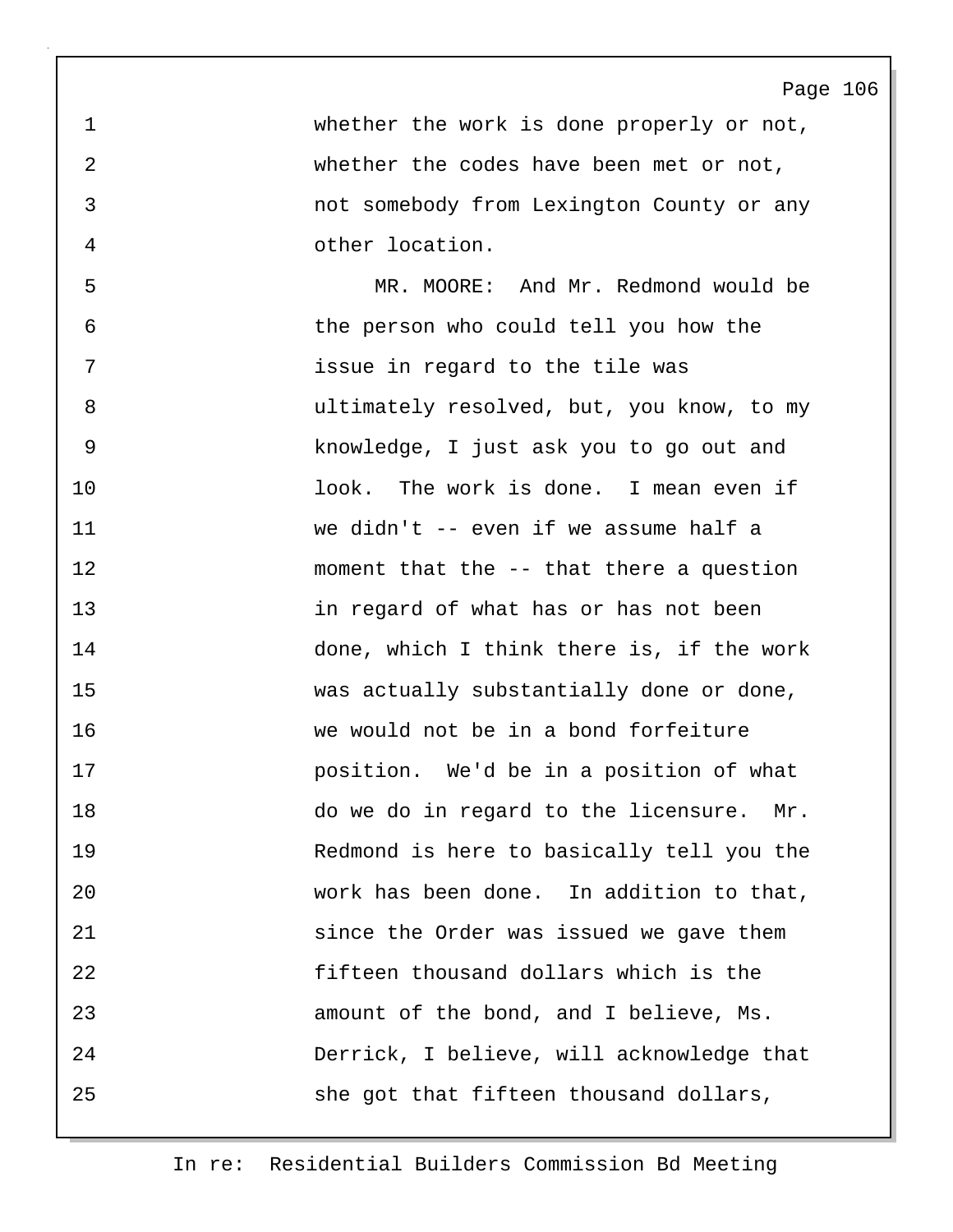whether the work is done properly or not, whether the codes have been met or not, not somebody from Lexington County or any other location.

MR. MOORE: And Mr. Redmond would be the person who could tell you how the issue in regard to the tile was ultimately resolved, but, you know, to my knowledge, I just ask you to go out and look. The work is done. I mean even if we didn't -- even if we assume half a moment that the -- that there a question in regard of what has or has not been done, which I think there is, if the work was actually substantially done or done, we would not be in a bond forfeiture position. We'd be in a position of what do we do in regard to the licensure. Mr. Redmond is here to basically tell you the work has been done. In addition to that, since the Order was issued we gave them fifteen thousand dollars which is the amount of the bond, and I believe, Ms. Derrick, I believe, will acknowledge that she got that fifteen thousand dollars,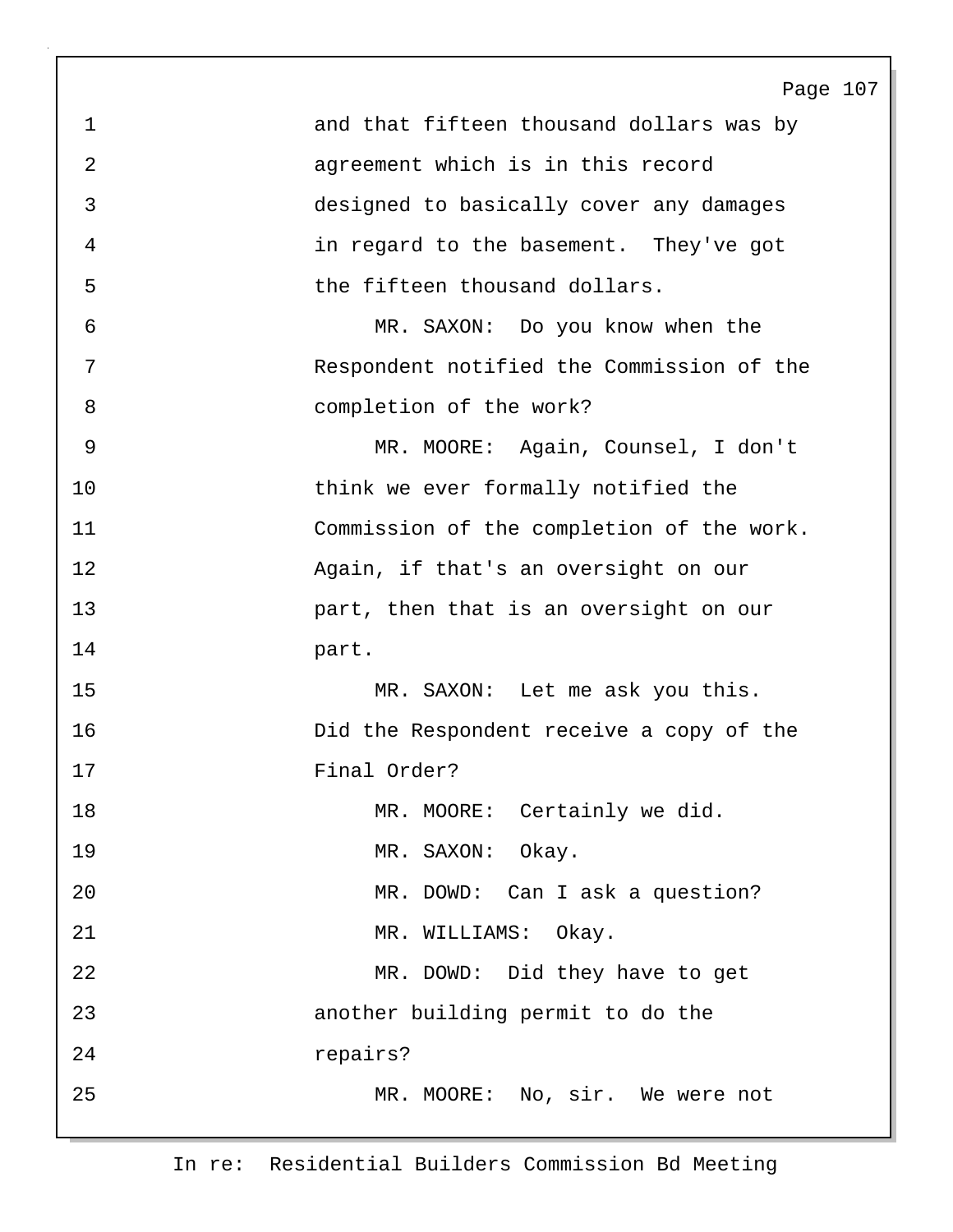and that fifteen thousand dollars was by agreement which is in this record designed to basically cover any damages in regard to the basement. They've got the fifteen thousand dollars.

MR. SAXON: Do you know when the Respondent notified the Commission of the completion of the work?

MR. MOORE: Again, Counsel, I don't think we ever formally notified the Commission of the completion of the work. Again, if that's an oversight on our part, then that is an oversight on our part.

MR. SAXON: Let me ask you this. Did the Respondent receive a copy of the Final Order?

MR. MOORE: Certainly we did.

MR. SAXON: Okay.

MR. DOWD: Can I ask a question?

MR. WILLIAMS: Okay.

MR. DOWD: Did they have to get another building permit to do the repairs?

MR. MOORE: No, sir. We were not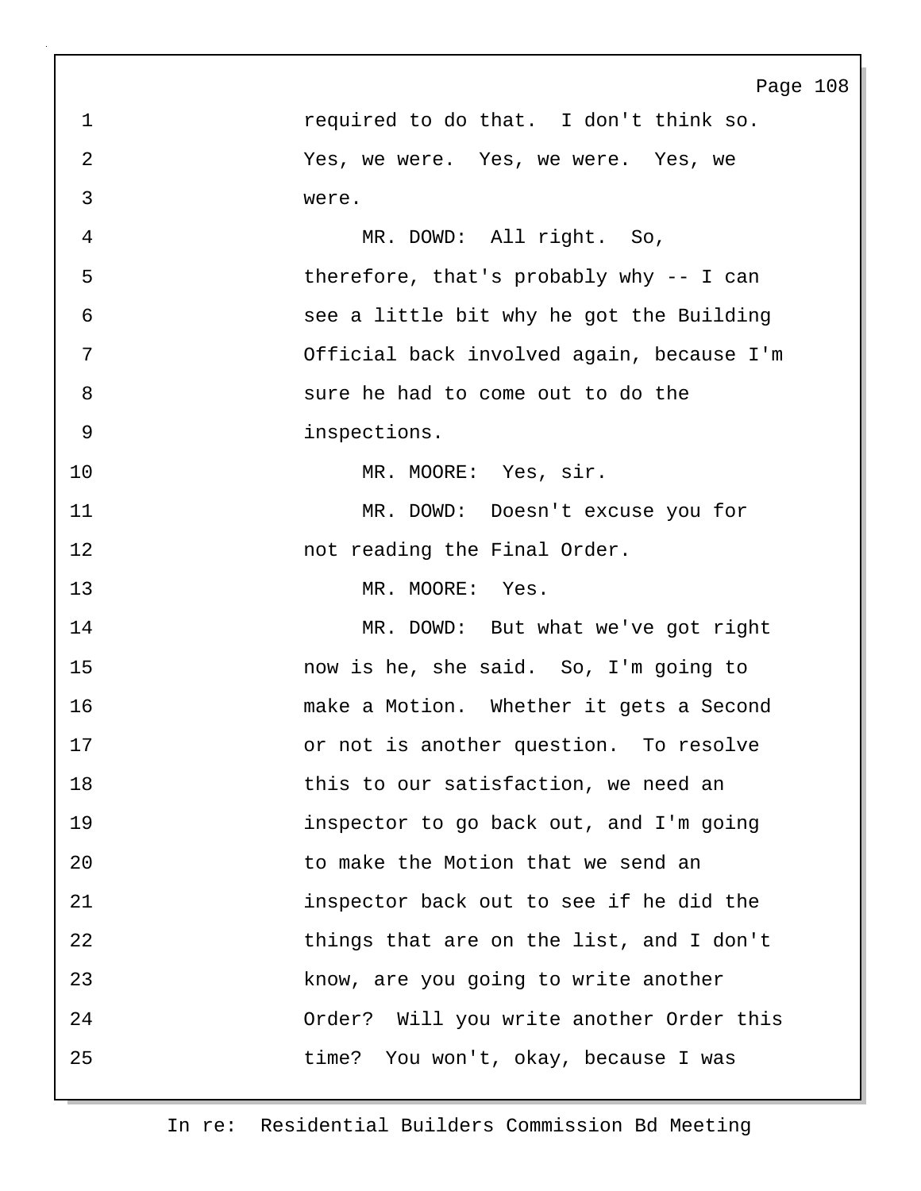required to do that. I don't think so. Yes, we were. Yes, we were. Yes, we were.

MR. DOWD: All right. So, therefore, that's probably why -- I can see a little bit why he got the Building Official back involved again, because I'm sure he had to come out to do the inspections.

MR. MOORE: Yes, sir.

MR. DOWD: Doesn't excuse you for not reading the Final Order.

MR. MOORE: Yes.

MR. DOWD: But what we've got right now is he, she said. So, I'm going to make a Motion. Whether it gets a Second or not is another question. To resolve this to our satisfaction, we need an inspector to go back out, and I'm going to make the Motion that we send an inspector back out to see if he did the things that are on the list, and I don't know, are you going to write another Order? Will you write another Order this time? You won't, okay, because I was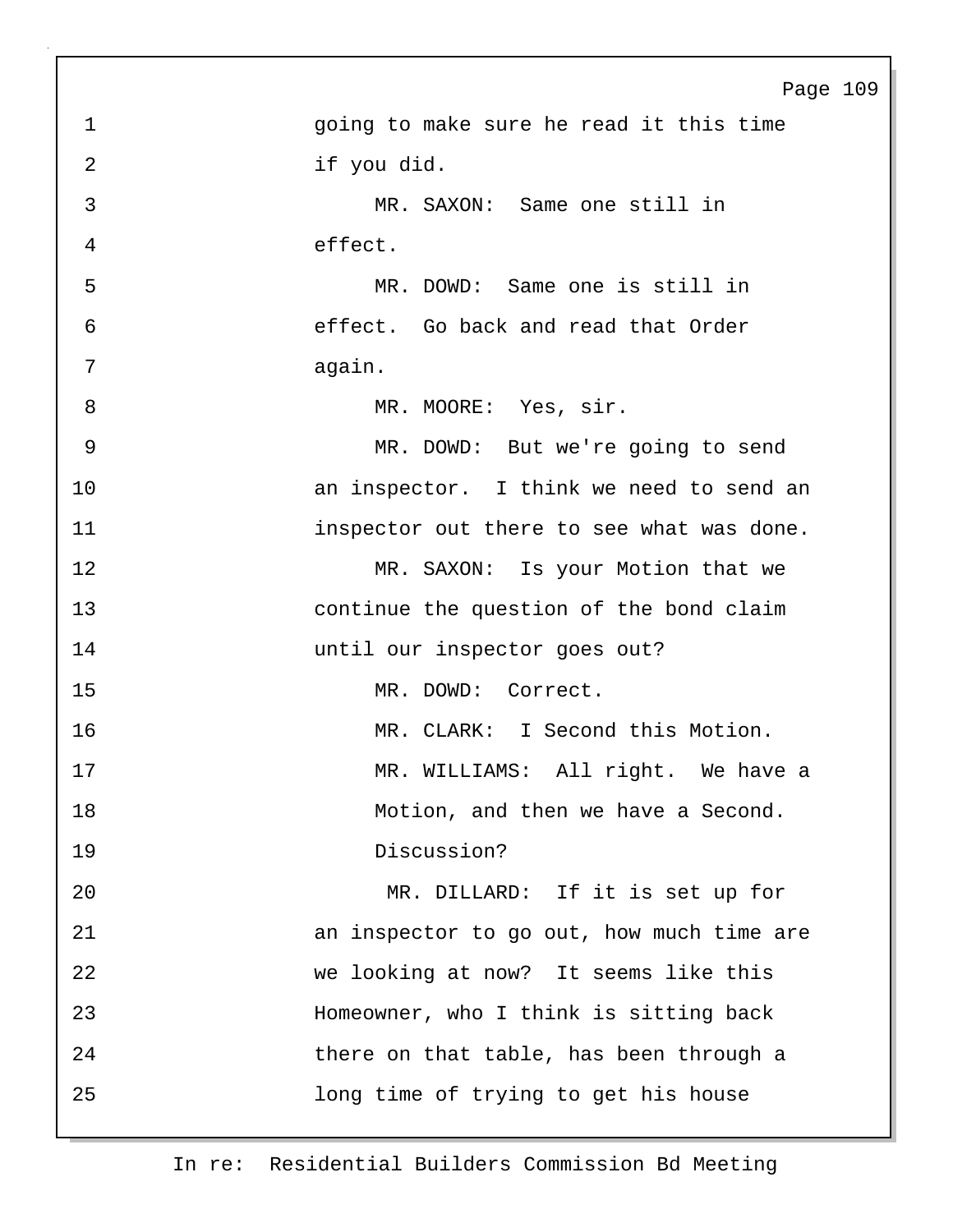going to make sure he read it this time if you did.

MR. SAXON: Same one still in effect.

MR. DOWD: Same one is still in effect. Go back and read that Order again.

MR. MOORE: Yes, sir.

MR. DOWD: But we're going to send an inspector. I think we need to send an inspector out there to see what was done.

MR. SAXON: Is your Motion that we continue the question of the bond claim until our inspector goes out?

MR. DOWD: Correct.

MR. CLARK: I Second this Motion.

MR. WILLIAMS: All right. We have a Motion, and then we have a Second. Discussion?

MR. DILLARD: If it is set up for an inspector to go out, how much time are we looking at now? It seems like this Homeowner, who I think is sitting back there on that table, has been through a long time of trying to get his house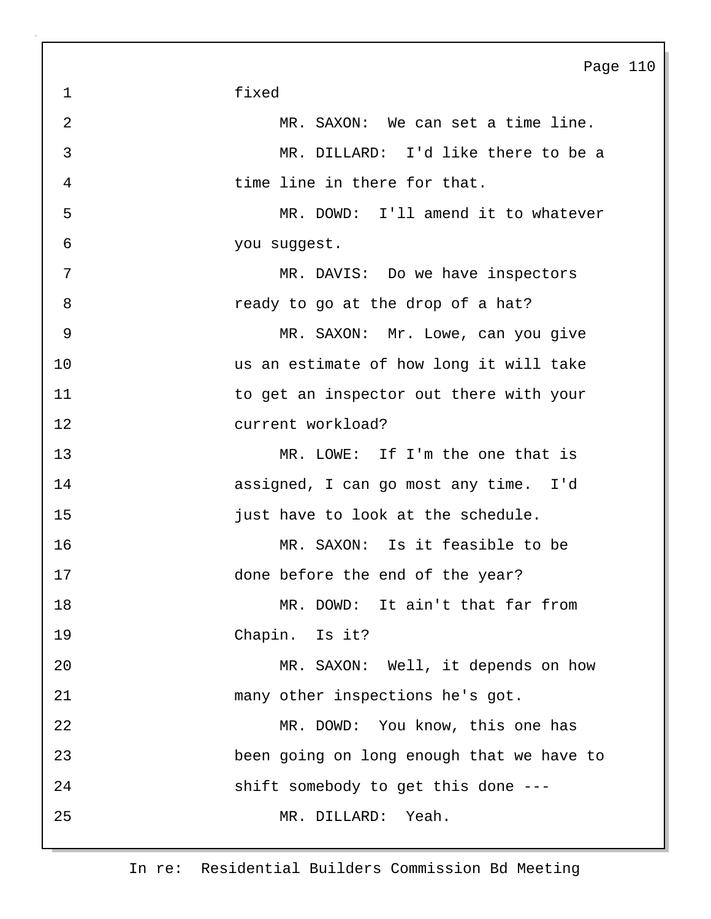fixed

MR. SAXON: We can set a time line.

MR. DILLARD: I'd like there to be a time line in there for that.

MR. DOWD: I'll amend it to whatever you suggest.

MR. DAVIS: Do we have inspectors ready to go at the drop of a hat?

MR. SAXON: Mr. Lowe, can you give us an estimate of how long it will take to get an inspector out there with your current workload?

MR. LOWE: If I'm the one that is assigned, I can go most any time. I'd just have to look at the schedule.

MR. SAXON: Is it feasible to be done before the end of the year?

MR. DOWD: It ain't that far from Chapin. Is it?

MR. SAXON: Well, it depends on how many other inspections he's got.

MR. DOWD: You know, this one has been going on long enough that we have to shift somebody to get this done ---

MR. DILLARD: Yeah.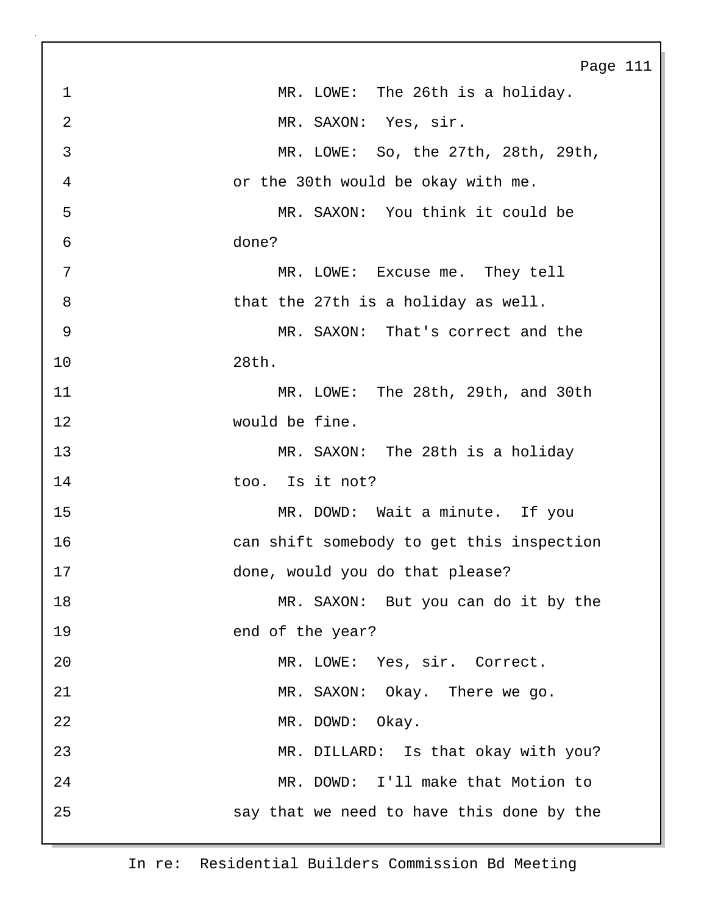1 MR. LOWE: The 26th is a holiday.

2 MR. SAXON: Yes, sir.

3 MR. LOWE: So, the 27th, 28th, 29th,

4 or the 30th would be okay with me.

5 MR. SAXON: You think it could be

6 done?

7 MR. LOWE: Excuse me. They tell

8 that the 27th is a holiday as well.

9 MR. SAXON: That's correct and the

10 28th.

11 MR. LOWE: The 28th, 29th, and 30th

12 would be fine.

13 MR. SAXON: The 28th is a holiday

14 too. Is it not?

15 MR. DOWD: Wait a minute. If you

16 can shift somebody to get this inspection

17 done, would you do that please?

18 MR. SAXON: But you can do it by the

19 end of the year?

20 MR. LOWE: Yes, sir. Correct.

21 MR. SAXON: Okay. There we go.

22 MR. DOWD: Okay.

23 MR. DILLARD: Is that okay with you?

24 MR. DOWD: I'll make that Motion to

25 say that we need to have this done by the

In re: Residential Builders Commission Bd Meeting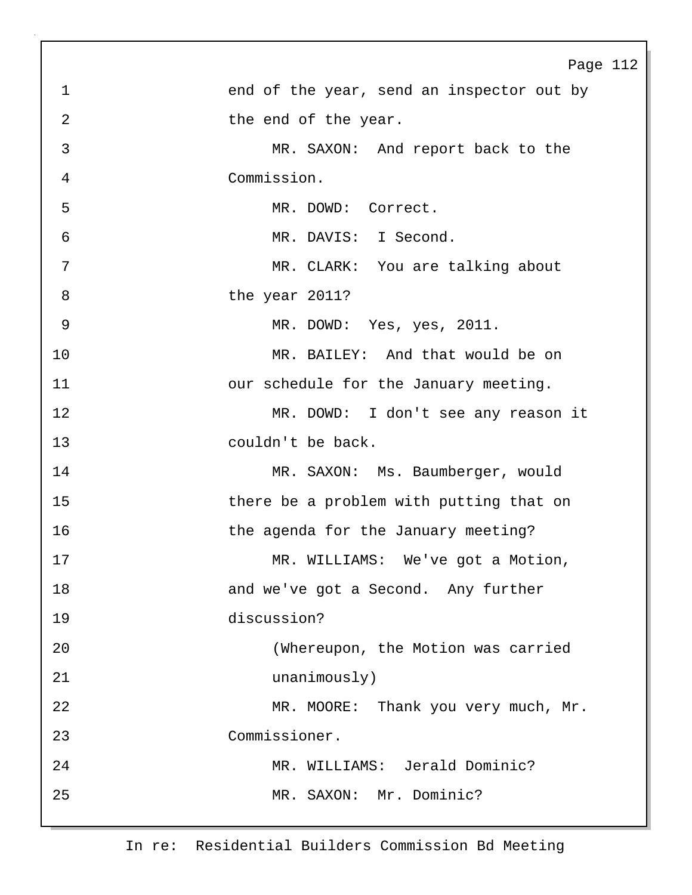1 end of the year, send an inspector out by
2 the end of the year.
3 MR. SAXON: And report back to the
4 Commission.
5 MR. DOWD: Correct.
6 MR. DAVIS: I Second.
7 MR. CLARK: You are talking about
8 the year 2011?
9 MR. DOWD: Yes, yes, 2011.
10 MR. BAILEY: And that would be on
11 our schedule for the January meeting.
12 MR. DOWD: I don't see any reason it
13 couldn't be back.
14 MR. SAXON: Ms. Baumberger, would
15 there be a problem with putting that on
16 the agenda for the January meeting?
17 MR. WILLIAMS: We've got a Motion,
18 and we've got a Second. Any further
19 discussion?
20 (Whereupon, the Motion was carried
21 unanimously)
22 MR. MOORE: Thank you very much, Mr.
23 Commissioner.
24 MR. WILLIAMS: Jerald Dominic?
25 MR. SAXON: Mr. Dominic?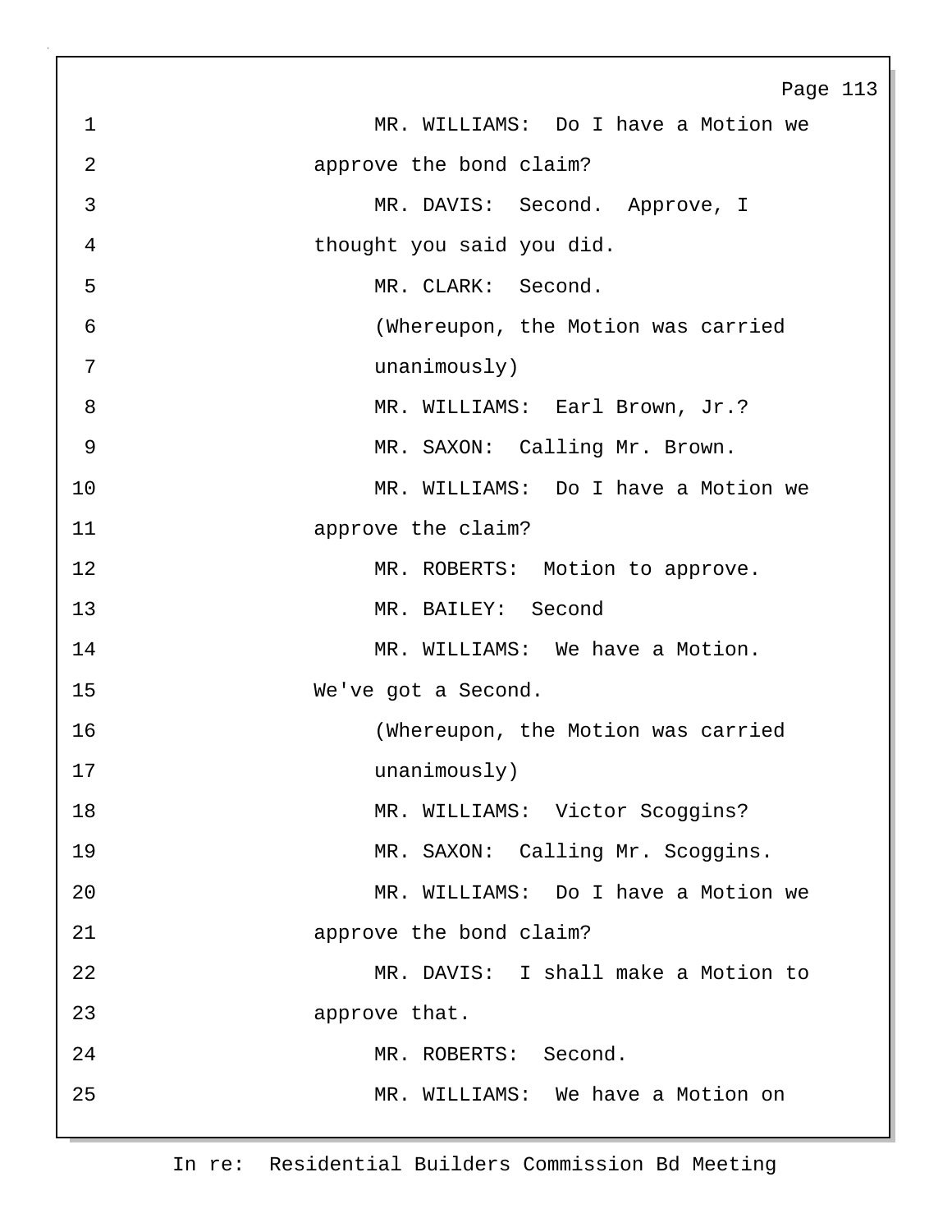1 MR. WILLIAMS: Do I have a Motion we
2 approve the bond claim?
3 MR. DAVIS: Second. Approve, I
4 thought you said you did.
5 MR. CLARK: Second.
6 (Whereupon, the Motion was carried
7 unanimously)
8 MR. WILLIAMS: Earl Brown, Jr.?
9 MR. SAXON: Calling Mr. Brown.
10 MR. WILLIAMS: Do I have a Motion we
11 approve the claim?
12 MR. ROBERTS: Motion to approve.
13 MR. BAILEY: Second
14 MR. WILLIAMS: We have a Motion.
15 We've got a Second.
16 (Whereupon, the Motion was carried
17 unanimously)
18 MR. WILLIAMS: Victor Scoggins?
19 MR. SAXON: Calling Mr. Scoggins.
20 MR. WILLIAMS: Do I have a Motion we
21 approve the bond claim?
22 MR. DAVIS: I shall make a Motion to
23 approve that.
24 MR. ROBERTS: Second.
25 MR. WILLIAMS: We have a Motion on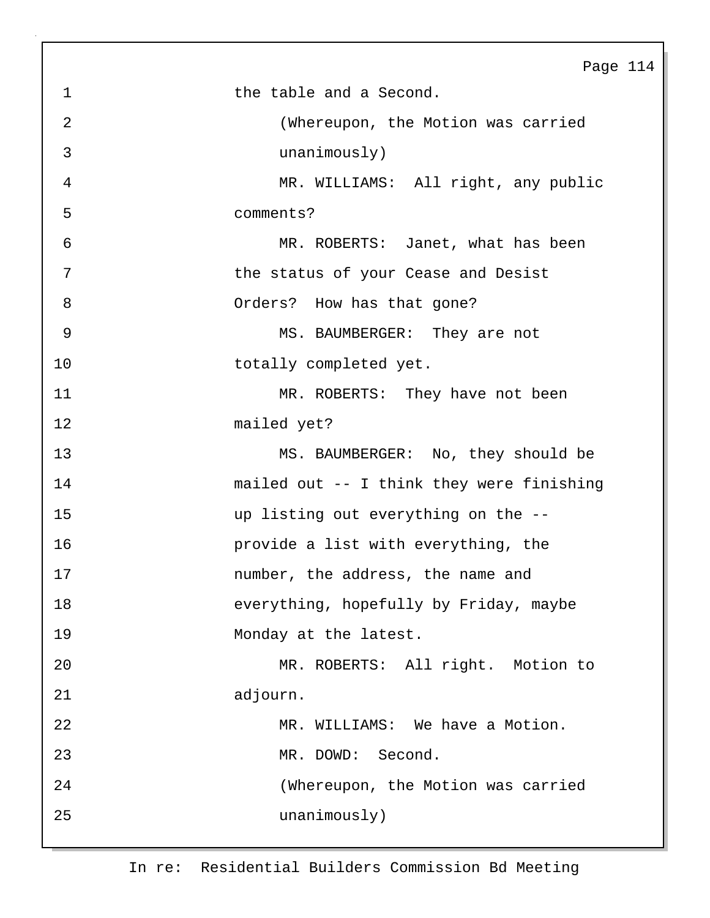the table and a Second.

(Whereupon, the Motion was carried unanimously)

MR. WILLIAMS: All right, any public comments?

MR. ROBERTS: Janet, what has been the status of your Cease and Desist Orders? How has that gone?

MS. BAUMBERGER: They are not totally completed yet.

MR. ROBERTS: They have not been mailed yet?

MS. BAUMBERGER: No, they should be mailed out -- I think they were finishing up listing out everything on the -- provide a list with everything, the number, the address, the name and everything, hopefully by Friday, maybe Monday at the latest.

MR. ROBERTS: All right. Motion to adjourn.

MR. WILLIAMS: We have a Motion.

MR. DOWD: Second.

(Whereupon, the Motion was carried unanimously)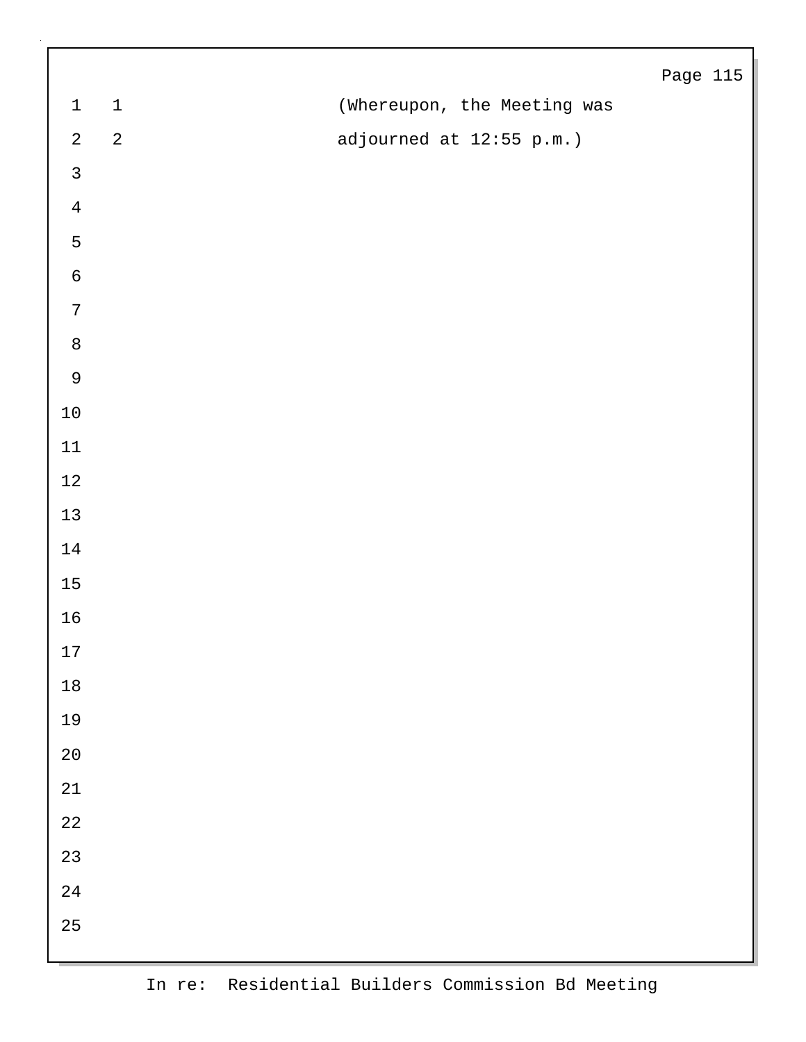(Whereupon, the Meeting was adjourned at 12:55 p.m.)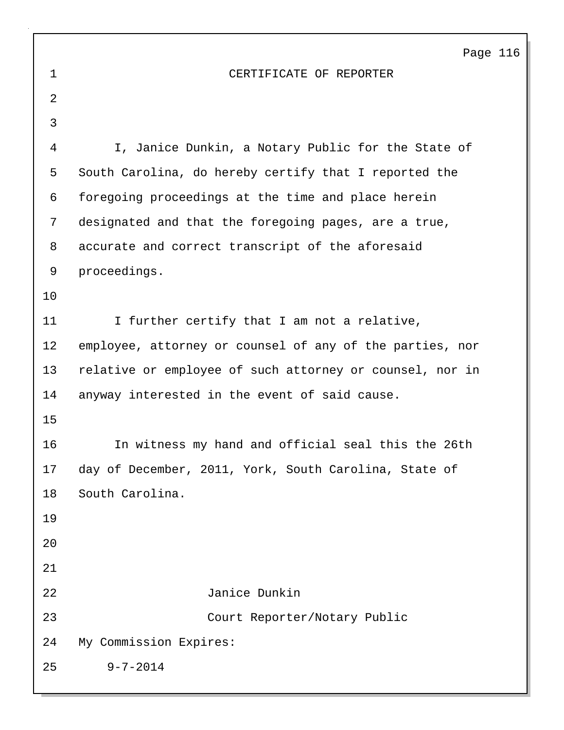# CERTIFICATE OF REPORTER

I, Janice Dunkin, a Notary Public for the State of South Carolina, do hereby certify that I reported the foregoing proceedings at the time and place herein designated and that the foregoing pages, are a true, accurate and correct transcript of the aforesaid proceedings.

I further certify that I am not a relative, employee, attorney or counsel of any of the parties, nor relative or employee of such attorney or counsel, nor in anyway interested in the event of said cause.

In witness my hand and official seal this the 26th day of December, 2011, York, South Carolina, State of South Carolina.

Janice Dunkin
Court Reporter/Notary Public

My Commission Expires:
9-7-2014